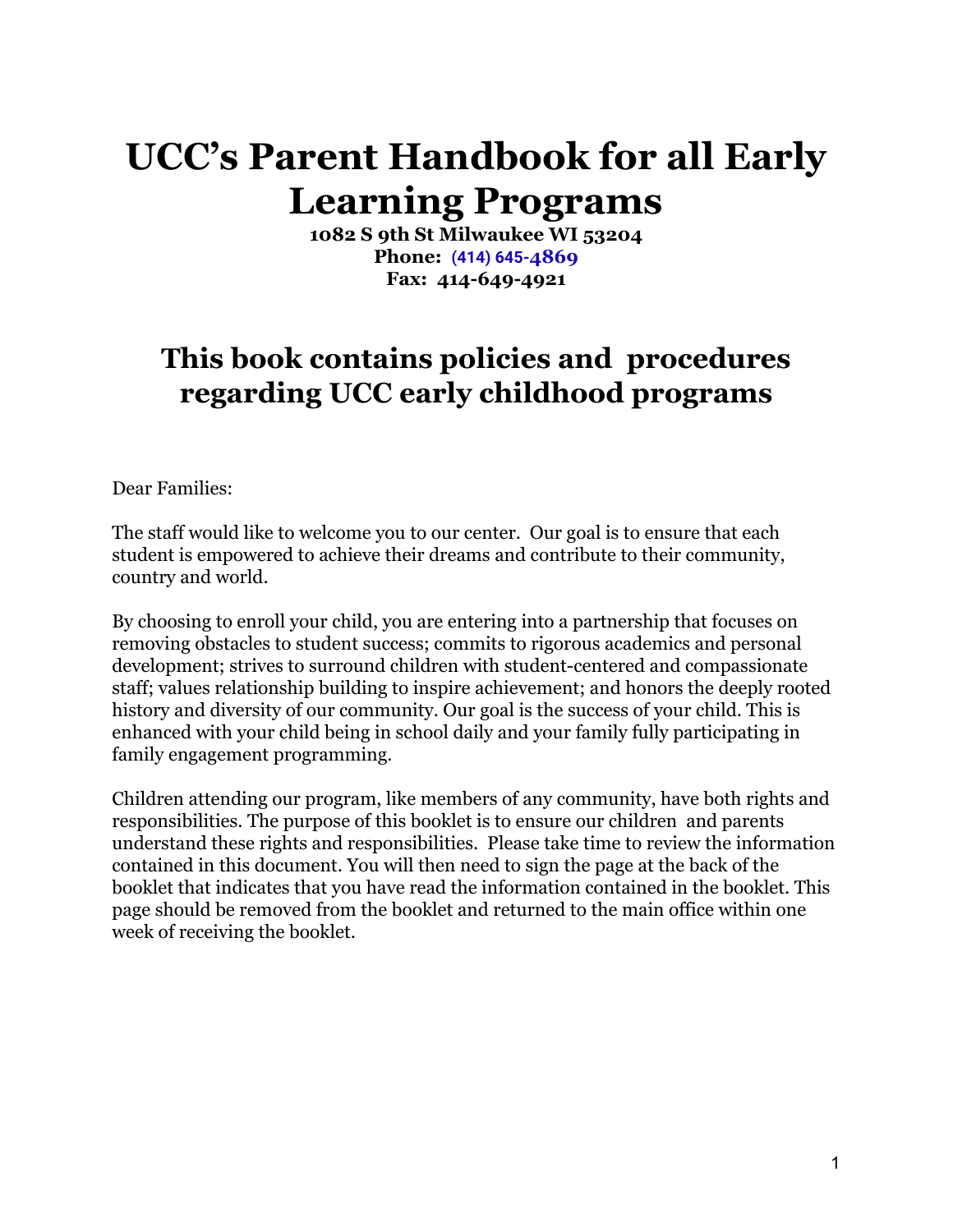# UCC's Parent Handbook for all Early Learning Programs

**1082 S 9th St Milwaukee WI 53204**
**Phone: (414) 645-4869**
**Fax: 414-649-4921**

## This book contains policies and procedures regarding UCC early childhood programs

Dear Families:

The staff would like to welcome you to our center. Our goal is to ensure that each student is empowered to achieve their dreams and contribute to their community, country and world.

By choosing to enroll your child, you are entering into a partnership that focuses on removing obstacles to student success; commits to rigorous academics and personal development; strives to surround children with student-centered and compassionate staff; values relationship building to inspire achievement; and honors the deeply rooted history and diversity of our community. Our goal is the success of your child. This is enhanced with your child being in school daily and your family fully participating in family engagement programming.

Children attending our program, like members of any community, have both rights and responsibilities. The purpose of this booklet is to ensure our children and parents understand these rights and responsibilities. Please take time to review the information contained in this document. You will then need to sign the page at the back of the booklet that indicates that you have read the information contained in the booklet. This page should be removed from the booklet and returned to the main office within one week of receiving the booklet.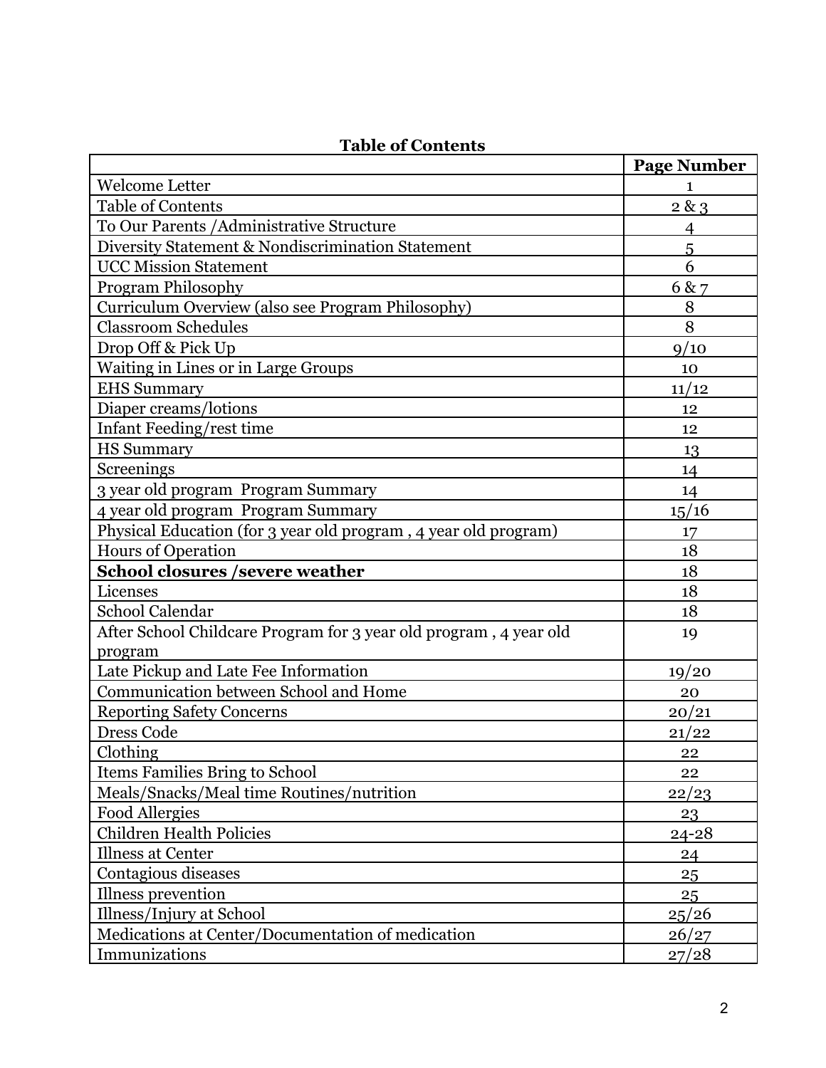**Table of Contents**

| | Page Number |
|---|---|
| Welcome Letter | 1 |
| Table of Contents | 2 & 3 |
| To Our Parents /Administrative Structure | 4 |
| Diversity Statement & Nondiscrimination Statement | 5 |
| UCC Mission Statement | 6 |
| Program Philosophy | 6 & 7 |
| Curriculum Overview (also see Program Philosophy) | 8 |
| Classroom Schedules | 8 |
| Drop Off & Pick Up | 9/10 |
| Waiting in Lines or in Large Groups | 10 |
| EHS Summary | 11/12 |
| Diaper creams/lotions | 12 |
| Infant Feeding/rest time | 12 |
| HS Summary | 13 |
| Screenings | 14 |
| 3 year old program  Program Summary | 14 |
| 4 year old program  Program Summary | 15/16 |
| Physical Education (for 3 year old program , 4 year old program) | 17 |
| Hours of Operation | 18 |
| **School closures /severe weather** | 18 |
| Licenses | 18 |
| School Calendar | 18 |
| After School Childcare Program for 3 year old program , 4 year old program | 19 |
| Late Pickup and Late Fee Information | 19/20 |
| Communication between School and Home | 20 |
| Reporting Safety Concerns | 20/21 |
| Dress Code | 21/22 |
| Clothing | 22 |
| Items Families Bring to School | 22 |
| Meals/Snacks/Meal time Routines/nutrition | 22/23 |
| Food Allergies | 23 |
| Children Health Policies | 24-28 |
| Illness at Center | 24 |
| Contagious diseases | 25 |
| Illness prevention | 25 |
| Illness/Injury at School | 25/26 |
| Medications at Center/Documentation of medication | 26/27 |
| Immunizations | 27/28 |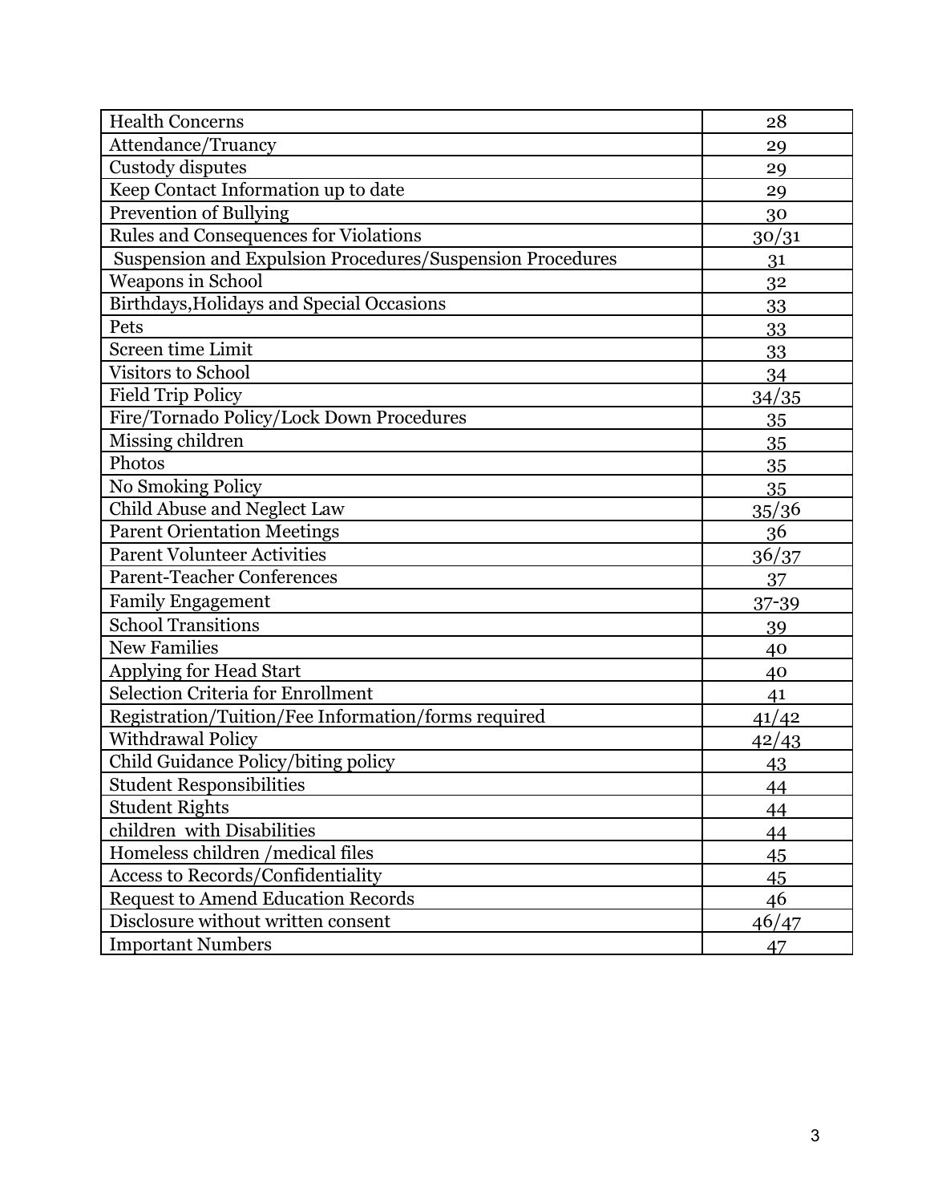| Health Concerns | 28 |
|---|---|
| Attendance/Truancy | 29 |
| Custody disputes | 29 |
| Keep Contact Information up to date | 29 |
| Prevention of Bullying | 30 |
| Rules and Consequences for Violations | 30/31 |
| Suspension and Expulsion Procedures/Suspension Procedures | 31 |
| Weapons in School | 32 |
| Birthdays,Holidays and Special Occasions | 33 |
| Pets | 33 |
| Screen time Limit | 33 |
| Visitors to School | 34 |
| Field Trip Policy | 34/35 |
| Fire/Tornado Policy/Lock Down Procedures | 35 |
| Missing children | 35 |
| Photos | 35 |
| No Smoking Policy | 35 |
| Child Abuse and Neglect Law | 35/36 |
| Parent Orientation Meetings | 36 |
| Parent Volunteer Activities | 36/37 |
| Parent-Teacher Conferences | 37 |
| Family Engagement | 37-39 |
| School Transitions | 39 |
| New Families | 40 |
| Applying for Head Start | 40 |
| Selection Criteria for Enrollment | 41 |
| Registration/Tuition/Fee Information/forms required | 41/42 |
| Withdrawal Policy | 42/43 |
| Child Guidance Policy/biting policy | 43 |
| Student Responsibilities | 44 |
| Student Rights | 44 |
| children with Disabilities | 44 |
| Homeless children /medical files | 45 |
| Access to Records/Confidentiality | 45 |
| Request to Amend Education Records | 46 |
| Disclosure without written consent | 46/47 |
| Important Numbers | 47 |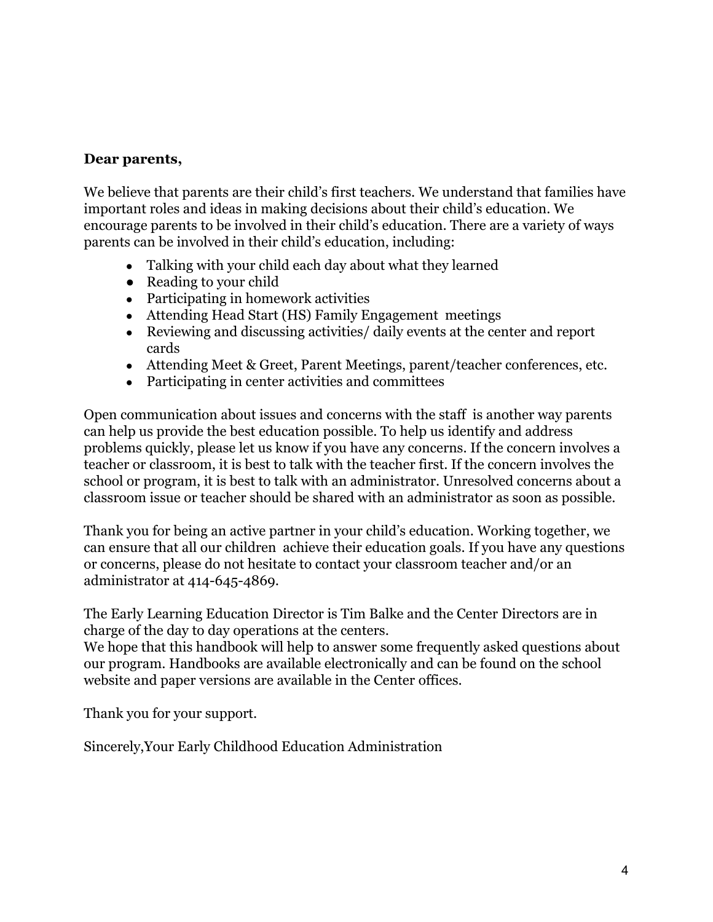**Dear parents,**

We believe that parents are their child's first teachers. We understand that families have important roles and ideas in making decisions about their child's education. We encourage parents to be involved in their child's education. There are a variety of ways parents can be involved in their child's education, including:

- Talking with your child each day about what they learned
- Reading to your child
- Participating in homework activities
- Attending Head Start (HS) Family Engagement meetings
- Reviewing and discussing activities/ daily events at the center and report cards
- Attending Meet & Greet, Parent Meetings, parent/teacher conferences, etc.
- Participating in center activities and committees

Open communication about issues and concerns with the staff is another way parents can help us provide the best education possible. To help us identify and address problems quickly, please let us know if you have any concerns. If the concern involves a teacher or classroom, it is best to talk with the teacher first. If the concern involves the school or program, it is best to talk with an administrator. Unresolved concerns about a classroom issue or teacher should be shared with an administrator as soon as possible.

Thank you for being an active partner in your child's education. Working together, we can ensure that all our children achieve their education goals. If you have any questions or concerns, please do not hesitate to contact your classroom teacher and/or an administrator at 414-645-4869.

The Early Learning Education Director is Tim Balke and the Center Directors are in charge of the day to day operations at the centers.
We hope that this handbook will help to answer some frequently asked questions about our program. Handbooks are available electronically and can be found on the school website and paper versions are available in the Center offices.

Thank you for your support.

Sincerely,Your Early Childhood Education Administration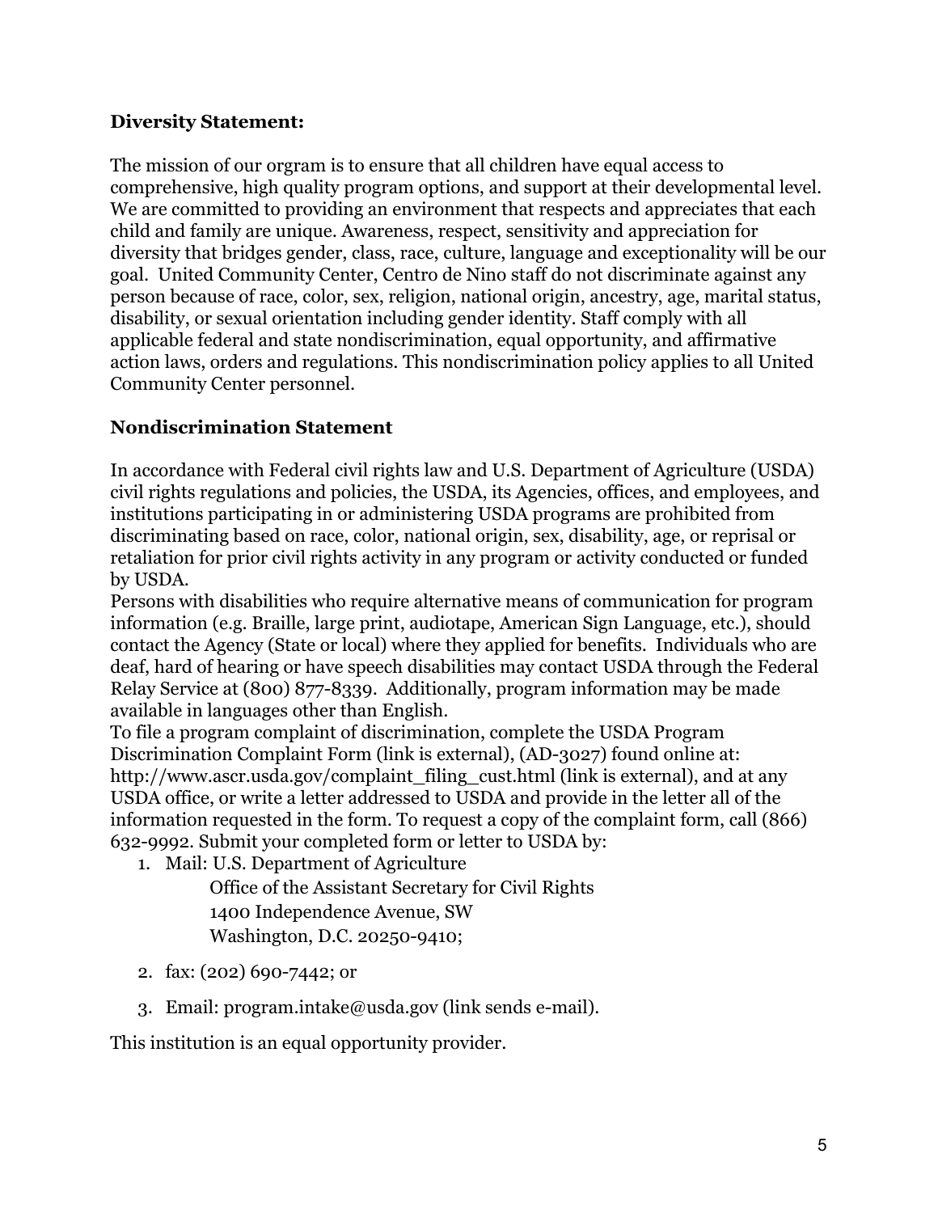**Diversity Statement:**

The mission of our orgram is to ensure that all children have equal access to comprehensive, high quality program options, and support at their developmental level. We are committed to providing an environment that respects and appreciates that each child and family are unique. Awareness, respect, sensitivity and appreciation for diversity that bridges gender, class, race, culture, language and exceptionality will be our goal. United Community Center, Centro de Nino staff do not discriminate against any person because of race, color, sex, religion, national origin, ancestry, age, marital status, disability, or sexual orientation including gender identity. Staff comply with all applicable federal and state nondiscrimination, equal opportunity, and affirmative action laws, orders and regulations. This nondiscrimination policy applies to all United Community Center personnel.

**Nondiscrimination Statement**

In accordance with Federal civil rights law and U.S. Department of Agriculture (USDA) civil rights regulations and policies, the USDA, its Agencies, offices, and employees, and institutions participating in or administering USDA programs are prohibited from discriminating based on race, color, national origin, sex, disability, age, or reprisal or retaliation for prior civil rights activity in any program or activity conducted or funded by USDA.

Persons with disabilities who require alternative means of communication for program information (e.g. Braille, large print, audiotape, American Sign Language, etc.), should contact the Agency (State or local) where they applied for benefits. Individuals who are deaf, hard of hearing or have speech disabilities may contact USDA through the Federal Relay Service at (800) 877-8339. Additionally, program information may be made available in languages other than English.

To file a program complaint of discrimination, complete the USDA Program Discrimination Complaint Form (link is external), (AD-3027) found online at: http://www.ascr.usda.gov/complaint_filing_cust.html (link is external), and at any USDA office, or write a letter addressed to USDA and provide in the letter all of the information requested in the form. To request a copy of the complaint form, call (866) 632-9992. Submit your completed form or letter to USDA by:

1. Mail: U.S. Department of Agriculture
   Office of the Assistant Secretary for Civil Rights
   1400 Independence Avenue, SW
   Washington, D.C. 20250-9410;
2. fax: (202) 690-7442; or
3. Email: program.intake@usda.gov (link sends e-mail).

This institution is an equal opportunity provider.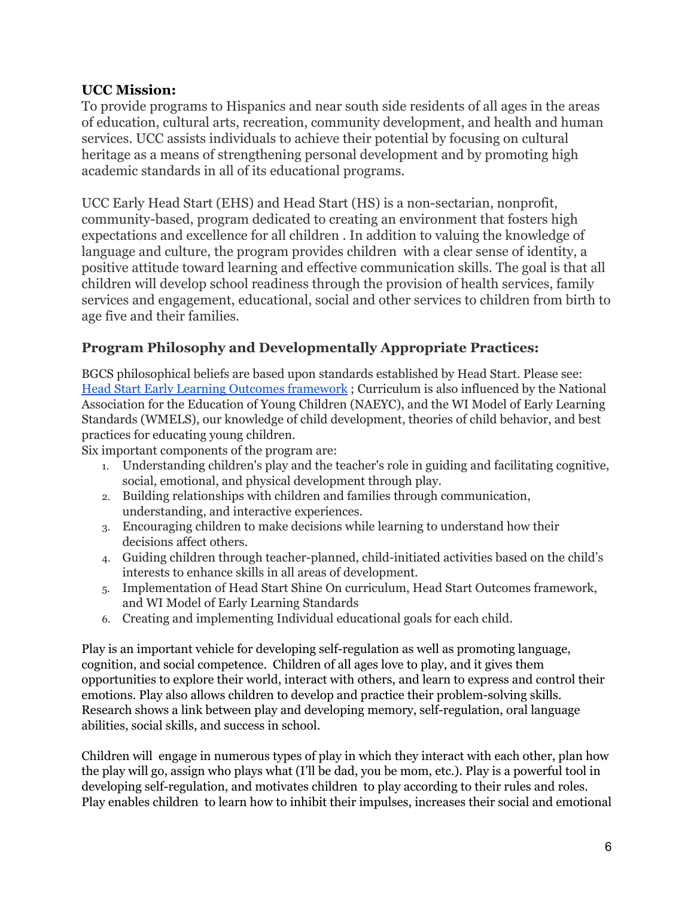**UCC Mission:**

To provide programs to Hispanics and near south side residents of all ages in the areas of education, cultural arts, recreation, community development, and health and human services. UCC assists individuals to achieve their potential by focusing on cultural heritage as a means of strengthening personal development and by promoting high academic standards in all of its educational programs.

UCC Early Head Start (EHS) and Head Start (HS) is a non-sectarian, nonprofit, community-based, program dedicated to creating an environment that fosters high expectations and excellence for all children . In addition to valuing the knowledge of language and culture, the program provides children with a clear sense of identity, a positive attitude toward learning and effective communication skills. The goal is that all children will develop school readiness through the provision of health services, family services and engagement, educational, social and other services to children from birth to age five and their families.

### Program Philosophy and Developmentally Appropriate Practices:

BGCS philosophical beliefs are based upon standards established by Head Start. Please see: Head Start Early Learning Outcomes framework ; Curriculum is also influenced by the National Association for the Education of Young Children (NAEYC), and the WI Model of Early Learning Standards (WMELS), our knowledge of child development, theories of child behavior, and best practices for educating young children.

Six important components of the program are:

1. Understanding children's play and the teacher's role in guiding and facilitating cognitive, social, emotional, and physical development through play.
2. Building relationships with children and families through communication, understanding, and interactive experiences.
3. Encouraging children to make decisions while learning to understand how their decisions affect others.
4. Guiding children through teacher-planned, child-initiated activities based on the child's interests to enhance skills in all areas of development.
5. Implementation of Head Start Shine On curriculum, Head Start Outcomes framework, and WI Model of Early Learning Standards
6. Creating and implementing Individual educational goals for each child.

Play is an important vehicle for developing self-regulation as well as promoting language, cognition, and social competence. Children of all ages love to play, and it gives them opportunities to explore their world, interact with others, and learn to express and control their emotions. Play also allows children to develop and practice their problem-solving skills. Research shows a link between play and developing memory, self-regulation, oral language abilities, social skills, and success in school.

Children will engage in numerous types of play in which they interact with each other, plan how the play will go, assign who plays what (I'll be dad, you be mom, etc.). Play is a powerful tool in developing self-regulation, and motivates children to play according to their rules and roles. Play enables children to learn how to inhibit their impulses, increases their social and emotional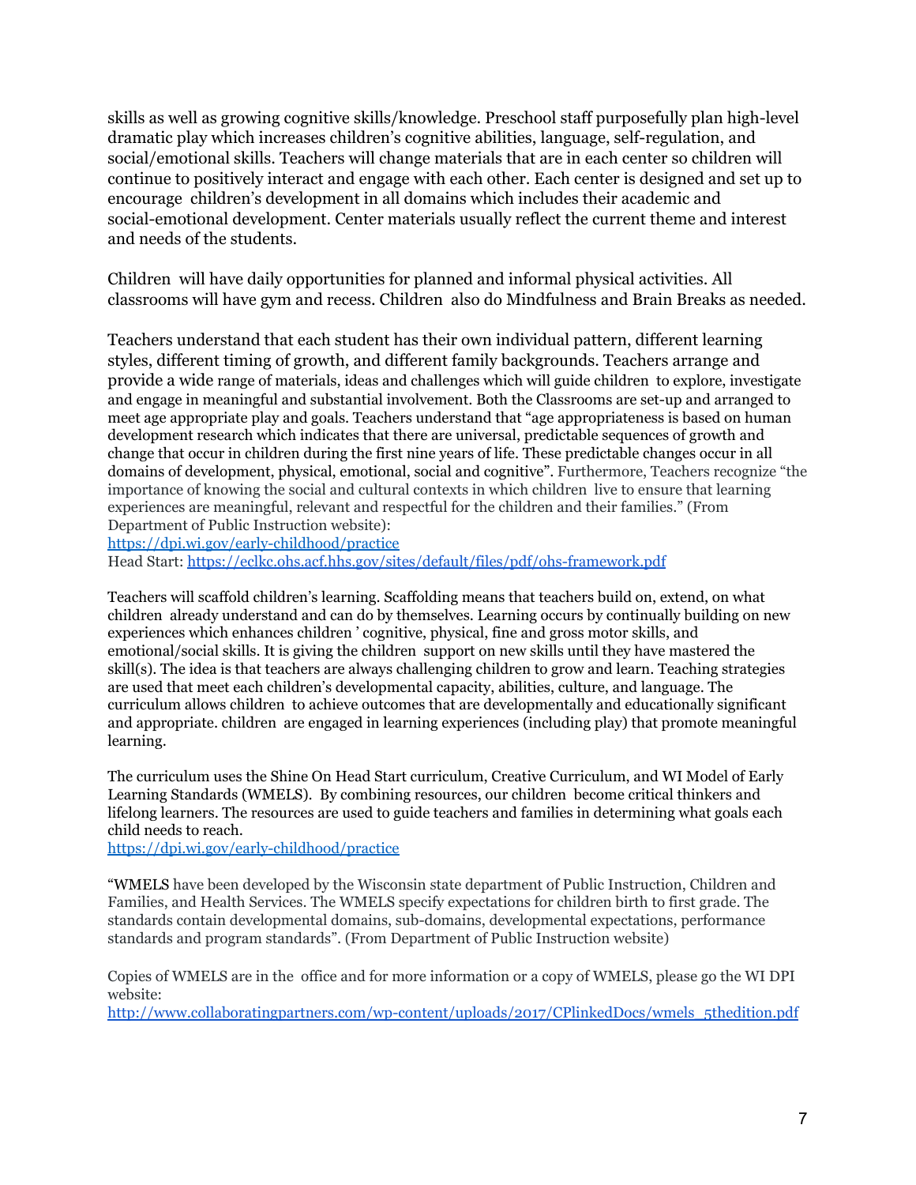skills as well as growing cognitive skills/knowledge. Preschool staff purposefully plan high-level dramatic play which increases children's cognitive abilities, language, self-regulation, and social/emotional skills. Teachers will change materials that are in each center so children will continue to positively interact and engage with each other. Each center is designed and set up to encourage children's development in all domains which includes their academic and social-emotional development. Center materials usually reflect the current theme and interest and needs of the students.

Children will have daily opportunities for planned and informal physical activities. All classrooms will have gym and recess. Children also do Mindfulness and Brain Breaks as needed.

Teachers understand that each student has their own individual pattern, different learning styles, different timing of growth, and different family backgrounds. Teachers arrange and provide a wide range of materials, ideas and challenges which will guide children to explore, investigate and engage in meaningful and substantial involvement. Both the Classrooms are set-up and arranged to meet age appropriate play and goals. Teachers understand that "age appropriateness is based on human development research which indicates that there are universal, predictable sequences of growth and change that occur in children during the first nine years of life. These predictable changes occur in all domains of development, physical, emotional, social and cognitive". Furthermore, Teachers recognize "the importance of knowing the social and cultural contexts in which children live to ensure that learning experiences are meaningful, relevant and respectful for the children and their families." (From Department of Public Instruction website):
https://dpi.wi.gov/early-childhood/practice
Head Start: https://eclkc.ohs.acf.hhs.gov/sites/default/files/pdf/ohs-framework.pdf

Teachers will scaffold children's learning. Scaffolding means that teachers build on, extend, on what children already understand and can do by themselves. Learning occurs by continually building on new experiences which enhances children ' cognitive, physical, fine and gross motor skills, and emotional/social skills. It is giving the children support on new skills until they have mastered the skill(s). The idea is that teachers are always challenging children to grow and learn. Teaching strategies are used that meet each children's developmental capacity, abilities, culture, and language. The curriculum allows children to achieve outcomes that are developmentally and educationally significant and appropriate. children are engaged in learning experiences (including play) that promote meaningful learning.

The curriculum uses the Shine On Head Start curriculum, Creative Curriculum, and WI Model of Early Learning Standards (WMELS). By combining resources, our children become critical thinkers and lifelong learners. The resources are used to guide teachers and families in determining what goals each child needs to reach.
https://dpi.wi.gov/early-childhood/practice

"WMELS have been developed by the Wisconsin state department of Public Instruction, Children and Families, and Health Services. The WMELS specify expectations for children birth to first grade. The standards contain developmental domains, sub-domains, developmental expectations, performance standards and program standards". (From Department of Public Instruction website)

Copies of WMELS are in the office and for more information or a copy of WMELS, please go the WI DPI website:
http://www.collaboratingpartners.com/wp-content/uploads/2017/CPlinkedDocs/wmels_5thedition.pdf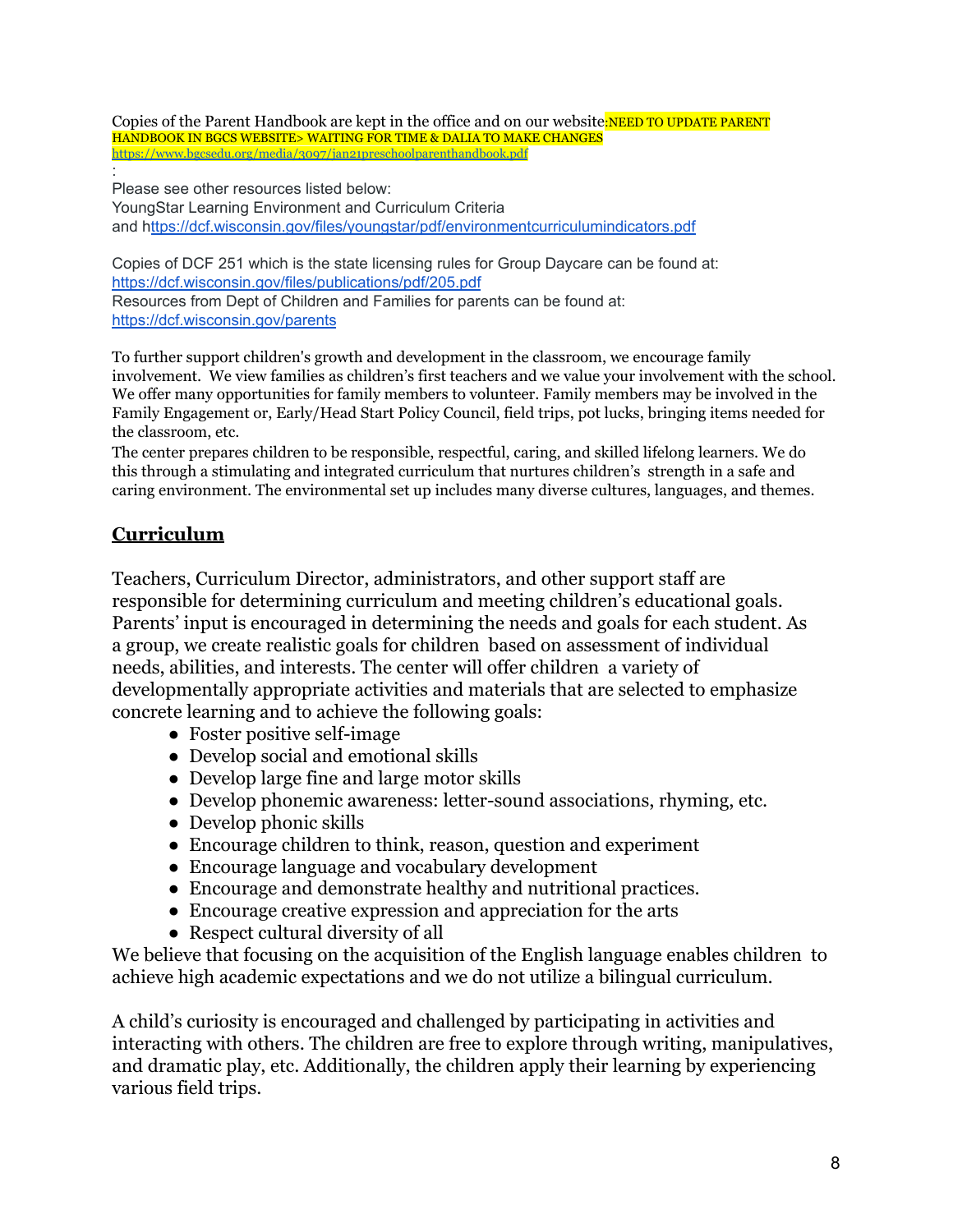Copies of the Parent Handbook are kept in the office and on our website:NEED TO UPDATE PARENT HANDBOOK IN BGCS WEBSITE> WAITING FOR TIME & DALIA TO MAKE CHANGES
https://www.bgcsedu.org/media/3097/jan21preschoolparenthandbook.pdf

:

Please see other resources listed below:
YoungStar Learning Environment and Curriculum Criteria
and https://dcf.wisconsin.gov/files/youngstar/pdf/environmentcurriculumindicators.pdf

Copies of DCF 251 which is the state licensing rules for Group Daycare can be found at:
https://dcf.wisconsin.gov/files/publications/pdf/205.pdf
Resources from Dept of Children and Families for parents can be found at:
https://dcf.wisconsin.gov/parents

To further support children's growth and development in the classroom, we encourage family involvement. We view families as children's first teachers and we value your involvement with the school. We offer many opportunities for family members to volunteer. Family members may be involved in the Family Engagement or, Early/Head Start Policy Council, field trips, pot lucks, bringing items needed for the classroom, etc.
The center prepares children to be responsible, respectful, caring, and skilled lifelong learners. We do this through a stimulating and integrated curriculum that nurtures children's strength in a safe and caring environment. The environmental set up includes many diverse cultures, languages, and themes.

## Curriculum

Teachers, Curriculum Director, administrators, and other support staff are responsible for determining curriculum and meeting children's educational goals. Parents' input is encouraged in determining the needs and goals for each student. As a group, we create realistic goals for children based on assessment of individual needs, abilities, and interests. The center will offer children a variety of developmentally appropriate activities and materials that are selected to emphasize concrete learning and to achieve the following goals:

- Foster positive self-image
- Develop social and emotional skills
- Develop large fine and large motor skills
- Develop phonemic awareness: letter-sound associations, rhyming, etc.
- Develop phonic skills
- Encourage children to think, reason, question and experiment
- Encourage language and vocabulary development
- Encourage and demonstrate healthy and nutritional practices.
- Encourage creative expression and appreciation for the arts
- Respect cultural diversity of all

We believe that focusing on the acquisition of the English language enables children to achieve high academic expectations and we do not utilize a bilingual curriculum.

A child's curiosity is encouraged and challenged by participating in activities and interacting with others. The children are free to explore through writing, manipulatives, and dramatic play, etc. Additionally, the children apply their learning by experiencing various field trips.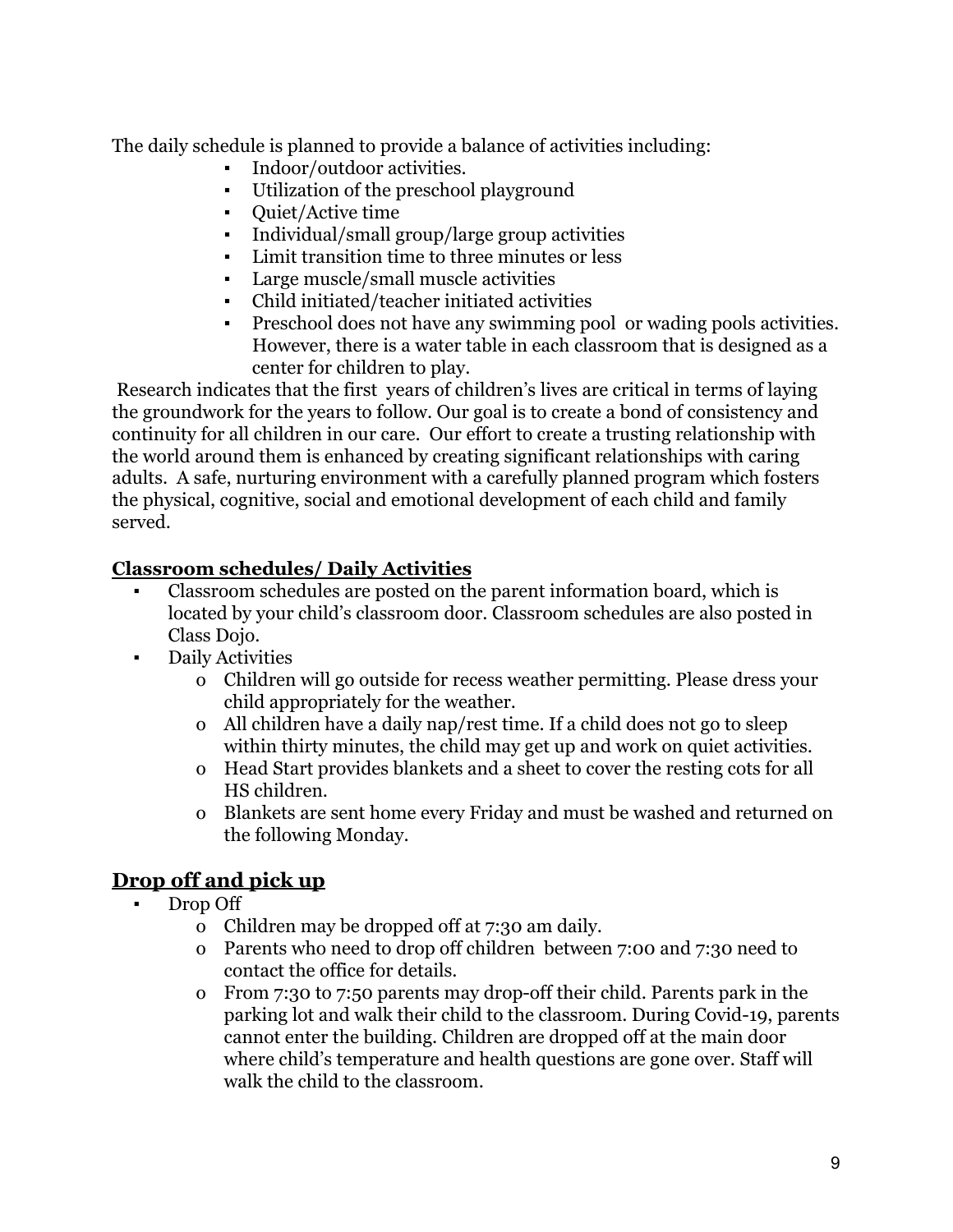The daily schedule is planned to provide a balance of activities including:

- Indoor/outdoor activities.
- Utilization of the preschool playground
- Quiet/Active time
- Individual/small group/large group activities
- Limit transition time to three minutes or less
- Large muscle/small muscle activities
- Child initiated/teacher initiated activities
- Preschool does not have any swimming pool or wading pools activities. However, there is a water table in each classroom that is designed as a center for children to play.

Research indicates that the first years of children's lives are critical in terms of laying the groundwork for the years to follow. Our goal is to create a bond of consistency and continuity for all children in our care. Our effort to create a trusting relationship with the world around them is enhanced by creating significant relationships with caring adults. A safe, nurturing environment with a carefully planned program which fosters the physical, cognitive, social and emotional development of each child and family served.

**Classroom schedules/ Daily Activities**

- Classroom schedules are posted on the parent information board, which is located by your child's classroom door. Classroom schedules are also posted in Class Dojo.
- Daily Activities
  - Children will go outside for recess weather permitting. Please dress your child appropriately for the weather.
  - All children have a daily nap/rest time. If a child does not go to sleep within thirty minutes, the child may get up and work on quiet activities.
  - Head Start provides blankets and a sheet to cover the resting cots for all HS children.
  - Blankets are sent home every Friday and must be washed and returned on the following Monday.

## Drop off and pick up

- Drop Off
  - Children may be dropped off at 7:30 am daily.
  - Parents who need to drop off children between 7:00 and 7:30 need to contact the office for details.
  - From 7:30 to 7:50 parents may drop-off their child. Parents park in the parking lot and walk their child to the classroom. During Covid-19, parents cannot enter the building. Children are dropped off at the main door where child's temperature and health questions are gone over. Staff will walk the child to the classroom.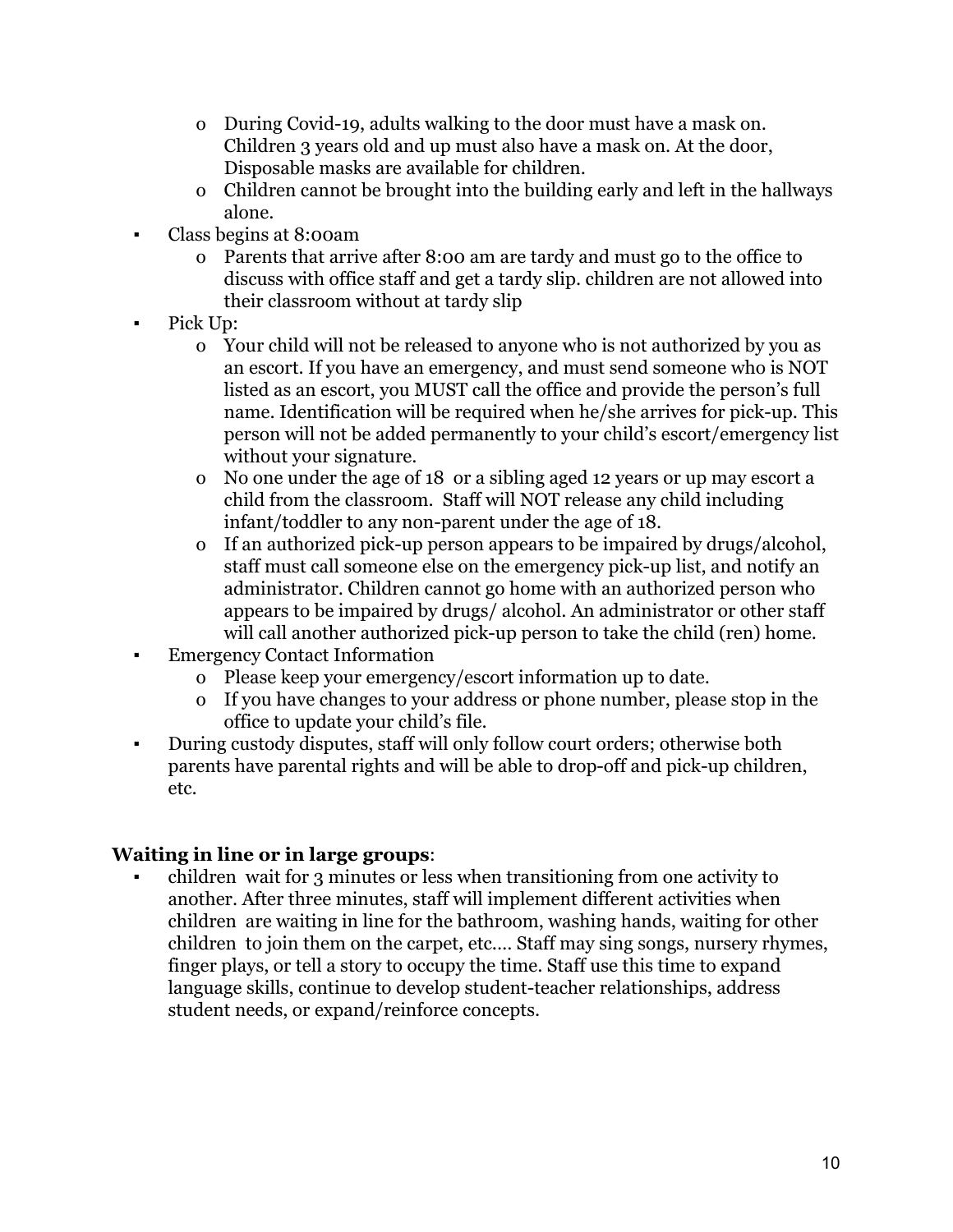- During Covid-19, adults walking to the door must have a mask on. Children 3 years old and up must also have a mask on. At the door, Disposable masks are available for children.
   - Children cannot be brought into the building early and left in the hallways alone.
- Class begins at 8:00am
   - Parents that arrive after 8:00 am are tardy and must go to the office to discuss with office staff and get a tardy slip. children are not allowed into their classroom without at tardy slip
- Pick Up:
   - Your child will not be released to anyone who is not authorized by you as an escort. If you have an emergency, and must send someone who is NOT listed as an escort, you MUST call the office and provide the person's full name. Identification will be required when he/she arrives for pick-up. This person will not be added permanently to your child's escort/emergency list without your signature.
   - No one under the age of 18 or a sibling aged 12 years or up may escort a child from the classroom. Staff will NOT release any child including infant/toddler to any non-parent under the age of 18.
   - If an authorized pick-up person appears to be impaired by drugs/alcohol, staff must call someone else on the emergency pick-up list, and notify an administrator. Children cannot go home with an authorized person who appears to be impaired by drugs/ alcohol. An administrator or other staff will call another authorized pick-up person to take the child (ren) home.
- Emergency Contact Information
   - Please keep your emergency/escort information up to date.
   - If you have changes to your address or phone number, please stop in the office to update your child's file.
- During custody disputes, staff will only follow court orders; otherwise both parents have parental rights and will be able to drop-off and pick-up children, etc.

**Waiting in line or in large groups**:

- children wait for 3 minutes or less when transitioning from one activity to another. After three minutes, staff will implement different activities when children are waiting in line for the bathroom, washing hands, waiting for other children to join them on the carpet, etc.... Staff may sing songs, nursery rhymes, finger plays, or tell a story to occupy the time. Staff use this time to expand language skills, continue to develop student-teacher relationships, address student needs, or expand/reinforce concepts.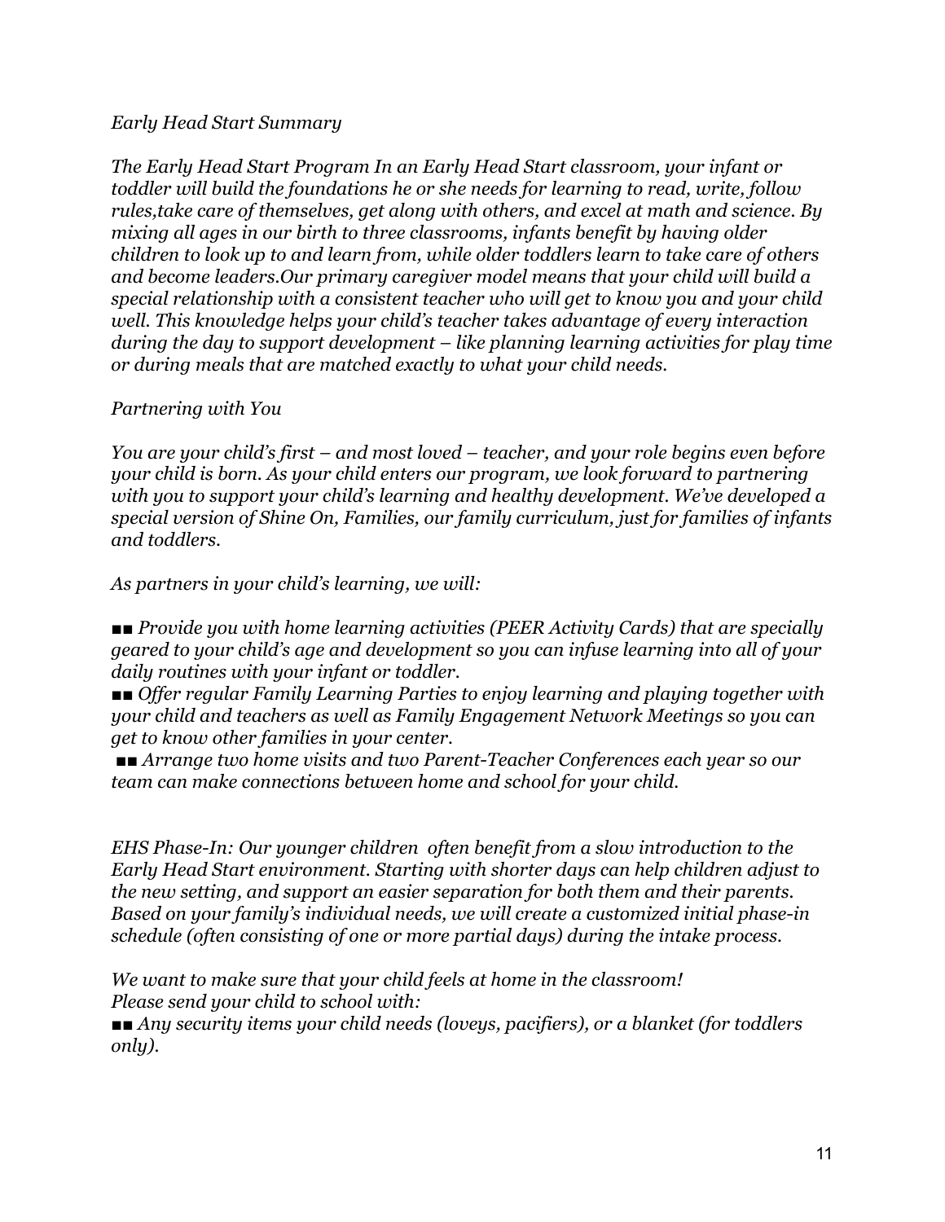*Early Head Start Summary*

*The Early Head Start Program In an Early Head Start classroom, your infant or toddler will build the foundations he or she needs for learning to read, write, follow rules,take care of themselves, get along with others, and excel at math and science. By mixing all ages in our birth to three classrooms, infants benefit by having older children to look up to and learn from, while older toddlers learn to take care of others and become leaders.Our primary caregiver model means that your child will build a special relationship with a consistent teacher who will get to know you and your child well. This knowledge helps your child's teacher takes advantage of every interaction during the day to support development – like planning learning activities for play time or during meals that are matched exactly to what your child needs.*

*Partnering with You*

*You are your child's first – and most loved – teacher, and your role begins even before your child is born. As your child enters our program, we look forward to partnering with you to support your child's learning and healthy development. We've developed a special version of Shine On, Families, our family curriculum, just for families of infants and toddlers.*

*As partners in your child's learning, we will:*

- *Provide you with home learning activities (PEER Activity Cards) that are specially geared to your child's age and development so you can infuse learning into all of your daily routines with your infant or toddler.*
- *Offer regular Family Learning Parties to enjoy learning and playing together with your child and teachers as well as Family Engagement Network Meetings so you can get to know other families in your center.*
- *Arrange two home visits and two Parent-Teacher Conferences each year so our team can make connections between home and school for your child.*

*EHS Phase-In: Our younger children often benefit from a slow introduction to the Early Head Start environment. Starting with shorter days can help children adjust to the new setting, and support an easier separation for both them and their parents. Based on your family's individual needs, we will create a customized initial phase-in schedule (often consisting of one or more partial days) during the intake process.*

*We want to make sure that your child feels at home in the classroom!*
*Please send your child to school with:*

- *Any security items your child needs (loveys, pacifiers), or a blanket (for toddlers only).*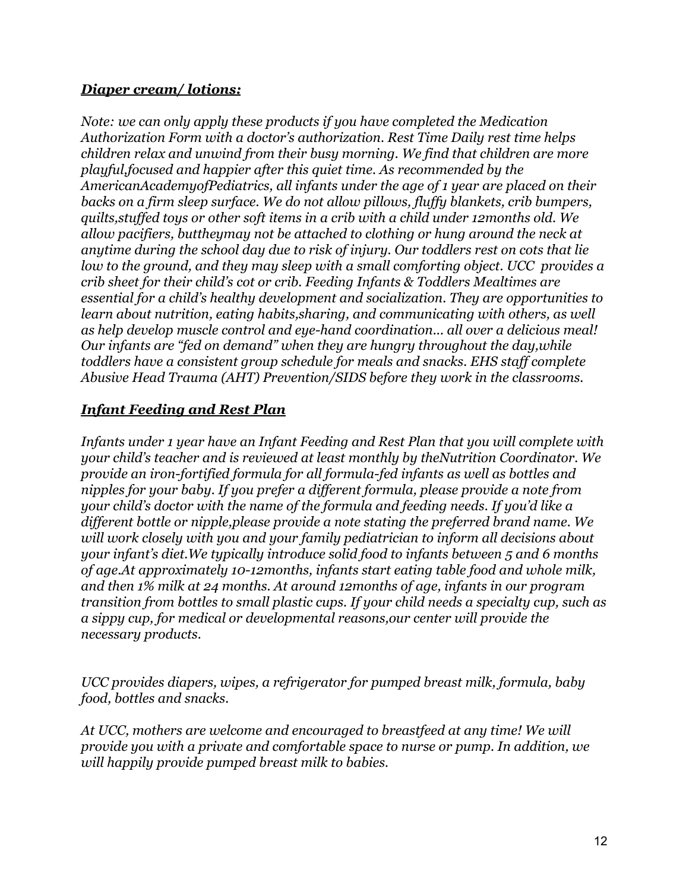## ***Diaper cream/ lotions:***

*Note: we can only apply these products if you have completed the Medication Authorization Form with a doctor's authorization. Rest Time Daily rest time helps children relax and unwind from their busy morning. We find that children are more playful,focused and happier after this quiet time. As recommended by the AmericanAcademyofPediatrics, all infants under the age of 1 year are placed on their backs on a firm sleep surface. We do not allow pillows, fluffy blankets, crib bumpers, quilts,stuffed toys or other soft items in a crib with a child under 12months old. We allow pacifiers, buttheymay not be attached to clothing or hung around the neck at anytime during the school day due to risk of injury. Our toddlers rest on cots that lie low to the ground, and they may sleep with a small comforting object. UCC provides a crib sheet for their child's cot or crib. Feeding Infants & Toddlers Mealtimes are essential for a child's healthy development and socialization. They are opportunities to learn about nutrition, eating habits,sharing, and communicating with others, as well as help develop muscle control and eye-hand coordination... all over a delicious meal! Our infants are "fed on demand" when they are hungry throughout the day,while toddlers have a consistent group schedule for meals and snacks. EHS staff complete Abusive Head Trauma (AHT) Prevention/SIDS before they work in the classrooms.*

## ***Infant Feeding and Rest Plan***

*Infants under 1 year have an Infant Feeding and Rest Plan that you will complete with your child's teacher and is reviewed at least monthly by theNutrition Coordinator. We provide an iron-fortified formula for all formula-fed infants as well as bottles and nipples for your baby. If you prefer a different formula, please provide a note from your child's doctor with the name of the formula and feeding needs. If you'd like a different bottle or nipple,please provide a note stating the preferred brand name. We will work closely with you and your family pediatrician to inform all decisions about your infant's diet.We typically introduce solid food to infants between 5 and 6 months of age.At approximately 10-12months, infants start eating table food and whole milk, and then 1% milk at 24 months. At around 12months of age, infants in our program transition from bottles to small plastic cups. If your child needs a specialty cup, such as a sippy cup, for medical or developmental reasons,our center will provide the necessary products.*

*UCC provides diapers, wipes, a refrigerator for pumped breast milk, formula, baby food, bottles and snacks.*

*At UCC, mothers are welcome and encouraged to breastfeed at any time! We will provide you with a private and comfortable space to nurse or pump. In addition, we will happily provide pumped breast milk to babies.*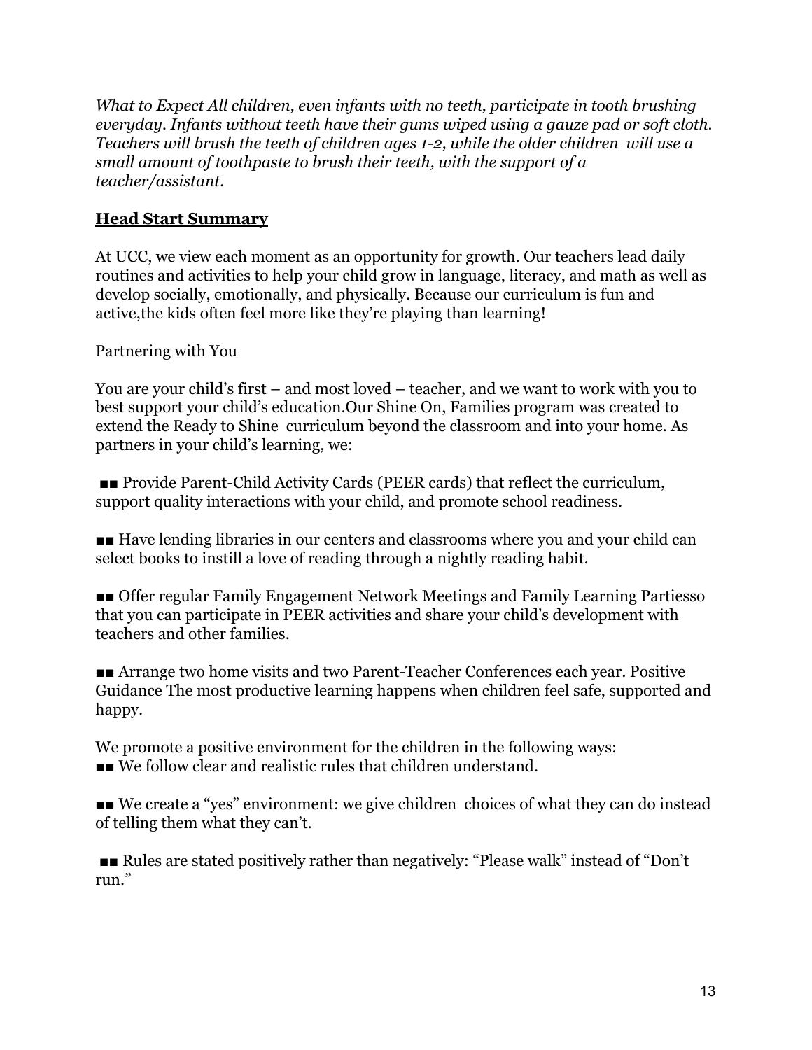*What to Expect All children, even infants with no teeth, participate in tooth brushing everyday. Infants without teeth have their gums wiped using a gauze pad or soft cloth. Teachers will brush the teeth of children ages 1-2, while the older children will use a small amount of toothpaste to brush their teeth, with the support of a teacher/assistant.*

## Head Start Summary

At UCC, we view each moment as an opportunity for growth. Our teachers lead daily routines and activities to help your child grow in language, literacy, and math as well as develop socially, emotionally, and physically. Because our curriculum is fun and active,the kids often feel more like they're playing than learning!

Partnering with You

You are your child's first – and most loved – teacher, and we want to work with you to best support your child's education.Our Shine On, Families program was created to extend the Ready to Shine curriculum beyond the classroom and into your home. As partners in your child's learning, we:

■■ Provide Parent-Child Activity Cards (PEER cards) that reflect the curriculum, support quality interactions with your child, and promote school readiness.

■■ Have lending libraries in our centers and classrooms where you and your child can select books to instill a love of reading through a nightly reading habit.

■■ Offer regular Family Engagement Network Meetings and Family Learning Partiesso that you can participate in PEER activities and share your child's development with teachers and other families.

■■ Arrange two home visits and two Parent-Teacher Conferences each year. Positive Guidance The most productive learning happens when children feel safe, supported and happy.

We promote a positive environment for the children in the following ways:
■■ We follow clear and realistic rules that children understand.

■■ We create a "yes" environment: we give children choices of what they can do instead of telling them what they can't.

■■ Rules are stated positively rather than negatively: "Please walk" instead of "Don't run."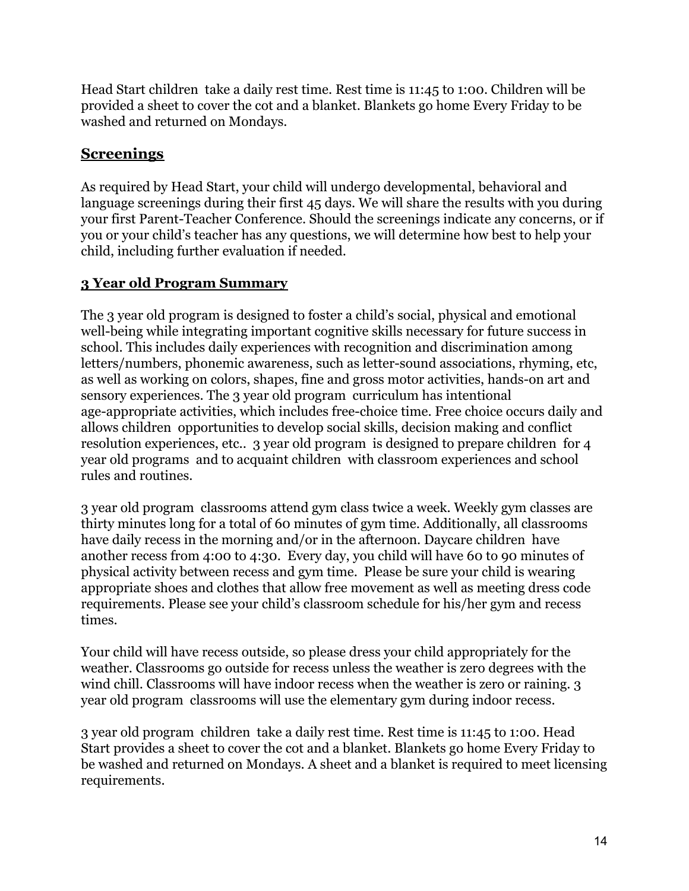Head Start children take a daily rest time. Rest time is 11:45 to 1:00. Children will be provided a sheet to cover the cot and a blanket. Blankets go home Every Friday to be washed and returned on Mondays.

## Screenings

As required by Head Start, your child will undergo developmental, behavioral and language screenings during their first 45 days. We will share the results with you during your first Parent-Teacher Conference. Should the screenings indicate any concerns, or if you or your child's teacher has any questions, we will determine how best to help your child, including further evaluation if needed.

## 3 Year old Program Summary

The 3 year old program is designed to foster a child's social, physical and emotional well-being while integrating important cognitive skills necessary for future success in school. This includes daily experiences with recognition and discrimination among letters/numbers, phonemic awareness, such as letter-sound associations, rhyming, etc, as well as working on colors, shapes, fine and gross motor activities, hands-on art and sensory experiences. The 3 year old program curriculum has intentional age-appropriate activities, which includes free-choice time. Free choice occurs daily and allows children opportunities to develop social skills, decision making and conflict resolution experiences, etc.. 3 year old program is designed to prepare children for 4 year old programs and to acquaint children with classroom experiences and school rules and routines.

3 year old program classrooms attend gym class twice a week. Weekly gym classes are thirty minutes long for a total of 60 minutes of gym time. Additionally, all classrooms have daily recess in the morning and/or in the afternoon. Daycare children have another recess from 4:00 to 4:30. Every day, you child will have 60 to 90 minutes of physical activity between recess and gym time. Please be sure your child is wearing appropriate shoes and clothes that allow free movement as well as meeting dress code requirements. Please see your child's classroom schedule for his/her gym and recess times.

Your child will have recess outside, so please dress your child appropriately for the weather. Classrooms go outside for recess unless the weather is zero degrees with the wind chill. Classrooms will have indoor recess when the weather is zero or raining. 3 year old program classrooms will use the elementary gym during indoor recess.

3 year old program children take a daily rest time. Rest time is 11:45 to 1:00. Head Start provides a sheet to cover the cot and a blanket. Blankets go home Every Friday to be washed and returned on Mondays. A sheet and a blanket is required to meet licensing requirements.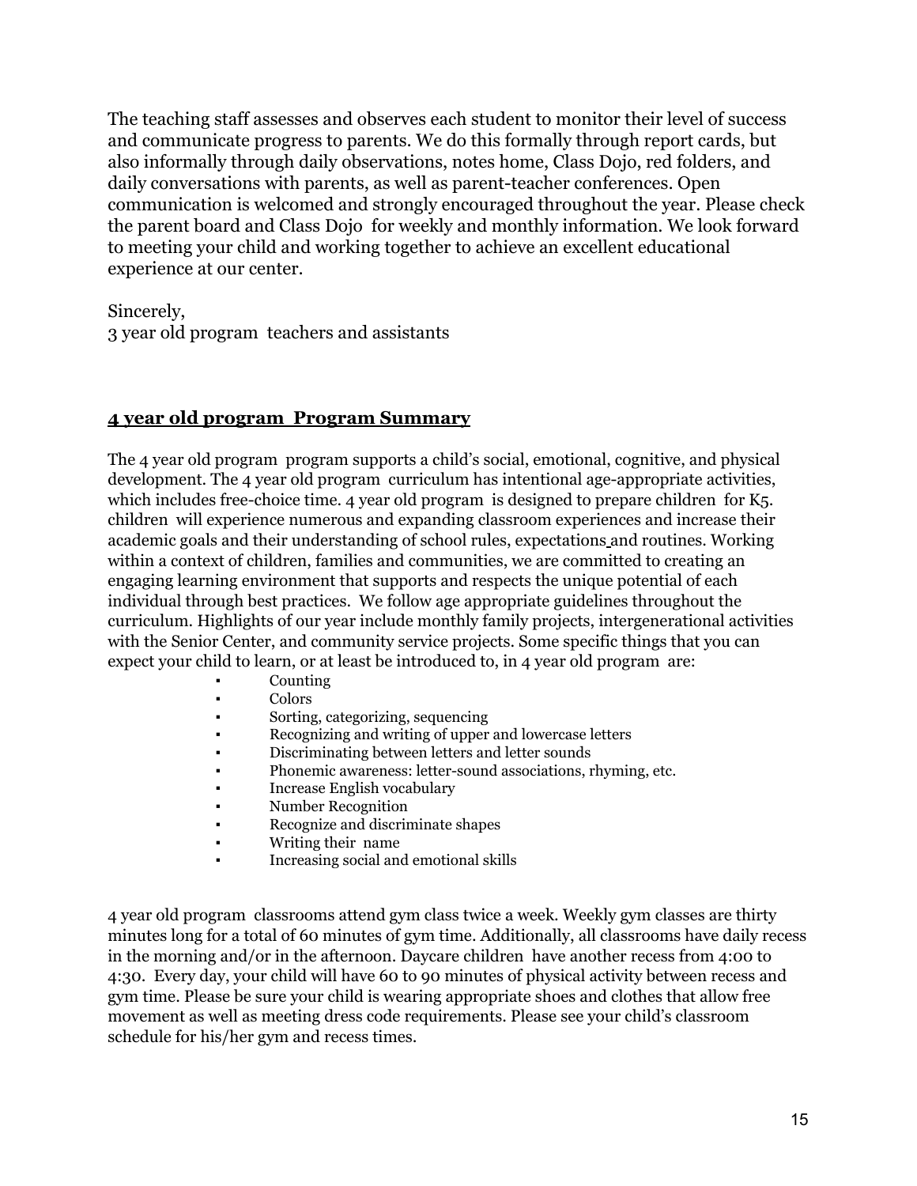The teaching staff assesses and observes each student to monitor their level of success and communicate progress to parents. We do this formally through report cards, but also informally through daily observations, notes home, Class Dojo, red folders, and daily conversations with parents, as well as parent-teacher conferences. Open communication is welcomed and strongly encouraged throughout the year. Please check the parent board and Class Dojo for weekly and monthly information. We look forward to meeting your child and working together to achieve an excellent educational experience at our center.

Sincerely,
3 year old program teachers and assistants

## 4 year old program Program Summary

The 4 year old program program supports a child's social, emotional, cognitive, and physical development. The 4 year old program curriculum has intentional age-appropriate activities, which includes free-choice time. 4 year old program is designed to prepare children for K5. children will experience numerous and expanding classroom experiences and increase their academic goals and their understanding of school rules, expectations and routines. Working within a context of children, families and communities, we are committed to creating an engaging learning environment that supports and respects the unique potential of each individual through best practices. We follow age appropriate guidelines throughout the curriculum. Highlights of our year include monthly family projects, intergenerational activities with the Senior Center, and community service projects. Some specific things that you can expect your child to learn, or at least be introduced to, in 4 year old program are:

- Counting
- Colors
- Sorting, categorizing, sequencing
- Recognizing and writing of upper and lowercase letters
- Discriminating between letters and letter sounds
- Phonemic awareness: letter-sound associations, rhyming, etc.
- Increase English vocabulary
- Number Recognition
- Recognize and discriminate shapes
- Writing their name
- Increasing social and emotional skills

4 year old program classrooms attend gym class twice a week. Weekly gym classes are thirty minutes long for a total of 60 minutes of gym time. Additionally, all classrooms have daily recess in the morning and/or in the afternoon. Daycare children have another recess from 4:00 to 4:30. Every day, your child will have 60 to 90 minutes of physical activity between recess and gym time. Please be sure your child is wearing appropriate shoes and clothes that allow free movement as well as meeting dress code requirements. Please see your child's classroom schedule for his/her gym and recess times.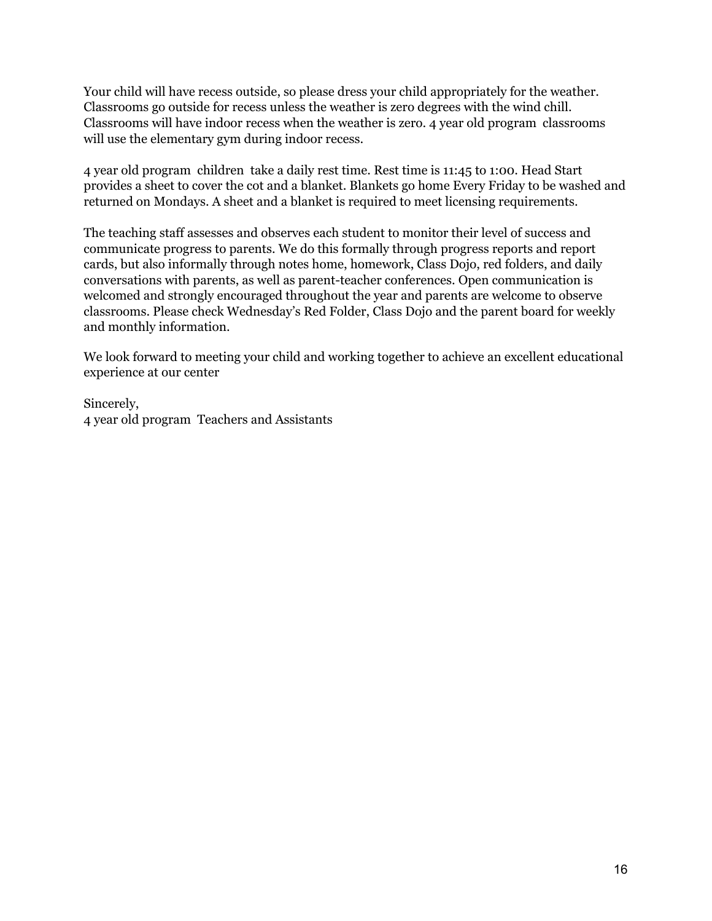Your child will have recess outside, so please dress your child appropriately for the weather. Classrooms go outside for recess unless the weather is zero degrees with the wind chill. Classrooms will have indoor recess when the weather is zero. 4 year old program  classrooms will use the elementary gym during indoor recess.

4 year old program  children  take a daily rest time. Rest time is 11:45 to 1:00. Head Start provides a sheet to cover the cot and a blanket. Blankets go home Every Friday to be washed and returned on Mondays. A sheet and a blanket is required to meet licensing requirements.

The teaching staff assesses and observes each student to monitor their level of success and communicate progress to parents. We do this formally through progress reports and report cards, but also informally through notes home, homework, Class Dojo, red folders, and daily conversations with parents, as well as parent-teacher conferences. Open communication is welcomed and strongly encouraged throughout the year and parents are welcome to observe classrooms. Please check Wednesday's Red Folder, Class Dojo and the parent board for weekly and monthly information.

We look forward to meeting your child and working together to achieve an excellent educational experience at our center

Sincerely,
4 year old program  Teachers and Assistants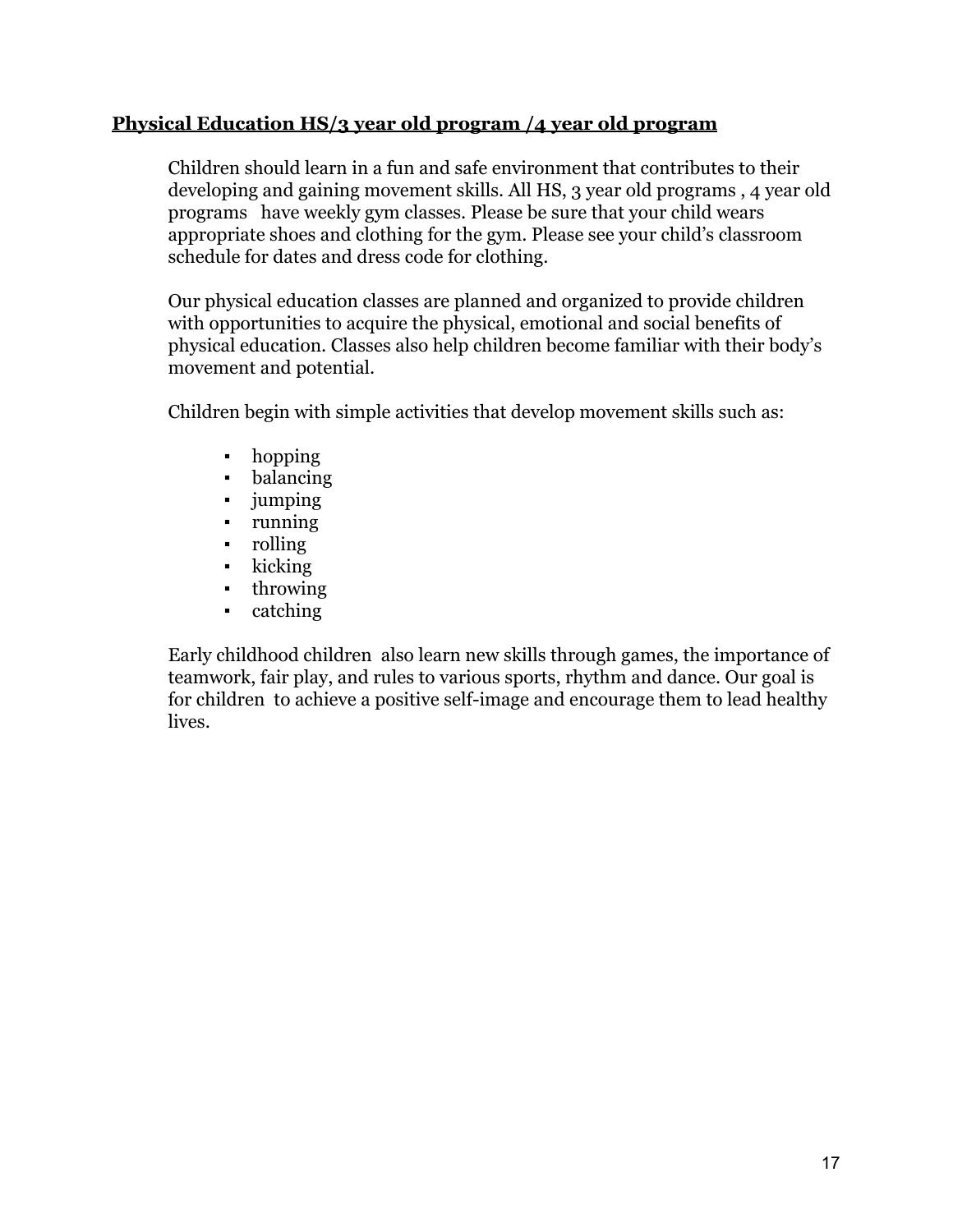## **Physical Education HS/3 year old program /4 year old program**

Children should learn in a fun and safe environment that contributes to their developing and gaining movement skills. All HS, 3 year old programs , 4 year old programs have weekly gym classes. Please be sure that your child wears appropriate shoes and clothing for the gym. Please see your child's classroom schedule for dates and dress code for clothing.

Our physical education classes are planned and organized to provide children with opportunities to acquire the physical, emotional and social benefits of physical education. Classes also help children become familiar with their body's movement and potential.

Children begin with simple activities that develop movement skills such as:

- hopping
- balancing
- jumping
- running
- rolling
- kicking
- throwing
- catching

Early childhood children also learn new skills through games, the importance of teamwork, fair play, and rules to various sports, rhythm and dance. Our goal is for children to achieve a positive self-image and encourage them to lead healthy lives.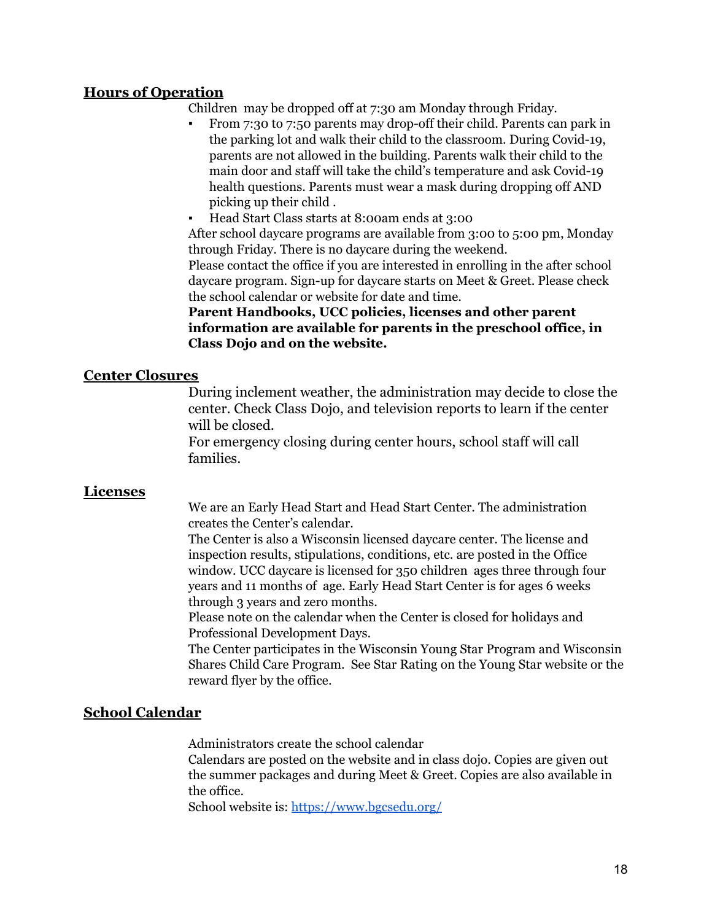## Hours of Operation

Children may be dropped off at 7:30 am Monday through Friday.

- From 7:30 to 7:50 parents may drop-off their child. Parents can park in the parking lot and walk their child to the classroom. During Covid-19, parents are not allowed in the building. Parents walk their child to the main door and staff will take the child's temperature and ask Covid-19 health questions. Parents must wear a mask during dropping off AND picking up their child .
- Head Start Class starts at 8:00am ends at 3:00

After school daycare programs are available from 3:00 to 5:00 pm, Monday through Friday. There is no daycare during the weekend.

Please contact the office if you are interested in enrolling in the after school daycare program. Sign-up for daycare starts on Meet & Greet. Please check the school calendar or website for date and time.

**Parent Handbooks, UCC policies, licenses and other parent information are available for parents in the preschool office, in Class Dojo and on the website.**

## Center Closures

During inclement weather, the administration may decide to close the center. Check Class Dojo, and television reports to learn if the center will be closed.

For emergency closing during center hours, school staff will call families.

## Licenses

We are an Early Head Start and Head Start Center. The administration creates the Center's calendar.

The Center is also a Wisconsin licensed daycare center. The license and inspection results, stipulations, conditions, etc. are posted in the Office window. UCC daycare is licensed for 350 children ages three through four years and 11 months of age. Early Head Start Center is for ages 6 weeks through 3 years and zero months.

Please note on the calendar when the Center is closed for holidays and Professional Development Days.

The Center participates in the Wisconsin Young Star Program and Wisconsin Shares Child Care Program. See Star Rating on the Young Star website or the reward flyer by the office.

## School Calendar

Administrators create the school calendar

Calendars are posted on the website and in class dojo. Copies are given out the summer packages and during Meet & Greet. Copies are also available in the office.

School website is: [https://www.bgcsedu.org/](https://www.bgcsedu.org/)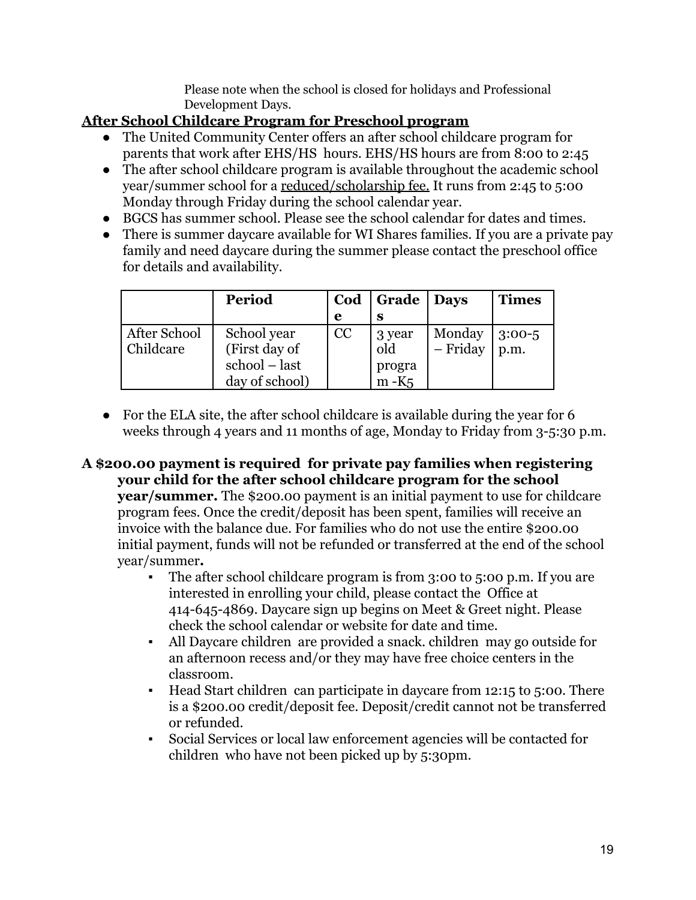Please note when the school is closed for holidays and Professional Development Days.

**After School Childcare Program for Preschool program**

- The United Community Center offers an after school childcare program for parents that work after EHS/HS hours. EHS/HS hours are from 8:00 to 2:45
- The after school childcare program is available throughout the academic school year/summer school for a reduced/scholarship fee. It runs from 2:45 to 5:00 Monday through Friday during the school calendar year.
- BGCS has summer school. Please see the school calendar for dates and times.
- There is summer daycare available for WI Shares families. If you are a private pay family and need daycare during the summer please contact the preschool office for details and availability.

| | Period | Code | Grades | Days | Times |
|---|---|---|---|---|---|
| After School Childcare | School year (First day of school – last day of school) | CC | 3 year old program -K5 | Monday – Friday | 3:00-5 p.m. |

- For the ELA site, the after school childcare is available during the year for 6 weeks through 4 years and 11 months of age, Monday to Friday from 3-5:30 p.m.

**A $200.00 payment is required for private pay families when registering your child for the after school childcare program for the school year/summer.** The $200.00 payment is an initial payment to use for childcare program fees. Once the credit/deposit has been spent, families will receive an invoice with the balance due. For families who do not use the entire $200.00 initial payment, funds will not be refunded or transferred at the end of the school year/summer**.**

- The after school childcare program is from 3:00 to 5:00 p.m. If you are interested in enrolling your child, please contact the Office at 414-645-4869. Daycare sign up begins on Meet & Greet night. Please check the school calendar or website for date and time.
- All Daycare children are provided a snack. children may go outside for an afternoon recess and/or they may have free choice centers in the classroom.
- Head Start children can participate in daycare from 12:15 to 5:00. There is a $200.00 credit/deposit fee. Deposit/credit cannot not be transferred or refunded.
- Social Services or local law enforcement agencies will be contacted for children who have not been picked up by 5:30pm.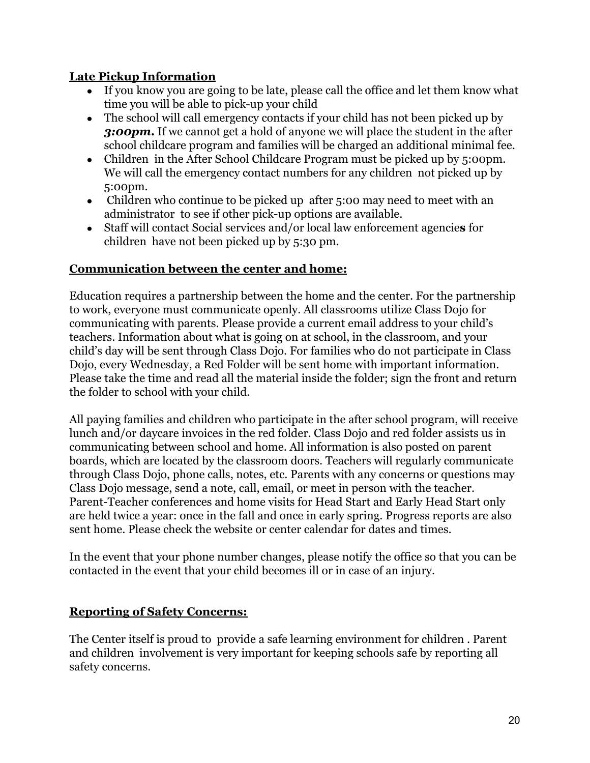**Late Pickup Information**

- If you know you are going to be late, please call the office and let them know what time you will be able to pick-up your child
- The school will call emergency contacts if your child has not been picked up by ***3:00pm.*** If we cannot get a hold of anyone we will place the student in the after school childcare program and families will be charged an additional minimal fee.
- Children in the After School Childcare Program must be picked up by 5:00pm. We will call the emergency contact numbers for any children not picked up by 5:00pm.
- Children who continue to be picked up after 5:00 may need to meet with an administrator to see if other pick-up options are available.
- Staff will contact Social services and/or local law enforcement agencie**s** for children have not been picked up by 5:30 pm.

**Communication between the center and home:**

Education requires a partnership between the home and the center. For the partnership to work, everyone must communicate openly. All classrooms utilize Class Dojo for communicating with parents. Please provide a current email address to your child's teachers. Information about what is going on at school, in the classroom, and your child's day will be sent through Class Dojo. For families who do not participate in Class Dojo, every Wednesday, a Red Folder will be sent home with important information. Please take the time and read all the material inside the folder; sign the front and return the folder to school with your child.

All paying families and children who participate in the after school program, will receive lunch and/or daycare invoices in the red folder. Class Dojo and red folder assists us in communicating between school and home. All information is also posted on parent boards, which are located by the classroom doors. Teachers will regularly communicate through Class Dojo, phone calls, notes, etc. Parents with any concerns or questions may Class Dojo message, send a note, call, email, or meet in person with the teacher. Parent-Teacher conferences and home visits for Head Start and Early Head Start only are held twice a year: once in the fall and once in early spring. Progress reports are also sent home. Please check the website or center calendar for dates and times.

In the event that your phone number changes, please notify the office so that you can be contacted in the event that your child becomes ill or in case of an injury.

**Reporting of Safety Concerns:**

The Center itself is proud to provide a safe learning environment for children . Parent and children involvement is very important for keeping schools safe by reporting all safety concerns.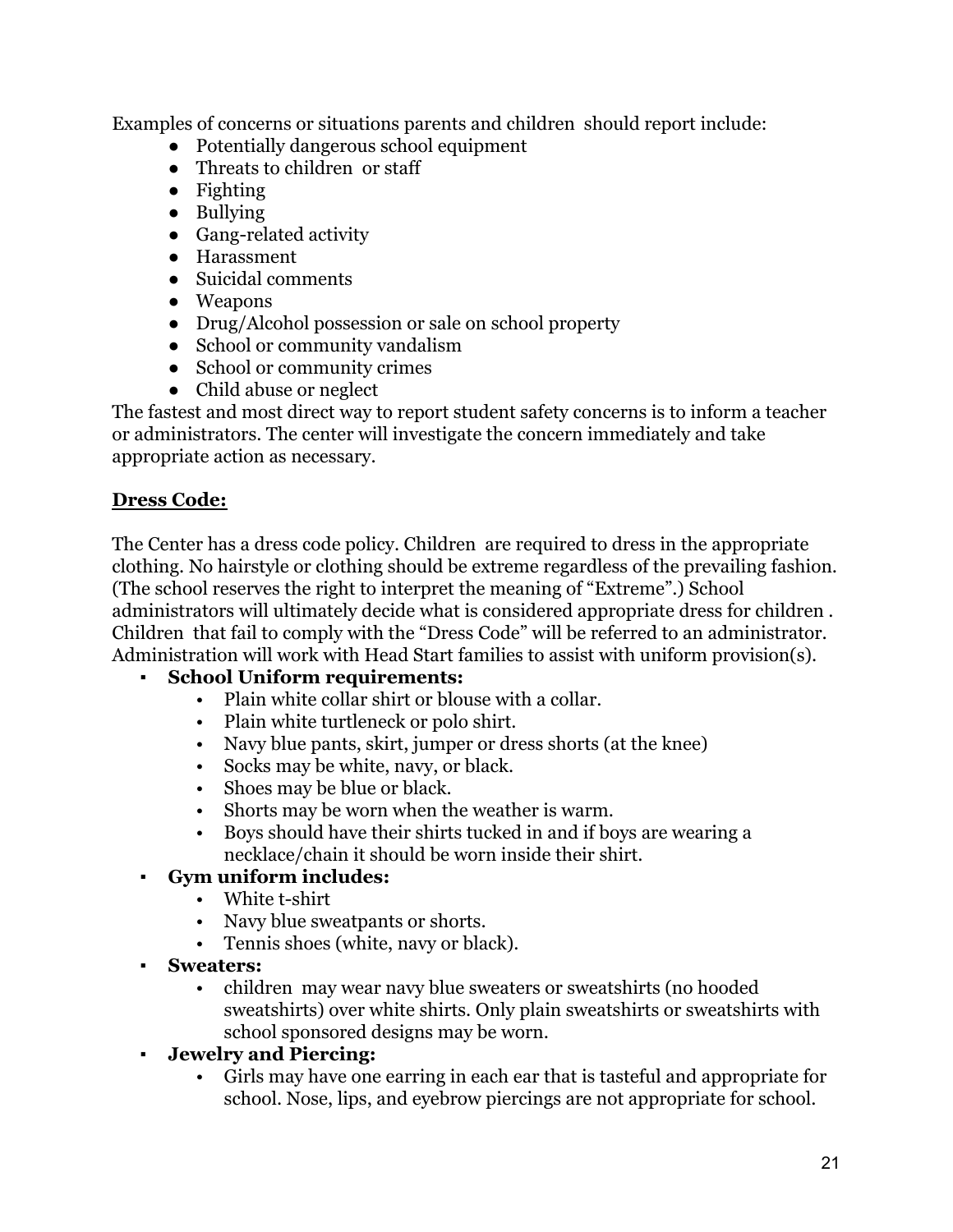Examples of concerns or situations parents and children should report include:

- Potentially dangerous school equipment
- Threats to children or staff
- Fighting
- Bullying
- Gang-related activity
- Harassment
- Suicidal comments
- Weapons
- Drug/Alcohol possession or sale on school property
- School or community vandalism
- School or community crimes
- Child abuse or neglect

The fastest and most direct way to report student safety concerns is to inform a teacher or administrators. The center will investigate the concern immediately and take appropriate action as necessary.

**Dress Code:**

The Center has a dress code policy. Children are required to dress in the appropriate clothing. No hairstyle or clothing should be extreme regardless of the prevailing fashion. (The school reserves the right to interpret the meaning of "Extreme".) School administrators will ultimately decide what is considered appropriate dress for children . Children that fail to comply with the "Dress Code" will be referred to an administrator. Administration will work with Head Start families to assist with uniform provision(s).

- **School Uniform requirements:**
  - Plain white collar shirt or blouse with a collar.
  - Plain white turtleneck or polo shirt.
  - Navy blue pants, skirt, jumper or dress shorts (at the knee)
  - Socks may be white, navy, or black.
  - Shoes may be blue or black.
  - Shorts may be worn when the weather is warm.
  - Boys should have their shirts tucked in and if boys are wearing a necklace/chain it should be worn inside their shirt.
- **Gym uniform includes:**
  - White t-shirt
  - Navy blue sweatpants or shorts.
  - Tennis shoes (white, navy or black).
- **Sweaters:**
  - children may wear navy blue sweaters or sweatshirts (no hooded sweatshirts) over white shirts. Only plain sweatshirts or sweatshirts with school sponsored designs may be worn.
- **Jewelry and Piercing:**
  - Girls may have one earring in each ear that is tasteful and appropriate for school. Nose, lips, and eyebrow piercings are not appropriate for school.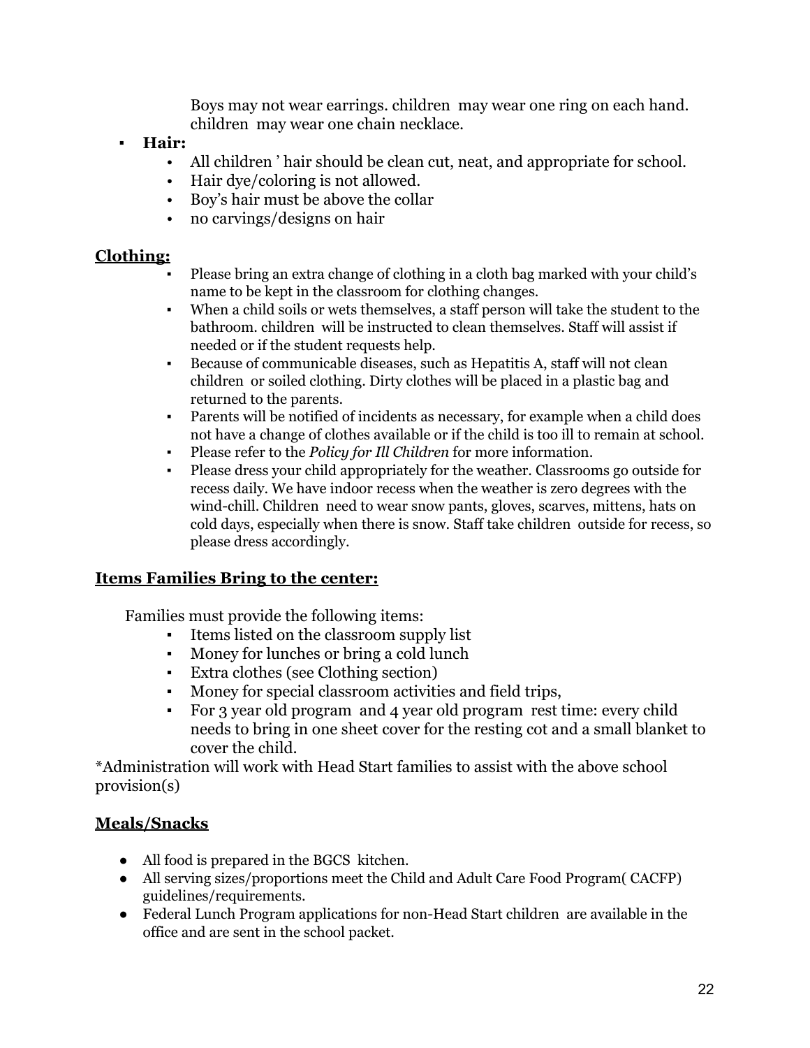Boys may not wear earrings. children  may wear one ring on each hand. children  may wear one chain necklace.

- **Hair:**
  - All children ' hair should be clean cut, neat, and appropriate for school.
  - Hair dye/coloring is not allowed.
  - Boy's hair must be above the collar
  - no carvings/designs on hair

## Clothing:

- Please bring an extra change of clothing in a cloth bag marked with your child's name to be kept in the classroom for clothing changes.
- When a child soils or wets themselves, a staff person will take the student to the bathroom. children  will be instructed to clean themselves. Staff will assist if needed or if the student requests help.
- Because of communicable diseases, such as Hepatitis A, staff will not clean children  or soiled clothing. Dirty clothes will be placed in a plastic bag and returned to the parents.
- Parents will be notified of incidents as necessary, for example when a child does not have a change of clothes available or if the child is too ill to remain at school.
- Please refer to the *Policy for Ill Children* for more information.
- Please dress your child appropriately for the weather. Classrooms go outside for recess daily. We have indoor recess when the weather is zero degrees with the wind-chill. Children  need to wear snow pants, gloves, scarves, mittens, hats on cold days, especially when there is snow. Staff take children  outside for recess, so please dress accordingly.

## Items Families Bring to the center:

Families must provide the following items:

- Items listed on the classroom supply list
- Money for lunches or bring a cold lunch
- Extra clothes (see Clothing section)
- Money for special classroom activities and field trips,
- For 3 year old program  and 4 year old program  rest time: every child needs to bring in one sheet cover for the resting cot and a small blanket to cover the child.

*Administration will work with Head Start families to assist with the above school provision(s)

## Meals/Snacks

- All food is prepared in the BGCS  kitchen.
- All serving sizes/proportions meet the Child and Adult Care Food Program( CACFP) guidelines/requirements.
- Federal Lunch Program applications for non-Head Start children  are available in the office and are sent in the school packet.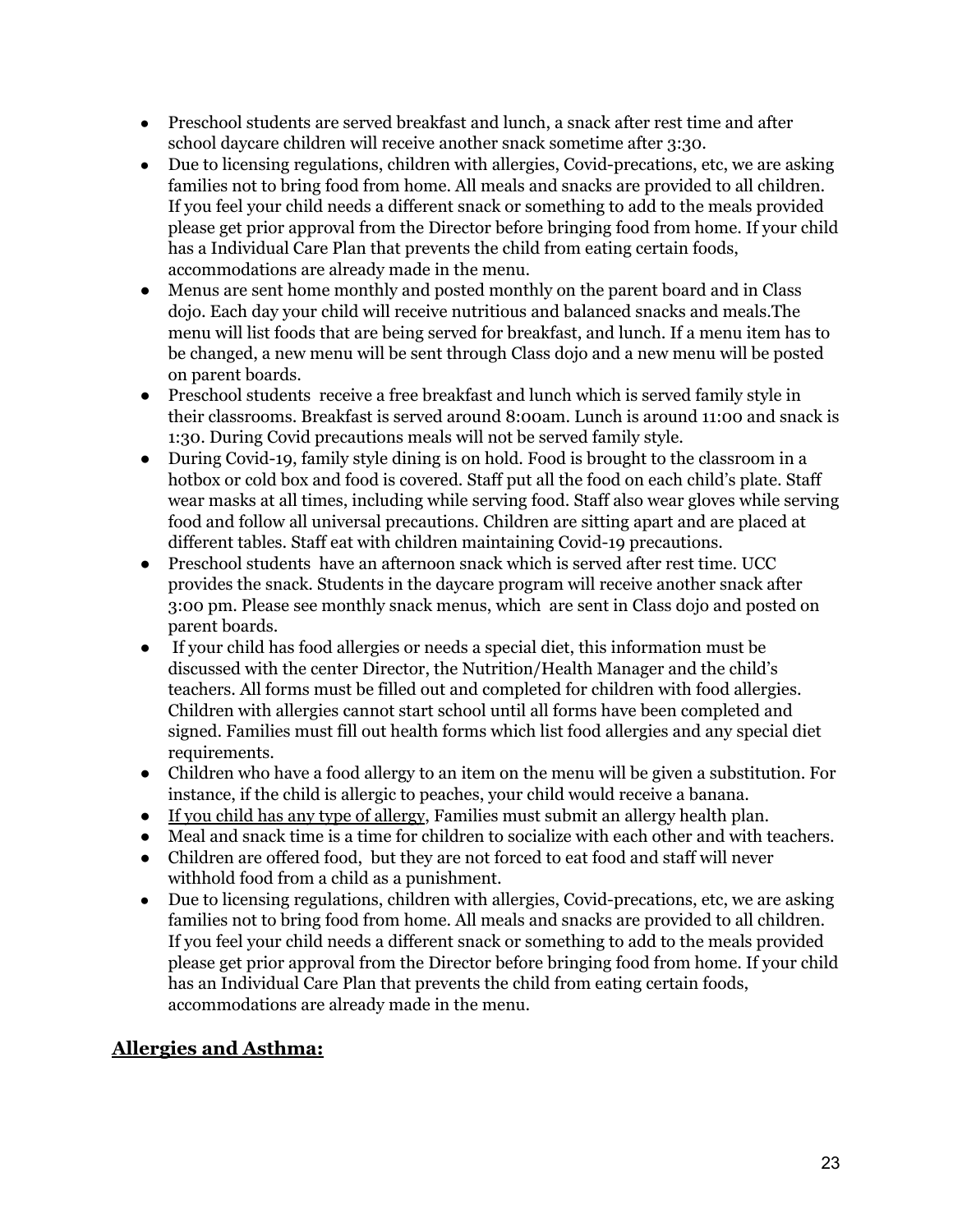- Preschool students are served breakfast and lunch, a snack after rest time and after school daycare children will receive another snack sometime after 3:30.
- Due to licensing regulations, children with allergies, Covid-precations, etc, we are asking families not to bring food from home. All meals and snacks are provided to all children. If you feel your child needs a different snack or something to add to the meals provided please get prior approval from the Director before bringing food from home. If your child has a Individual Care Plan that prevents the child from eating certain foods, accommodations are already made in the menu.
- Menus are sent home monthly and posted monthly on the parent board and in Class dojo. Each day your child will receive nutritious and balanced snacks and meals.The menu will list foods that are being served for breakfast, and lunch. If a menu item has to be changed, a new menu will be sent through Class dojo and a new menu will be posted on parent boards.
- Preschool students receive a free breakfast and lunch which is served family style in their classrooms. Breakfast is served around 8:00am. Lunch is around 11:00 and snack is 1:30. During Covid precautions meals will not be served family style.
- During Covid-19, family style dining is on hold. Food is brought to the classroom in a hotbox or cold box and food is covered. Staff put all the food on each child's plate. Staff wear masks at all times, including while serving food. Staff also wear gloves while serving food and follow all universal precautions. Children are sitting apart and are placed at different tables. Staff eat with children maintaining Covid-19 precautions.
- Preschool students have an afternoon snack which is served after rest time. UCC provides the snack. Students in the daycare program will receive another snack after 3:00 pm. Please see monthly snack menus, which are sent in Class dojo and posted on parent boards.
- If your child has food allergies or needs a special diet, this information must be discussed with the center Director, the Nutrition/Health Manager and the child's teachers. All forms must be filled out and completed for children with food allergies. Children with allergies cannot start school until all forms have been completed and signed. Families must fill out health forms which list food allergies and any special diet requirements.
- Children who have a food allergy to an item on the menu will be given a substitution. For instance, if the child is allergic to peaches, your child would receive a banana.
- <u>If you child has any type of allergy</u>, Families must submit an allergy health plan.
- Meal and snack time is a time for children to socialize with each other and with teachers.
- Children are offered food, but they are not forced to eat food and staff will never withhold food from a child as a punishment.
- Due to licensing regulations, children with allergies, Covid-precations, etc, we are asking families not to bring food from home. All meals and snacks are provided to all children. If you feel your child needs a different snack or something to add to the meals provided please get prior approval from the Director before bringing food from home. If your child has an Individual Care Plan that prevents the child from eating certain foods, accommodations are already made in the menu.

## **<u>Allergies and Asthma:</u>**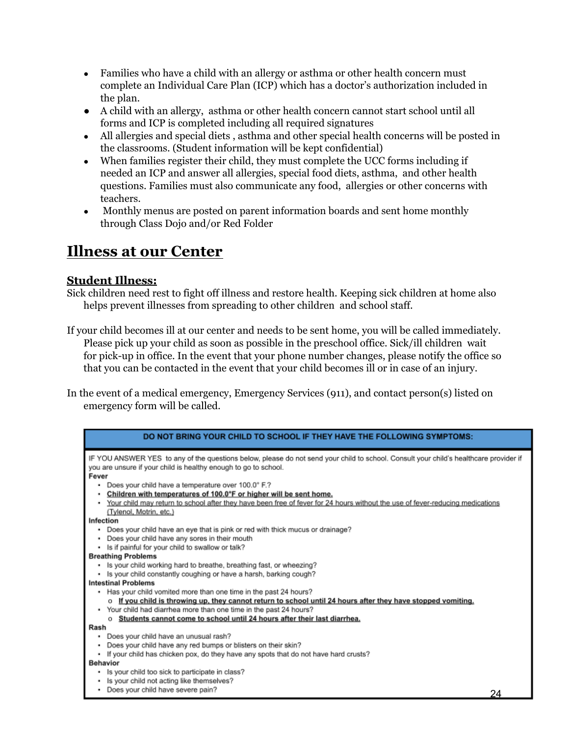- Families who have a child with an allergy or asthma or other health concern must complete an Individual Care Plan (ICP) which has a doctor's authorization included in the plan.
- A child with an allergy, asthma or other health concern cannot start school until all forms and ICP is completed including all required signatures
- All allergies and special diets , asthma and other special health concerns will be posted in the classrooms. (Student information will be kept confidential)
- When families register their child, they must complete the UCC forms including if needed an ICP and answer all allergies, special food diets, asthma, and other health questions. Families must also communicate any food, allergies or other concerns with teachers.
- Monthly menus are posted on parent information boards and sent home monthly through Class Dojo and/or Red Folder

# Illness at our Center

## Student Illness:

Sick children need rest to fight off illness and restore health. Keeping sick children at home also helps prevent illnesses from spreading to other children and school staff.

If your child becomes ill at our center and needs to be sent home, you will be called immediately. Please pick up your child as soon as possible in the preschool office. Sick/ill children wait for pick-up in office. In the event that your phone number changes, please notify the office so that you can be contacted in the event that your child becomes ill or in case of an injury.

In the event of a medical emergency, Emergency Services (911), and contact person(s) listed on emergency form will be called.

**DO NOT BRING YOUR CHILD TO SCHOOL IF THEY HAVE THE FOLLOWING SYMPTOMS:**

IF YOU ANSWER YES to any of the questions below, please do not send your child to school. Consult your child's healthcare provider if you are unsure if your child is healthy enough to go to school.

**Fever**

- Does your child have a temperature over 100.0° F.?
- **Children with temperatures of 100.0°F or higher will be sent home.**
- Your child may return to school after they have been free of fever for 24 hours without the use of fever-reducing medications (Tylenol, Motrin, etc.)

**Infection**

- Does your child have an eye that is pink or red with thick mucus or drainage?
- Does your child have any sores in their mouth
- Is if painful for your child to swallow or talk?

**Breathing Problems**

- Is your child working hard to breathe, breathing fast, or wheezing?
- Is your child constantly coughing or have a harsh, barking cough?

**Intestinal Problems**

- Has your child vomited more than one time in the past 24 hours?
  - **If you child is throwing up, they cannot return to school until 24 hours after they have stopped vomiting.**
- Your child had diarrhea more than one time in the past 24 hours?
  - **Students cannot come to school until 24 hours after their last diarrhea.**

**Rash**

- Does your child have an unusual rash?
- Does your child have any red bumps or blisters on their skin?
- If your child has chicken pox, do they have any spots that do not have hard crusts?

**Behavior**

- Is your child too sick to participate in class?
- Is your child not acting like themselves?
- Does your child have severe pain?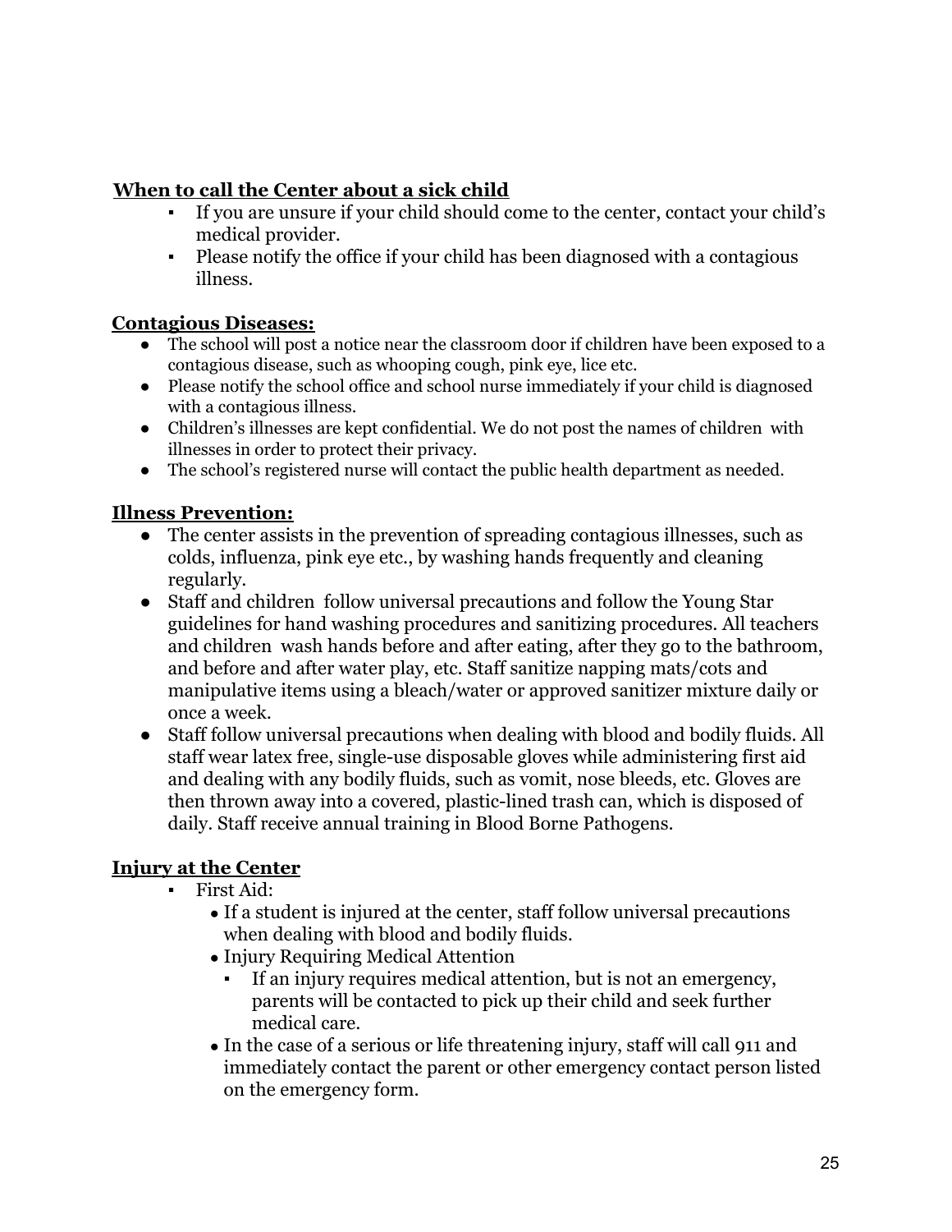**When to call the Center about a sick child**

- If you are unsure if your child should come to the center, contact your child's medical provider.
- Please notify the office if your child has been diagnosed with a contagious illness.

**Contagious Diseases:**

- The school will post a notice near the classroom door if children have been exposed to a contagious disease, such as whooping cough, pink eye, lice etc.
- Please notify the school office and school nurse immediately if your child is diagnosed with a contagious illness.
- Children's illnesses are kept confidential. We do not post the names of children with illnesses in order to protect their privacy.
- The school's registered nurse will contact the public health department as needed.

**Illness Prevention:**

- The center assists in the prevention of spreading contagious illnesses, such as colds, influenza, pink eye etc., by washing hands frequently and cleaning regularly.
- Staff and children follow universal precautions and follow the Young Star guidelines for hand washing procedures and sanitizing procedures. All teachers and children wash hands before and after eating, after they go to the bathroom, and before and after water play, etc. Staff sanitize napping mats/cots and manipulative items using a bleach/water or approved sanitizer mixture daily or once a week.
- Staff follow universal precautions when dealing with blood and bodily fluids. All staff wear latex free, single-use disposable gloves while administering first aid and dealing with any bodily fluids, such as vomit, nose bleeds, etc. Gloves are then thrown away into a covered, plastic-lined trash can, which is disposed of daily. Staff receive annual training in Blood Borne Pathogens.

**Injury at the Center**

- First Aid:
  - If a student is injured at the center, staff follow universal precautions when dealing with blood and bodily fluids.
  - Injury Requiring Medical Attention
    - If an injury requires medical attention, but is not an emergency, parents will be contacted to pick up their child and seek further medical care.
  - In the case of a serious or life threatening injury, staff will call 911 and immediately contact the parent or other emergency contact person listed on the emergency form.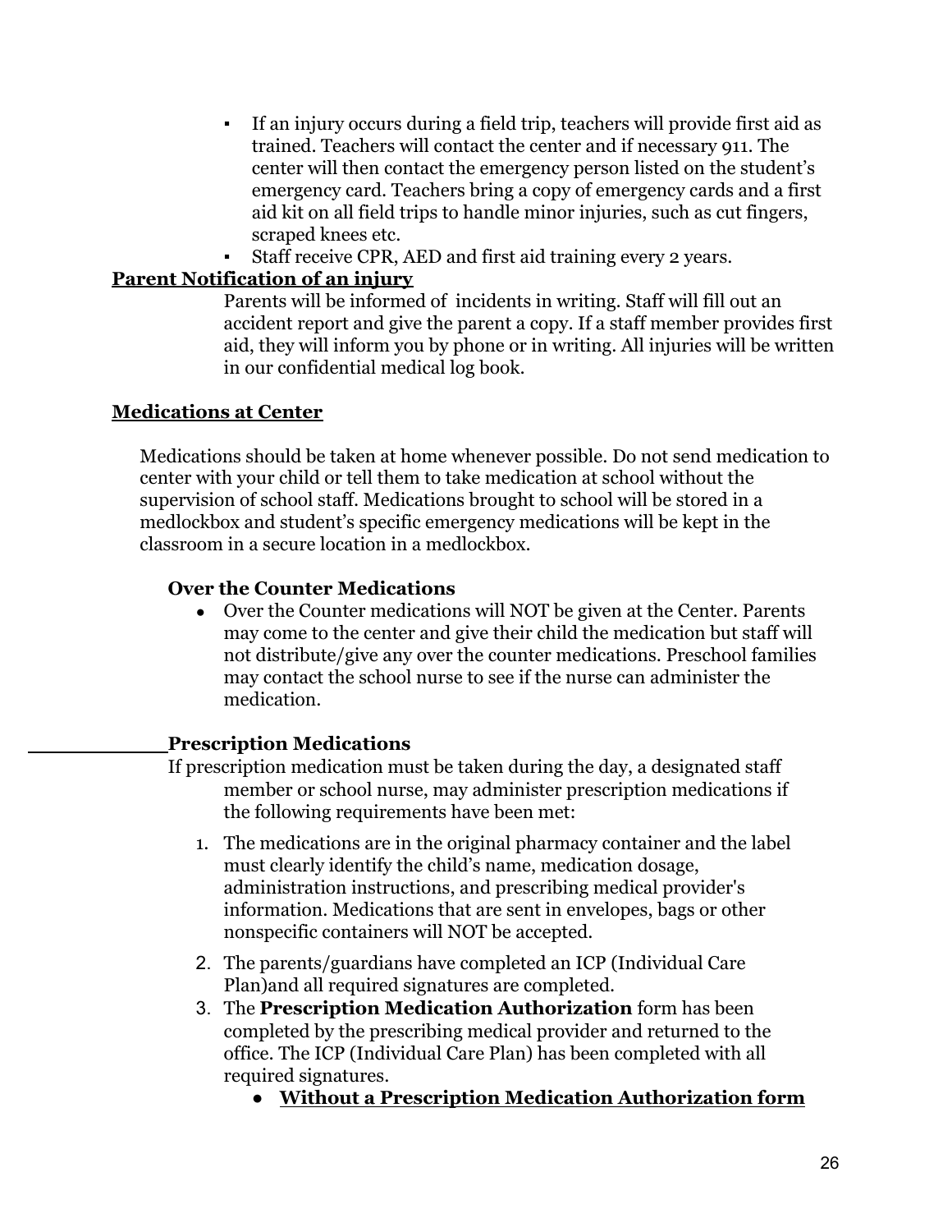- If an injury occurs during a field trip, teachers will provide first aid as trained. Teachers will contact the center and if necessary 911. The center will then contact the emergency person listed on the student's emergency card. Teachers bring a copy of emergency cards and a first aid kit on all field trips to handle minor injuries, such as cut fingers, scraped knees etc.
- Staff receive CPR, AED and first aid training every 2 years.

**Parent Notification of an injury**

Parents will be informed of incidents in writing. Staff will fill out an accident report and give the parent a copy. If a staff member provides first aid, they will inform you by phone or in writing. All injuries will be written in our confidential medical log book.

**Medications at Center**

Medications should be taken at home whenever possible. Do not send medication to center with your child or tell them to take medication at school without the supervision of school staff. Medications brought to school will be stored in a medlockbox and student's specific emergency medications will be kept in the classroom in a secure location in a medlockbox.

**Over the Counter Medications**

- Over the Counter medications will NOT be given at the Center. Parents may come to the center and give their child the medication but staff will not distribute/give any over the counter medications. Preschool families may contact the school nurse to see if the nurse can administer the medication.

**Prescription Medications**

If prescription medication must be taken during the day, a designated staff member or school nurse, may administer prescription medications if the following requirements have been met:

1. The medications are in the original pharmacy container and the label must clearly identify the child's name, medication dosage, administration instructions, and prescribing medical provider's information. Medications that are sent in envelopes, bags or other nonspecific containers will NOT be accepted.
2. The parents/guardians have completed an ICP (Individual Care Plan)and all required signatures are completed.
3. The **Prescription Medication Authorization** form has been completed by the prescribing medical provider and returned to the office. The ICP (Individual Care Plan) has been completed with all required signatures.
   - **Without a Prescription Medication Authorization form**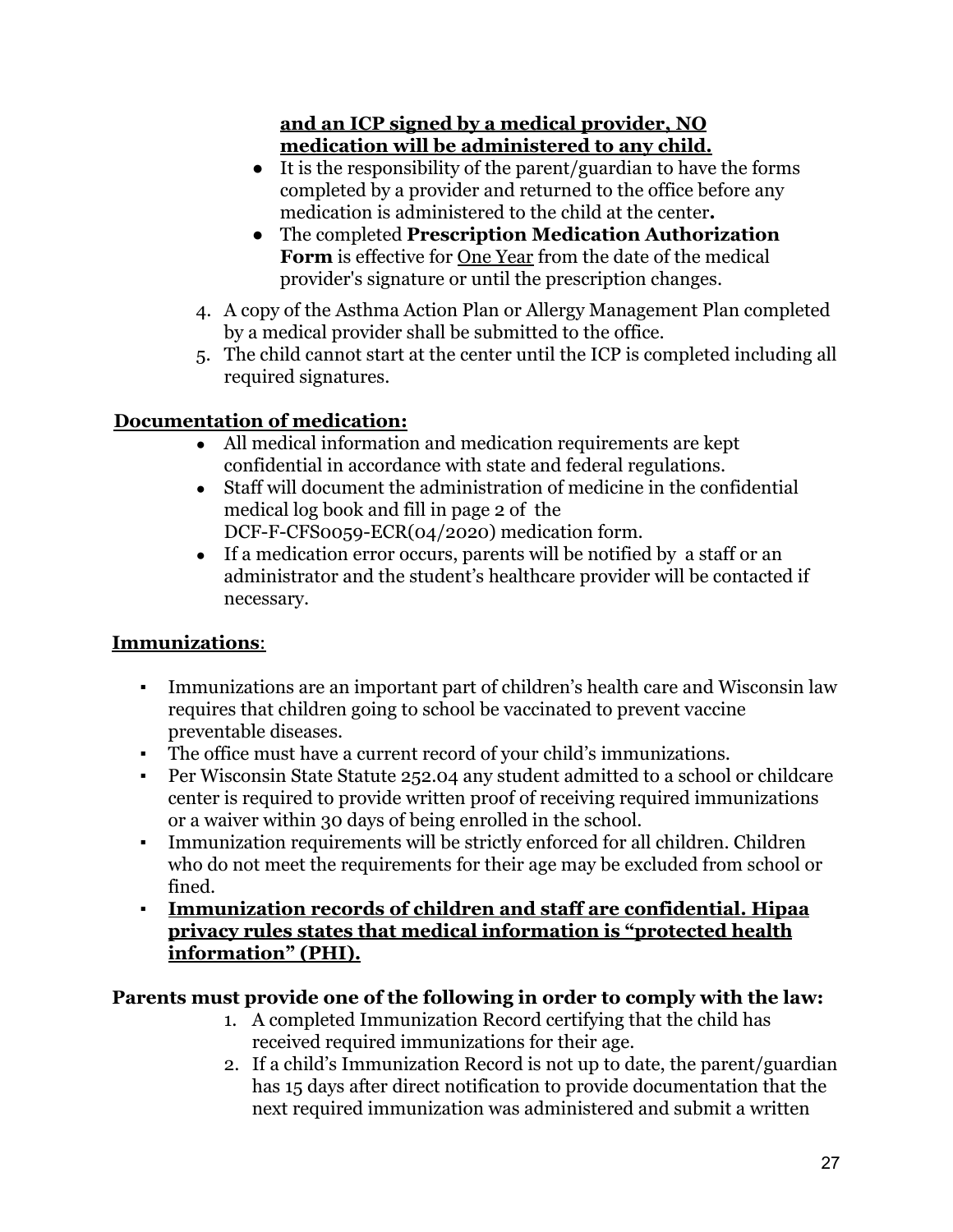**and an ICP signed by a medical provider, NO medication will be administered to any child.**

- It is the responsibility of the parent/guardian to have the forms completed by a provider and returned to the office before any medication is administered to the child at the center**.**
- The completed **Prescription Medication Authorization Form** is effective for One Year from the date of the medical provider's signature or until the prescription changes.

4. A copy of the Asthma Action Plan or Allergy Management Plan completed by a medical provider shall be submitted to the office.
5. The child cannot start at the center until the ICP is completed including all required signatures.

**Documentation of medication:**

- All medical information and medication requirements are kept confidential in accordance with state and federal regulations.
- Staff will document the administration of medicine in the confidential medical log book and fill in page 2 of the DCF-F-CFS0059-ECR(04/2020) medication form.
- If a medication error occurs, parents will be notified by a staff or an administrator and the student's healthcare provider will be contacted if necessary.

**Immunizations**:

- Immunizations are an important part of children's health care and Wisconsin law requires that children going to school be vaccinated to prevent vaccine preventable diseases.
- The office must have a current record of your child's immunizations.
- Per Wisconsin State Statute 252.04 any student admitted to a school or childcare center is required to provide written proof of receiving required immunizations or a waiver within 30 days of being enrolled in the school.
- Immunization requirements will be strictly enforced for all children. Children who do not meet the requirements for their age may be excluded from school or fined.
- **Immunization records of children and staff are confidential. Hipaa privacy rules states that medical information is "protected health information" (PHI).**

**Parents must provide one of the following in order to comply with the law:**

1. A completed Immunization Record certifying that the child has received required immunizations for their age.
2. If a child's Immunization Record is not up to date, the parent/guardian has 15 days after direct notification to provide documentation that the next required immunization was administered and submit a written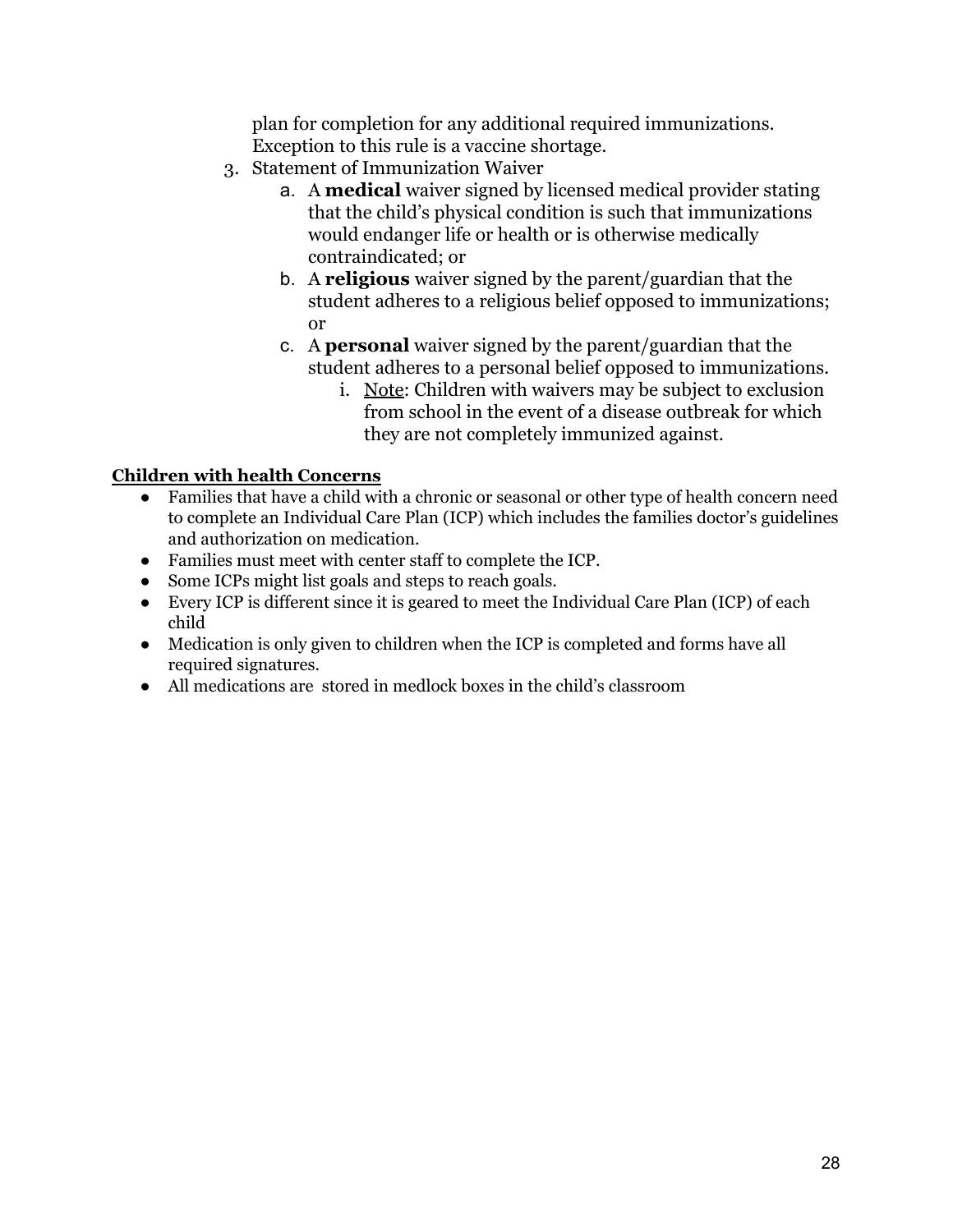plan for completion for any additional required immunizations. Exception to this rule is a vaccine shortage.

3. Statement of Immunization Waiver
    a. A **medical** waiver signed by licensed medical provider stating that the child's physical condition is such that immunizations would endanger life or health or is otherwise medically contraindicated; or
    b. A **religious** waiver signed by the parent/guardian that the student adheres to a religious belief opposed to immunizations; or
    c. A **personal** waiver signed by the parent/guardian that the student adheres to a personal belief opposed to immunizations.
        i. <u>Note</u>: Children with waivers may be subject to exclusion from school in the event of a disease outbreak for which they are not completely immunized against.

**<u>Children with health Concerns</u>**

- Families that have a child with a chronic or seasonal or other type of health concern need to complete an Individual Care Plan (ICP) which includes the families doctor's guidelines and authorization on medication.
- Families must meet with center staff to complete the ICP.
- Some ICPs might list goals and steps to reach goals.
- Every ICP is different since it is geared to meet the Individual Care Plan (ICP) of each child
- Medication is only given to children when the ICP is completed and forms have all required signatures.
- All medications are stored in medlock boxes in the child's classroom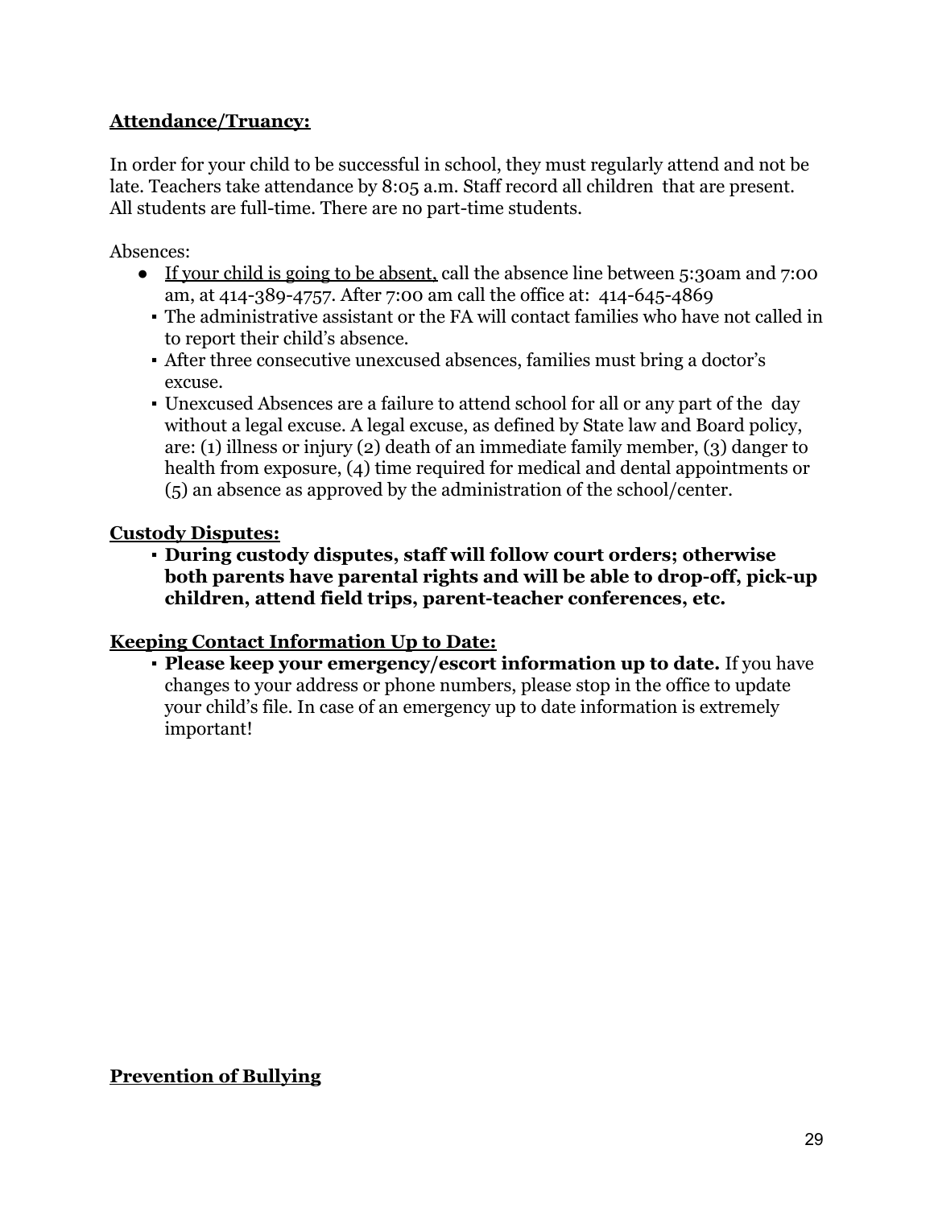**Attendance/Truancy:**

In order for your child to be successful in school, they must regularly attend and not be late. Teachers take attendance by 8:05 a.m. Staff record all children that are present. All students are full-time. There are no part-time students.

Absences:

- If your child is going to be absent, call the absence line between 5:30am and 7:00 am, at 414-389-4757. After 7:00 am call the office at: 414-645-4869
  - The administrative assistant or the FA will contact families who have not called in to report their child's absence.
  - After three consecutive unexcused absences, families must bring a doctor's excuse.
  - Unexcused Absences are a failure to attend school for all or any part of the day without a legal excuse. A legal excuse, as defined by State law and Board policy, are: (1) illness or injury (2) death of an immediate family member, (3) danger to health from exposure, (4) time required for medical and dental appointments or (5) an absence as approved by the administration of the school/center.

**Custody Disputes:**

- **During custody disputes, staff will follow court orders; otherwise both parents have parental rights and will be able to drop-off, pick-up children, attend field trips, parent-teacher conferences, etc.**

**Keeping Contact Information Up to Date:**

- **Please keep your emergency/escort information up to date.** If you have changes to your address or phone numbers, please stop in the office to update your child's file. In case of an emergency up to date information is extremely important!

**Prevention of Bullying**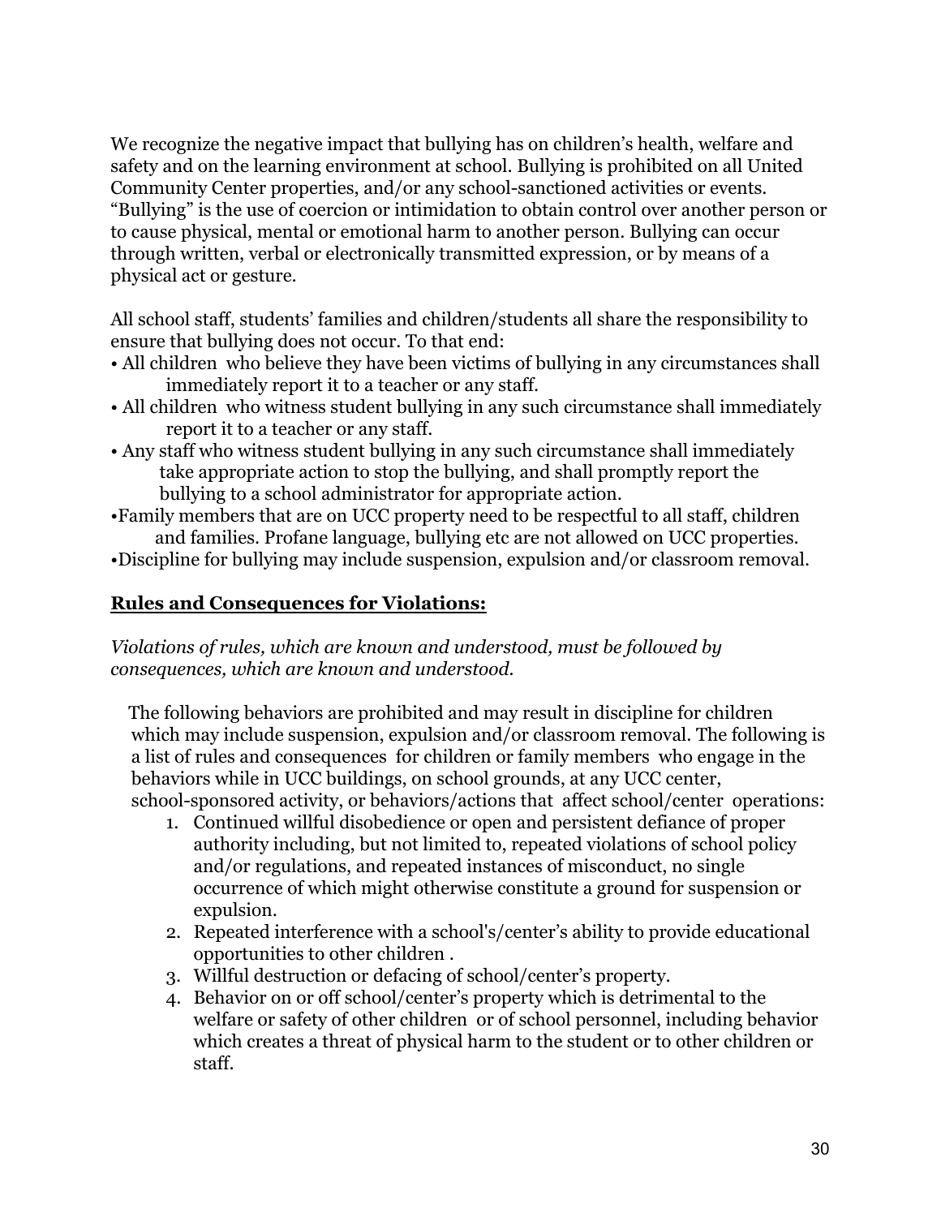We recognize the negative impact that bullying has on children's health, welfare and safety and on the learning environment at school. Bullying is prohibited on all United Community Center properties, and/or any school-sanctioned activities or events. "Bullying" is the use of coercion or intimidation to obtain control over another person or to cause physical, mental or emotional harm to another person. Bullying can occur through written, verbal or electronically transmitted expression, or by means of a physical act or gesture.

All school staff, students' families and children/students all share the responsibility to ensure that bullying does not occur. To that end:

- All children who believe they have been victims of bullying in any circumstances shall immediately report it to a teacher or any staff.
- All children who witness student bullying in any such circumstance shall immediately report it to a teacher or any staff.
- Any staff who witness student bullying in any such circumstance shall immediately take appropriate action to stop the bullying, and shall promptly report the bullying to a school administrator for appropriate action.
- Family members that are on UCC property need to be respectful to all staff, children and families. Profane language, bullying etc are not allowed on UCC properties.
- Discipline for bullying may include suspension, expulsion and/or classroom removal.

## Rules and Consequences for Violations:

*Violations of rules, which are known and understood, must be followed by consequences, which are known and understood.*

The following behaviors are prohibited and may result in discipline for children which may include suspension, expulsion and/or classroom removal. The following is a list of rules and consequences for children or family members who engage in the behaviors while in UCC buildings, on school grounds, at any UCC center, school-sponsored activity, or behaviors/actions that affect school/center operations:

1. Continued willful disobedience or open and persistent defiance of proper authority including, but not limited to, repeated violations of school policy and/or regulations, and repeated instances of misconduct, no single occurrence of which might otherwise constitute a ground for suspension or expulsion.
2. Repeated interference with a school's/center's ability to provide educational opportunities to other children .
3. Willful destruction or defacing of school/center's property.
4. Behavior on or off school/center's property which is detrimental to the welfare or safety of other children or of school personnel, including behavior which creates a threat of physical harm to the student or to other children or staff.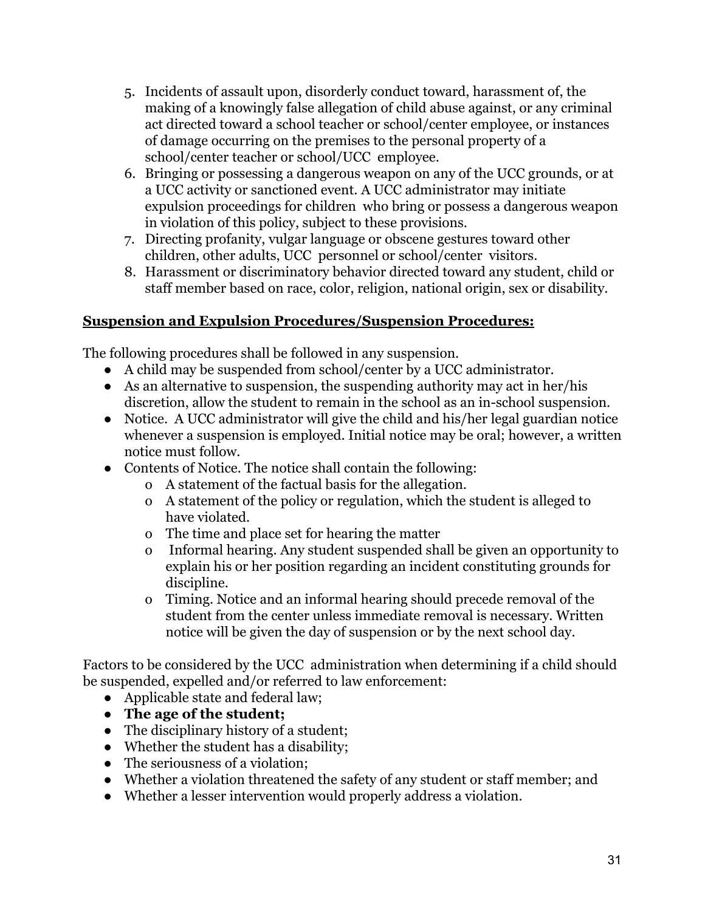5. Incidents of assault upon, disorderly conduct toward, harassment of, the making of a knowingly false allegation of child abuse against, or any criminal act directed toward a school teacher or school/center employee, or instances of damage occurring on the premises to the personal property of a school/center teacher or school/UCC employee.
6. Bringing or possessing a dangerous weapon on any of the UCC grounds, or at a UCC activity or sanctioned event. A UCC administrator may initiate expulsion proceedings for children who bring or possess a dangerous weapon in violation of this policy, subject to these provisions.
7. Directing profanity, vulgar language or obscene gestures toward other children, other adults, UCC personnel or school/center visitors.
8. Harassment or discriminatory behavior directed toward any student, child or staff member based on race, color, religion, national origin, sex or disability.

**Suspension and Expulsion Procedures/Suspension Procedures:**

The following procedures shall be followed in any suspension.

- A child may be suspended from school/center by a UCC administrator.
- As an alternative to suspension, the suspending authority may act in her/his discretion, allow the student to remain in the school as an in-school suspension.
- Notice. A UCC administrator will give the child and his/her legal guardian notice whenever a suspension is employed. Initial notice may be oral; however, a written notice must follow.
- Contents of Notice. The notice shall contain the following:
  - A statement of the factual basis for the allegation.
  - A statement of the policy or regulation, which the student is alleged to have violated.
  - The time and place set for hearing the matter
  - Informal hearing. Any student suspended shall be given an opportunity to explain his or her position regarding an incident constituting grounds for discipline.
  - Timing. Notice and an informal hearing should precede removal of the student from the center unless immediate removal is necessary. Written notice will be given the day of suspension or by the next school day.

Factors to be considered by the UCC administration when determining if a child should be suspended, expelled and/or referred to law enforcement:

- Applicable state and federal law;
- **The age of the student;**
- The disciplinary history of a student;
- Whether the student has a disability;
- The seriousness of a violation;
- Whether a violation threatened the safety of any student or staff member; and
- Whether a lesser intervention would properly address a violation.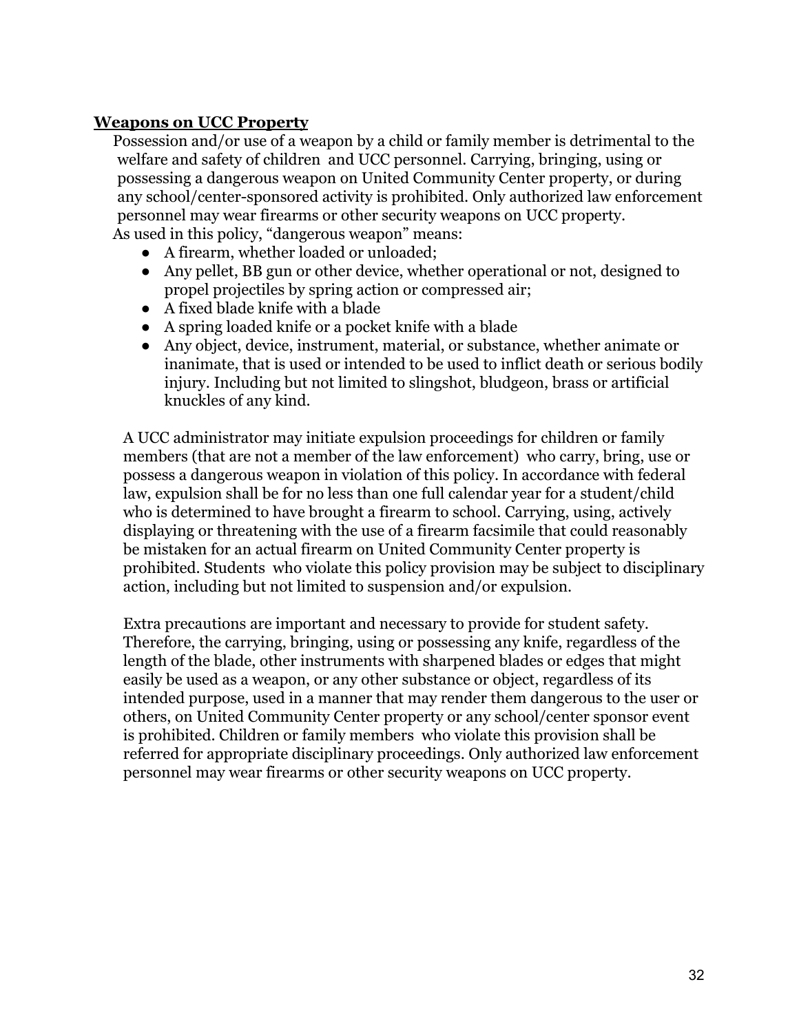**Weapons on UCC Property**

Possession and/or use of a weapon by a child or family member is detrimental to the welfare and safety of children and UCC personnel. Carrying, bringing, using or possessing a dangerous weapon on United Community Center property, or during any school/center-sponsored activity is prohibited. Only authorized law enforcement personnel may wear firearms or other security weapons on UCC property.

As used in this policy, "dangerous weapon" means:

- A firearm, whether loaded or unloaded;
- Any pellet, BB gun or other device, whether operational or not, designed to propel projectiles by spring action or compressed air;
- A fixed blade knife with a blade
- A spring loaded knife or a pocket knife with a blade
- Any object, device, instrument, material, or substance, whether animate or inanimate, that is used or intended to be used to inflict death or serious bodily injury. Including but not limited to slingshot, bludgeon, brass or artificial knuckles of any kind.

A UCC administrator may initiate expulsion proceedings for children or family members (that are not a member of the law enforcement) who carry, bring, use or possess a dangerous weapon in violation of this policy. In accordance with federal law, expulsion shall be for no less than one full calendar year for a student/child who is determined to have brought a firearm to school. Carrying, using, actively displaying or threatening with the use of a firearm facsimile that could reasonably be mistaken for an actual firearm on United Community Center property is prohibited. Students who violate this policy provision may be subject to disciplinary action, including but not limited to suspension and/or expulsion.

Extra precautions are important and necessary to provide for student safety. Therefore, the carrying, bringing, using or possessing any knife, regardless of the length of the blade, other instruments with sharpened blades or edges that might easily be used as a weapon, or any other substance or object, regardless of its intended purpose, used in a manner that may render them dangerous to the user or others, on United Community Center property or any school/center sponsor event is prohibited. Children or family members who violate this provision shall be referred for appropriate disciplinary proceedings. Only authorized law enforcement personnel may wear firearms or other security weapons on UCC property.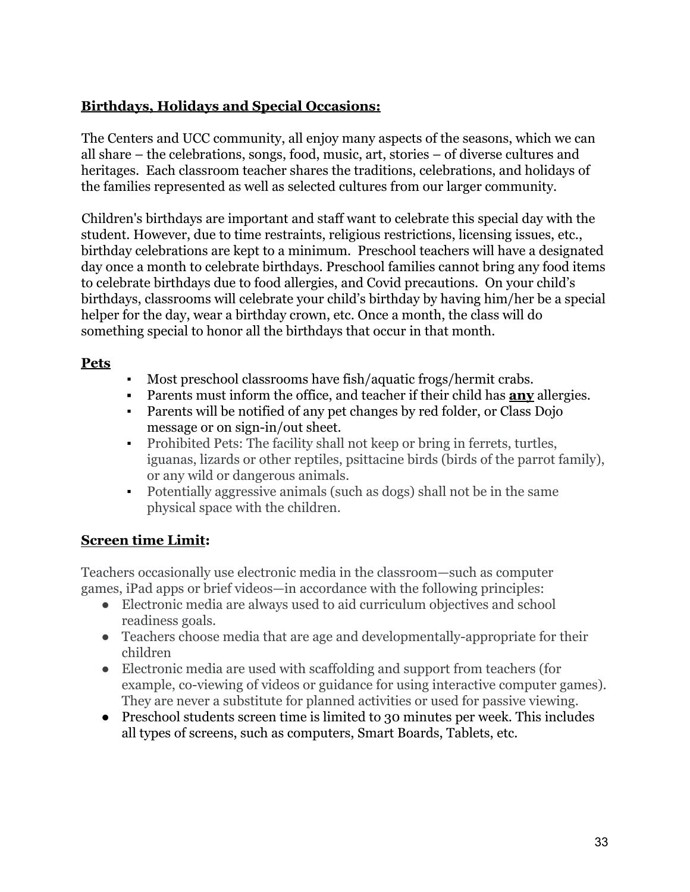## **Birthdays, Holidays and Special Occasions:**

The Centers and UCC community, all enjoy many aspects of the seasons, which we can all share – the celebrations, songs, food, music, art, stories – of diverse cultures and heritages. Each classroom teacher shares the traditions, celebrations, and holidays of the families represented as well as selected cultures from our larger community.

Children's birthdays are important and staff want to celebrate this special day with the student. However, due to time restraints, religious restrictions, licensing issues, etc., birthday celebrations are kept to a minimum. Preschool teachers will have a designated day once a month to celebrate birthdays. Preschool families cannot bring any food items to celebrate birthdays due to food allergies, and Covid precautions. On your child's birthdays, classrooms will celebrate your child's birthday by having him/her be a special helper for the day, wear a birthday crown, etc. Once a month, the class will do something special to honor all the birthdays that occur in that month.

## **Pets**

- Most preschool classrooms have fish/aquatic frogs/hermit crabs.
- Parents must inform the office, and teacher if their child has **any** allergies.
- Parents will be notified of any pet changes by red folder, or Class Dojo message or on sign-in/out sheet.
- Prohibited Pets: The facility shall not keep or bring in ferrets, turtles, iguanas, lizards or other reptiles, psittacine birds (birds of the parrot family), or any wild or dangerous animals.
- Potentially aggressive animals (such as dogs) shall not be in the same physical space with the children.

## **Screen time Limit:**

Teachers occasionally use electronic media in the classroom—such as computer games, iPad apps or brief videos—in accordance with the following principles:

- Electronic media are always used to aid curriculum objectives and school readiness goals.
- Teachers choose media that are age and developmentally-appropriate for their children
- Electronic media are used with scaffolding and support from teachers (for example, co-viewing of videos or guidance for using interactive computer games). They are never a substitute for planned activities or used for passive viewing.
- Preschool students screen time is limited to 30 minutes per week. This includes all types of screens, such as computers, Smart Boards, Tablets, etc.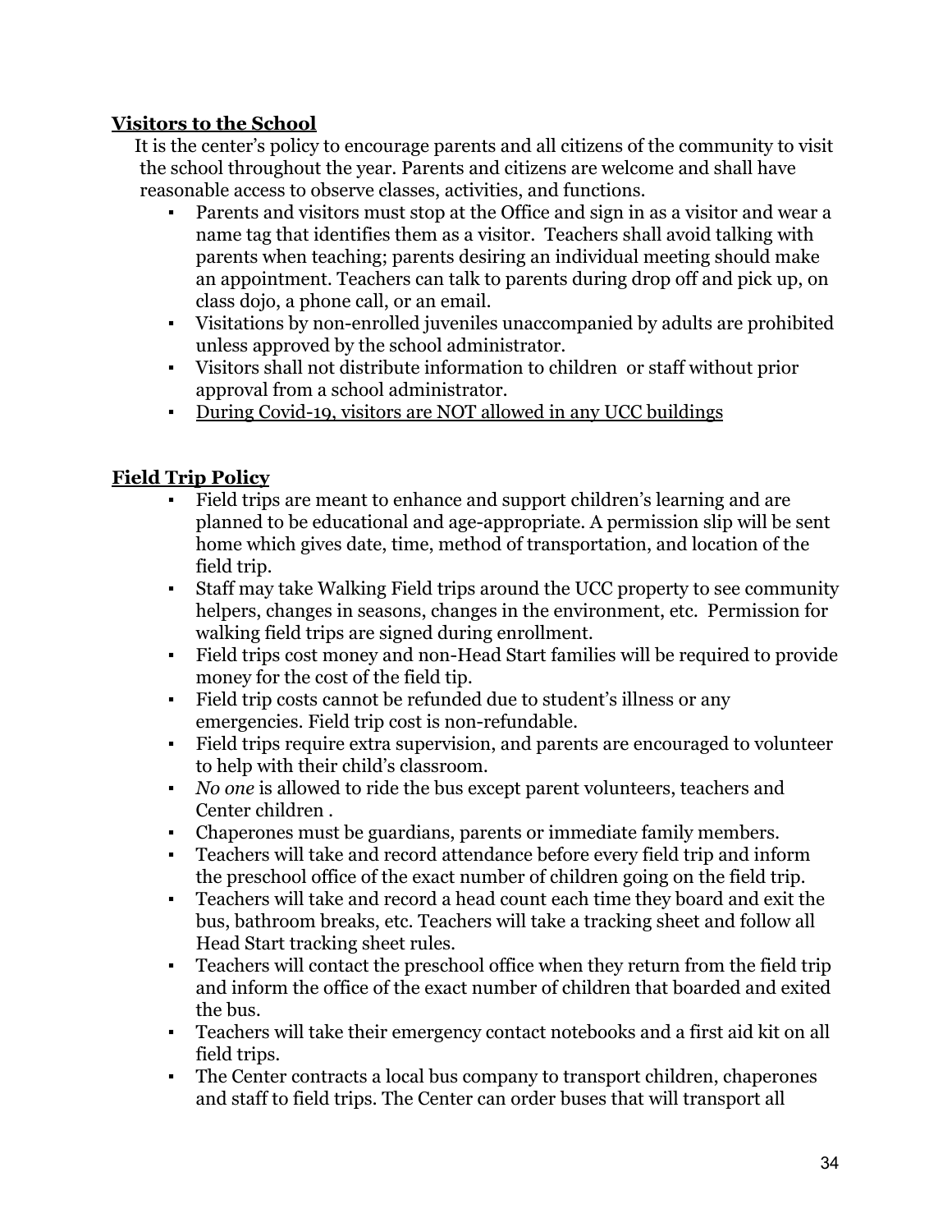## Visitors to the School

It is the center's policy to encourage parents and all citizens of the community to visit the school throughout the year. Parents and citizens are welcome and shall have reasonable access to observe classes, activities, and functions.

- Parents and visitors must stop at the Office and sign in as a visitor and wear a name tag that identifies them as a visitor. Teachers shall avoid talking with parents when teaching; parents desiring an individual meeting should make an appointment. Teachers can talk to parents during drop off and pick up, on class dojo, a phone call, or an email.
- Visitations by non-enrolled juveniles unaccompanied by adults are prohibited unless approved by the school administrator.
- Visitors shall not distribute information to children or staff without prior approval from a school administrator.
- <u>During Covid-19, visitors are NOT allowed in any UCC buildings</u>

## Field Trip Policy

- Field trips are meant to enhance and support children's learning and are planned to be educational and age-appropriate. A permission slip will be sent home which gives date, time, method of transportation, and location of the field trip.
- Staff may take Walking Field trips around the UCC property to see community helpers, changes in seasons, changes in the environment, etc. Permission for walking field trips are signed during enrollment.
- Field trips cost money and non-Head Start families will be required to provide money for the cost of the field tip.
- Field trip costs cannot be refunded due to student's illness or any emergencies. Field trip cost is non-refundable.
- Field trips require extra supervision, and parents are encouraged to volunteer to help with their child's classroom.
- *No one* is allowed to ride the bus except parent volunteers, teachers and Center children .
- Chaperones must be guardians, parents or immediate family members.
- Teachers will take and record attendance before every field trip and inform the preschool office of the exact number of children going on the field trip.
- Teachers will take and record a head count each time they board and exit the bus, bathroom breaks, etc. Teachers will take a tracking sheet and follow all Head Start tracking sheet rules.
- Teachers will contact the preschool office when they return from the field trip and inform the office of the exact number of children that boarded and exited the bus.
- Teachers will take their emergency contact notebooks and a first aid kit on all field trips.
- The Center contracts a local bus company to transport children, chaperones and staff to field trips. The Center can order buses that will transport all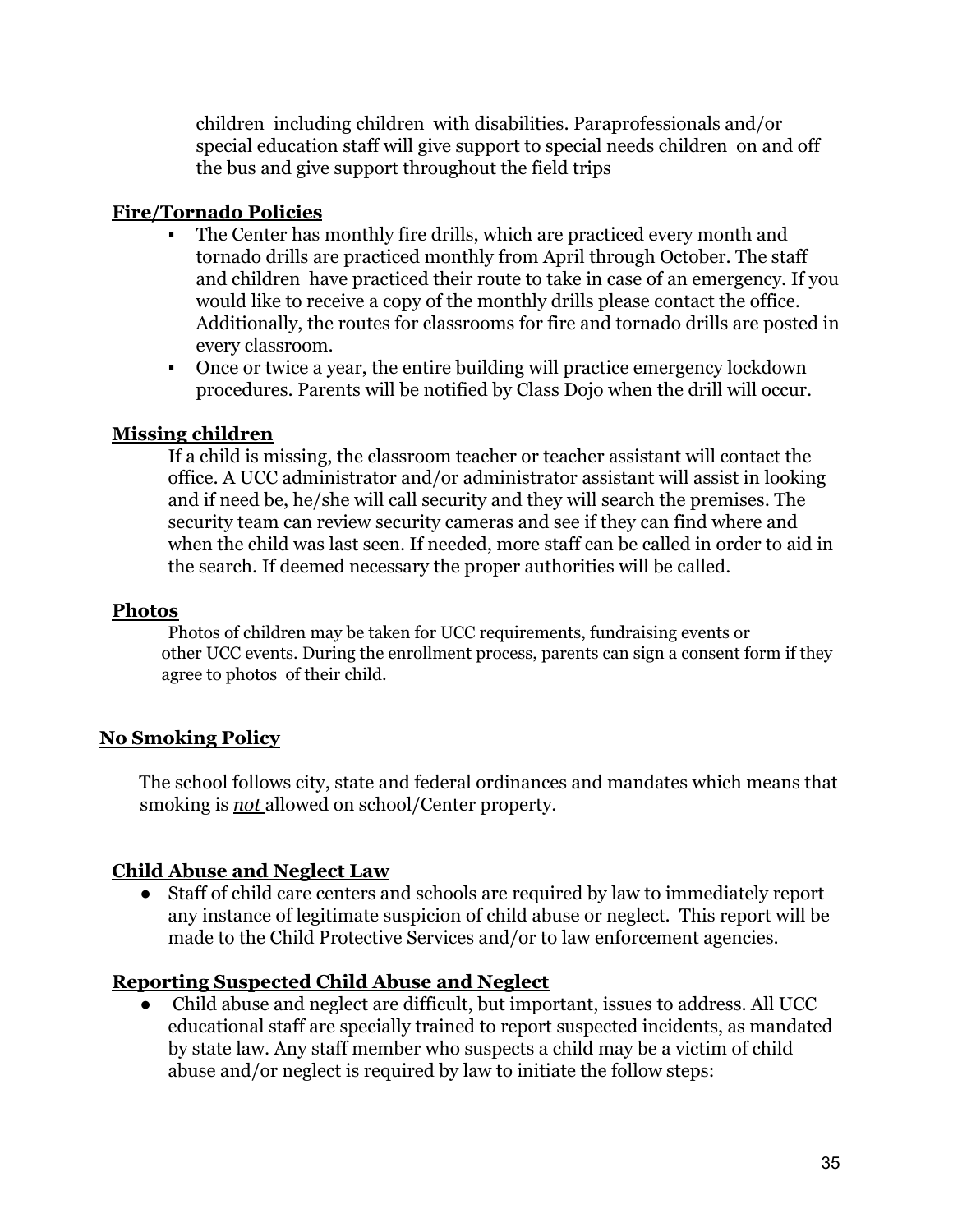children including children with disabilities. Paraprofessionals and/or special education staff will give support to special needs children on and off the bus and give support throughout the field trips

## Fire/Tornado Policies

- The Center has monthly fire drills, which are practiced every month and tornado drills are practiced monthly from April through October. The staff and children have practiced their route to take in case of an emergency. If you would like to receive a copy of the monthly drills please contact the office. Additionally, the routes for classrooms for fire and tornado drills are posted in every classroom.
- Once or twice a year, the entire building will practice emergency lockdown procedures. Parents will be notified by Class Dojo when the drill will occur.

## Missing children

If a child is missing, the classroom teacher or teacher assistant will contact the office. A UCC administrator and/or administrator assistant will assist in looking and if need be, he/she will call security and they will search the premises. The security team can review security cameras and see if they can find where and when the child was last seen. If needed, more staff can be called in order to aid in the search. If deemed necessary the proper authorities will be called.

## Photos

Photos of children may be taken for UCC requirements, fundraising events or other UCC events. During the enrollment process, parents can sign a consent form if they agree to photos of their child.

## No Smoking Policy

The school follows city, state and federal ordinances and mandates which means that smoking is ***not*** allowed on school/Center property.

## Child Abuse and Neglect Law

- Staff of child care centers and schools are required by law to immediately report any instance of legitimate suspicion of child abuse or neglect. This report will be made to the Child Protective Services and/or to law enforcement agencies.

## Reporting Suspected Child Abuse and Neglect

- Child abuse and neglect are difficult, but important, issues to address. All UCC educational staff are specially trained to report suspected incidents, as mandated by state law. Any staff member who suspects a child may be a victim of child abuse and/or neglect is required by law to initiate the follow steps: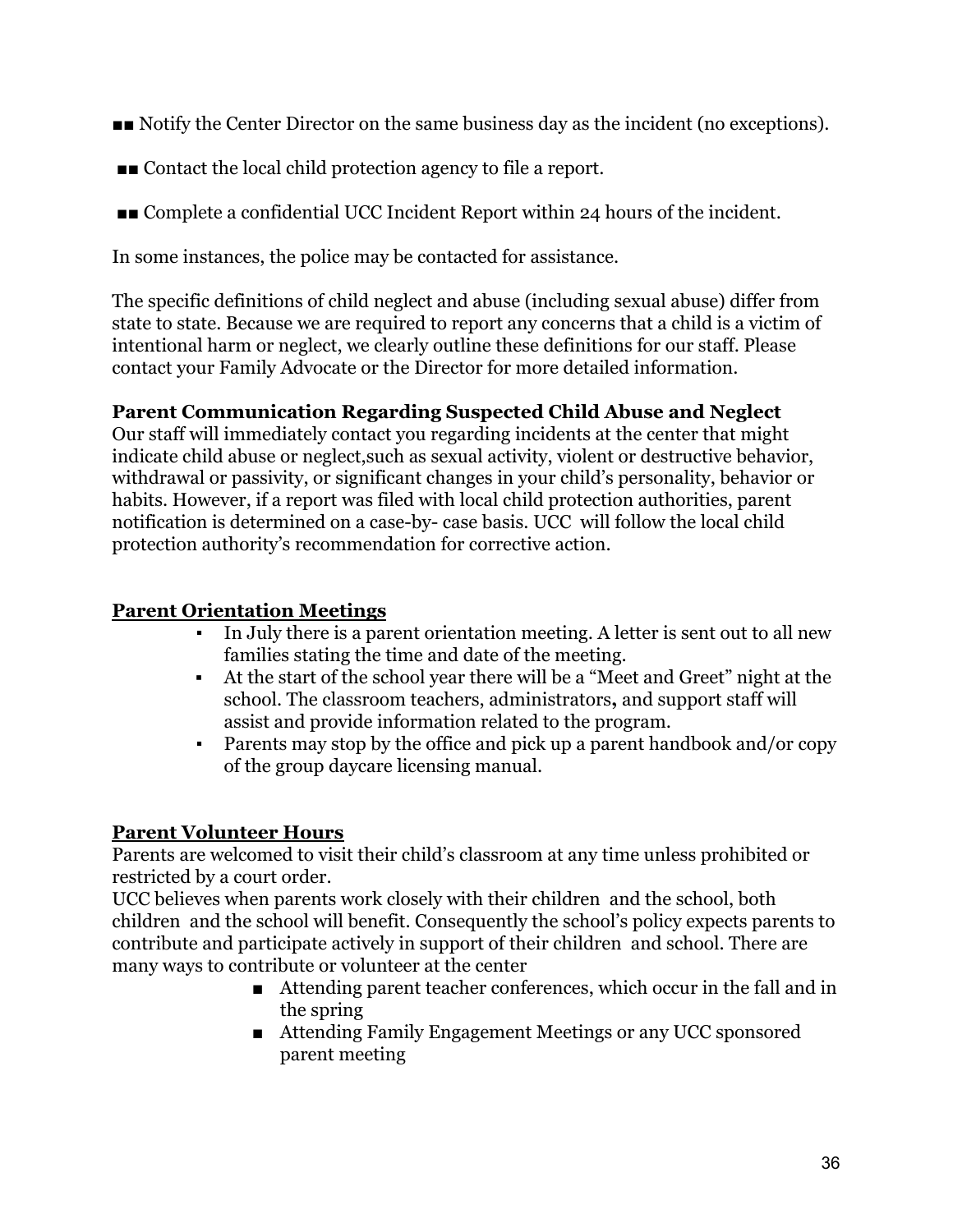- ■■ Notify the Center Director on the same business day as the incident (no exceptions).
- ■■ Contact the local child protection agency to file a report.
- ■■ Complete a confidential UCC Incident Report within 24 hours of the incident.

In some instances, the police may be contacted for assistance.

The specific definitions of child neglect and abuse (including sexual abuse) differ from state to state. Because we are required to report any concerns that a child is a victim of intentional harm or neglect, we clearly outline these definitions for our staff. Please contact your Family Advocate or the Director for more detailed information.

**Parent Communication Regarding Suspected Child Abuse and Neglect**
Our staff will immediately contact you regarding incidents at the center that might indicate child abuse or neglect,such as sexual activity, violent or destructive behavior, withdrawal or passivity, or significant changes in your child's personality, behavior or habits. However, if a report was filed with local child protection authorities, parent notification is determined on a case-by- case basis. UCC will follow the local child protection authority's recommendation for corrective action.

**<u>Parent Orientation Meetings</u>**

- In July there is a parent orientation meeting. A letter is sent out to all new families stating the time and date of the meeting.
- At the start of the school year there will be a "Meet and Greet" night at the school. The classroom teachers, administrators**,** and support staff will assist and provide information related to the program.
- Parents may stop by the office and pick up a parent handbook and/or copy of the group daycare licensing manual.

**<u>Parent Volunteer Hours</u>**

Parents are welcomed to visit their child's classroom at any time unless prohibited or restricted by a court order.
UCC believes when parents work closely with their children and the school, both children and the school will benefit. Consequently the school's policy expects parents to contribute and participate actively in support of their children and school. There are many ways to contribute or volunteer at the center

- Attending parent teacher conferences, which occur in the fall and in the spring
- Attending Family Engagement Meetings or any UCC sponsored parent meeting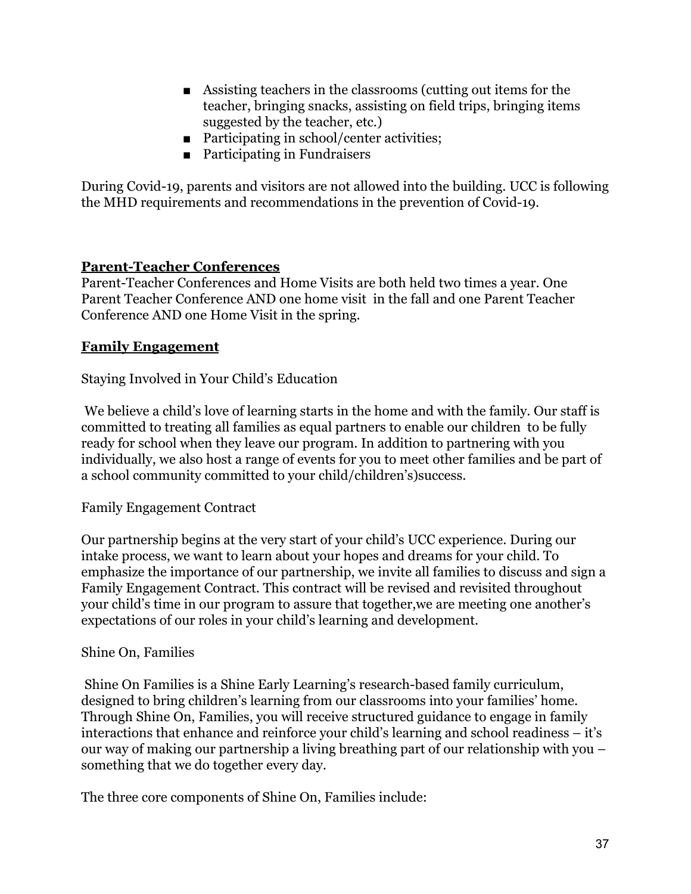- Assisting teachers in the classrooms (cutting out items for the teacher, bringing snacks, assisting on field trips, bringing items suggested by the teacher, etc.)
- Participating in school/center activities;
- Participating in Fundraisers

During Covid-19, parents and visitors are not allowed into the building. UCC is following the MHD requirements and recommendations in the prevention of Covid-19.

## **Parent-Teacher Conferences**

Parent-Teacher Conferences and Home Visits are both held two times a year. One Parent Teacher Conference AND one home visit in the fall and one Parent Teacher Conference AND one Home Visit in the spring.

## **Family Engagement**

Staying Involved in Your Child's Education

We believe a child's love of learning starts in the home and with the family. Our staff is committed to treating all families as equal partners to enable our children to be fully ready for school when they leave our program. In addition to partnering with you individually, we also host a range of events for you to meet other families and be part of a school community committed to your child/children's)success.

Family Engagement Contract

Our partnership begins at the very start of your child's UCC experience. During our intake process, we want to learn about your hopes and dreams for your child. To emphasize the importance of our partnership, we invite all families to discuss and sign a Family Engagement Contract. This contract will be revised and revisited throughout your child's time in our program to assure that together,we are meeting one another's expectations of our roles in your child's learning and development.

Shine On, Families

Shine On Families is a Shine Early Learning's research-based family curriculum, designed to bring children's learning from our classrooms into your families' home. Through Shine On, Families, you will receive structured guidance to engage in family interactions that enhance and reinforce your child's learning and school readiness – it's our way of making our partnership a living breathing part of our relationship with you – something that we do together every day.

The three core components of Shine On, Families include: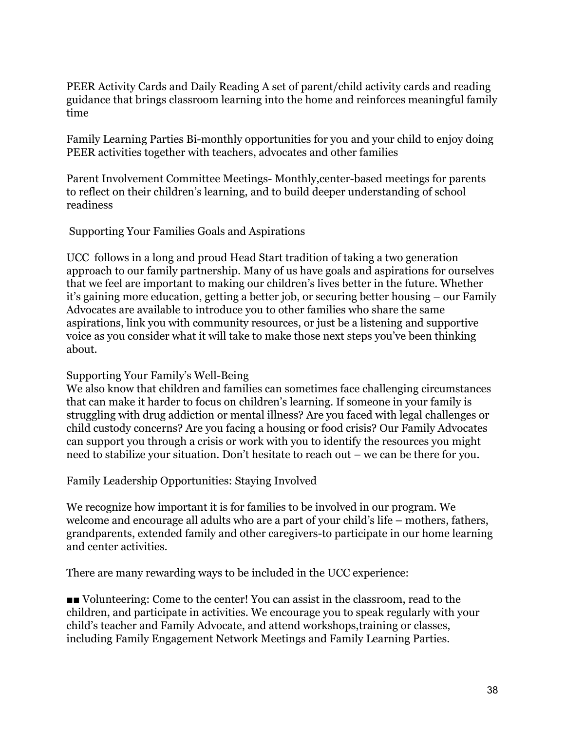PEER Activity Cards and Daily Reading A set of parent/child activity cards and reading guidance that brings classroom learning into the home and reinforces meaningful family time

Family Learning Parties Bi-monthly opportunities for you and your child to enjoy doing PEER activities together with teachers, advocates and other families

Parent Involvement Committee Meetings- Monthly,center-based meetings for parents to reflect on their children's learning, and to build deeper understanding of school readiness

## Supporting Your Families Goals and Aspirations

UCC follows in a long and proud Head Start tradition of taking a two generation approach to our family partnership. Many of us have goals and aspirations for ourselves that we feel are important to making our children's lives better in the future. Whether it's gaining more education, getting a better job, or securing better housing – our Family Advocates are available to introduce you to other families who share the same aspirations, link you with community resources, or just be a listening and supportive voice as you consider what it will take to make those next steps you've been thinking about.

## Supporting Your Family's Well-Being

We also know that children and families can sometimes face challenging circumstances that can make it harder to focus on children's learning. If someone in your family is struggling with drug addiction or mental illness? Are you faced with legal challenges or child custody concerns? Are you facing a housing or food crisis? Our Family Advocates can support you through a crisis or work with you to identify the resources you might need to stabilize your situation. Don't hesitate to reach out – we can be there for you.

## Family Leadership Opportunities: Staying Involved

We recognize how important it is for families to be involved in our program. We welcome and encourage all adults who are a part of your child's life – mothers, fathers, grandparents, extended family and other caregivers-to participate in our home learning and center activities.

There are many rewarding ways to be included in the UCC experience:

- Volunteering: Come to the center! You can assist in the classroom, read to the children, and participate in activities. We encourage you to speak regularly with your child's teacher and Family Advocate, and attend workshops,training or classes, including Family Engagement Network Meetings and Family Learning Parties.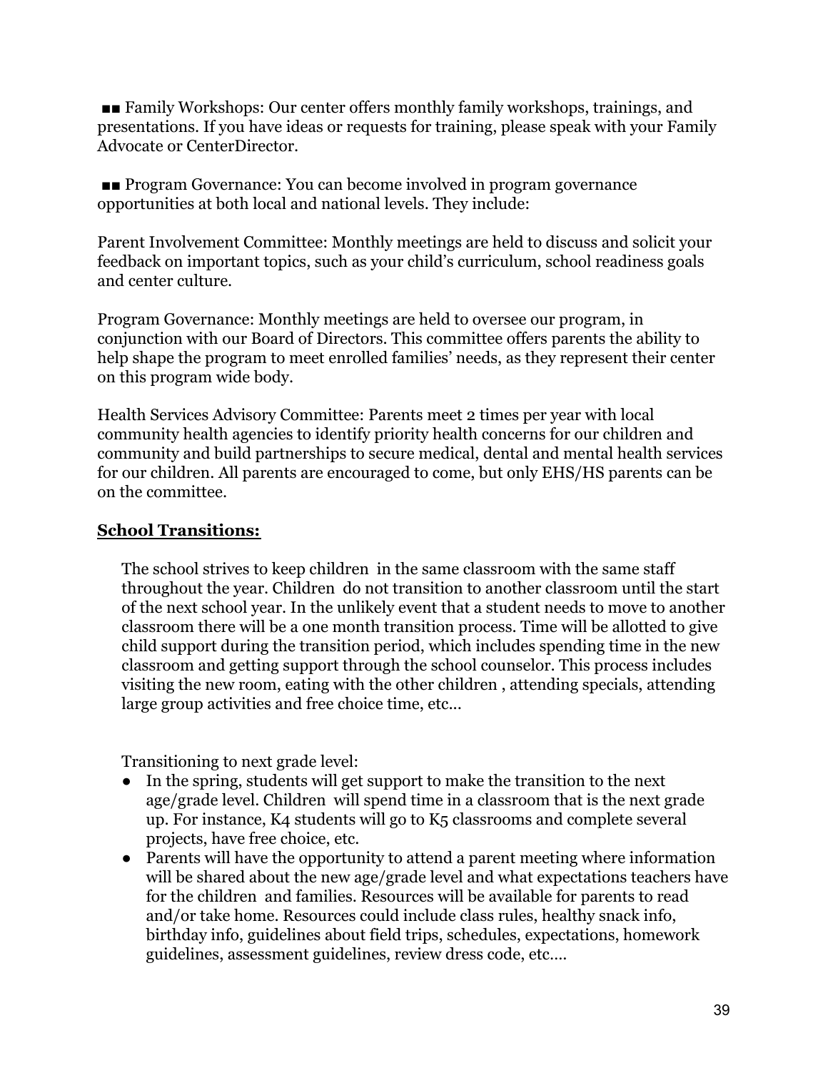■■ Family Workshops: Our center offers monthly family workshops, trainings, and presentations. If you have ideas or requests for training, please speak with your Family Advocate or CenterDirector.

■■ Program Governance: You can become involved in program governance opportunities at both local and national levels. They include:

Parent Involvement Committee: Monthly meetings are held to discuss and solicit your feedback on important topics, such as your child's curriculum, school readiness goals and center culture.

Program Governance: Monthly meetings are held to oversee our program, in conjunction with our Board of Directors. This committee offers parents the ability to help shape the program to meet enrolled families' needs, as they represent their center on this program wide body.

Health Services Advisory Committee: Parents meet 2 times per year with local community health agencies to identify priority health concerns for our children and community and build partnerships to secure medical, dental and mental health services for our children. All parents are encouraged to come, but only EHS/HS parents can be on the committee.

**School Transitions:**

The school strives to keep children in the same classroom with the same staff throughout the year. Children do not transition to another classroom until the start of the next school year. In the unlikely event that a student needs to move to another classroom there will be a one month transition process. Time will be allotted to give child support during the transition period, which includes spending time in the new classroom and getting support through the school counselor. This process includes visiting the new room, eating with the other children , attending specials, attending large group activities and free choice time, etc...

Transitioning to next grade level:

- In the spring, students will get support to make the transition to the next age/grade level. Children will spend time in a classroom that is the next grade up. For instance, K4 students will go to K5 classrooms and complete several projects, have free choice, etc.
- Parents will have the opportunity to attend a parent meeting where information will be shared about the new age/grade level and what expectations teachers have for the children and families. Resources will be available for parents to read and/or take home. Resources could include class rules, healthy snack info, birthday info, guidelines about field trips, schedules, expectations, homework guidelines, assessment guidelines, review dress code, etc....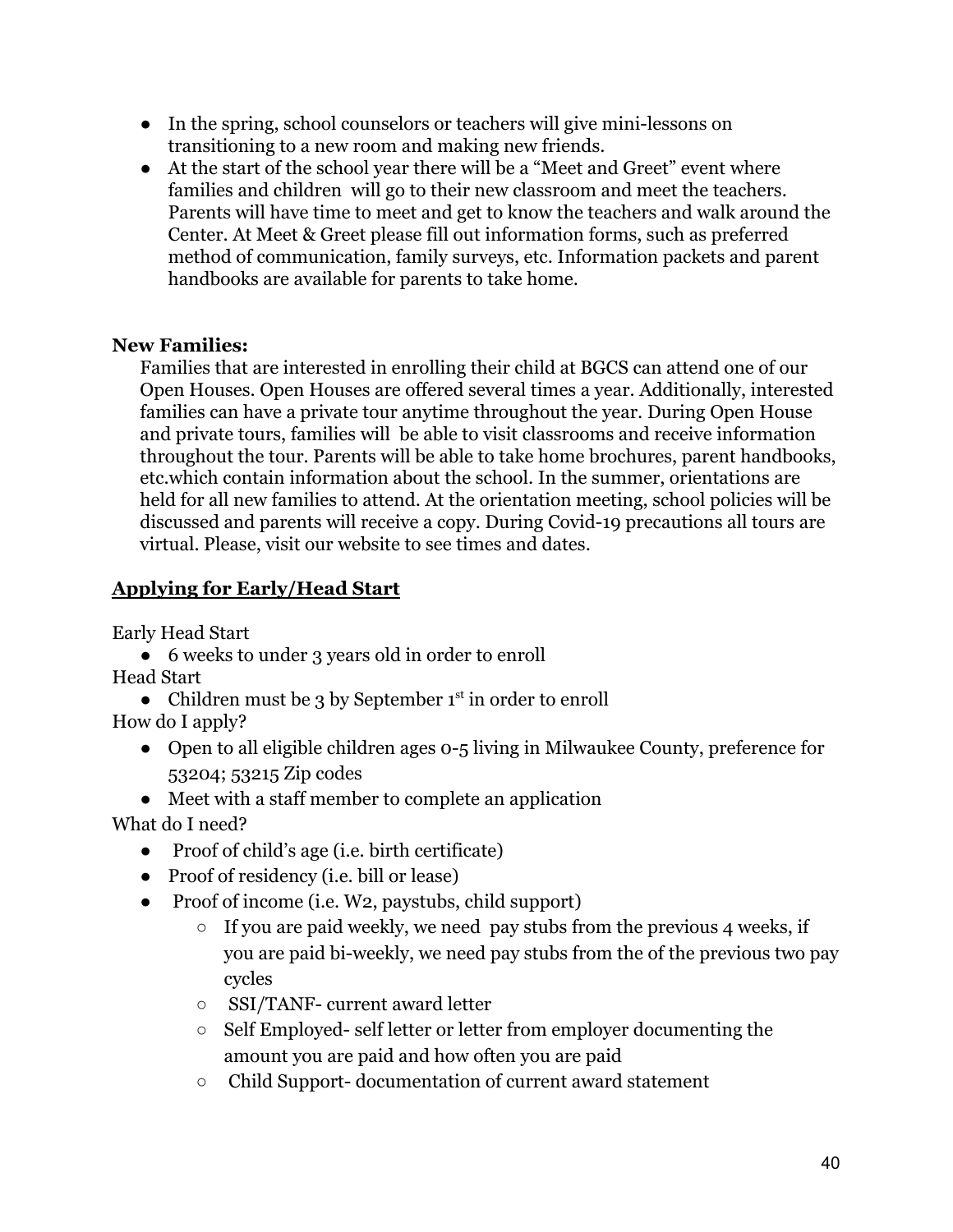- In the spring, school counselors or teachers will give mini-lessons on transitioning to a new room and making new friends.
- At the start of the school year there will be a "Meet and Greet" event where families and children will go to their new classroom and meet the teachers. Parents will have time to meet and get to know the teachers and walk around the Center. At Meet & Greet please fill out information forms, such as preferred method of communication, family surveys, etc. Information packets and parent handbooks are available for parents to take home.

**New Families:**

Families that are interested in enrolling their child at BGCS can attend one of our Open Houses. Open Houses are offered several times a year. Additionally, interested families can have a private tour anytime throughout the year. During Open House and private tours, families will be able to visit classrooms and receive information throughout the tour. Parents will be able to take home brochures, parent handbooks, etc.which contain information about the school. In the summer, orientations are held for all new families to attend. At the orientation meeting, school policies will be discussed and parents will receive a copy. During Covid-19 precautions all tours are virtual. Please, visit our website to see times and dates.

## Applying for Early/Head Start

Early Head Start

- 6 weeks to under 3 years old in order to enroll

Head Start

- Children must be 3 by September 1st in order to enroll

How do I apply?

- Open to all eligible children ages 0-5 living in Milwaukee County, preference for 53204; 53215 Zip codes
- Meet with a staff member to complete an application

What do I need?

- Proof of child's age (i.e. birth certificate)
- Proof of residency (i.e. bill or lease)
- Proof of income (i.e. W2, paystubs, child support)
  - If you are paid weekly, we need pay stubs from the previous 4 weeks, if you are paid bi-weekly, we need pay stubs from the of the previous two pay cycles
  - SSI/TANF- current award letter
  - Self Employed- self letter or letter from employer documenting the amount you are paid and how often you are paid
  - Child Support- documentation of current award statement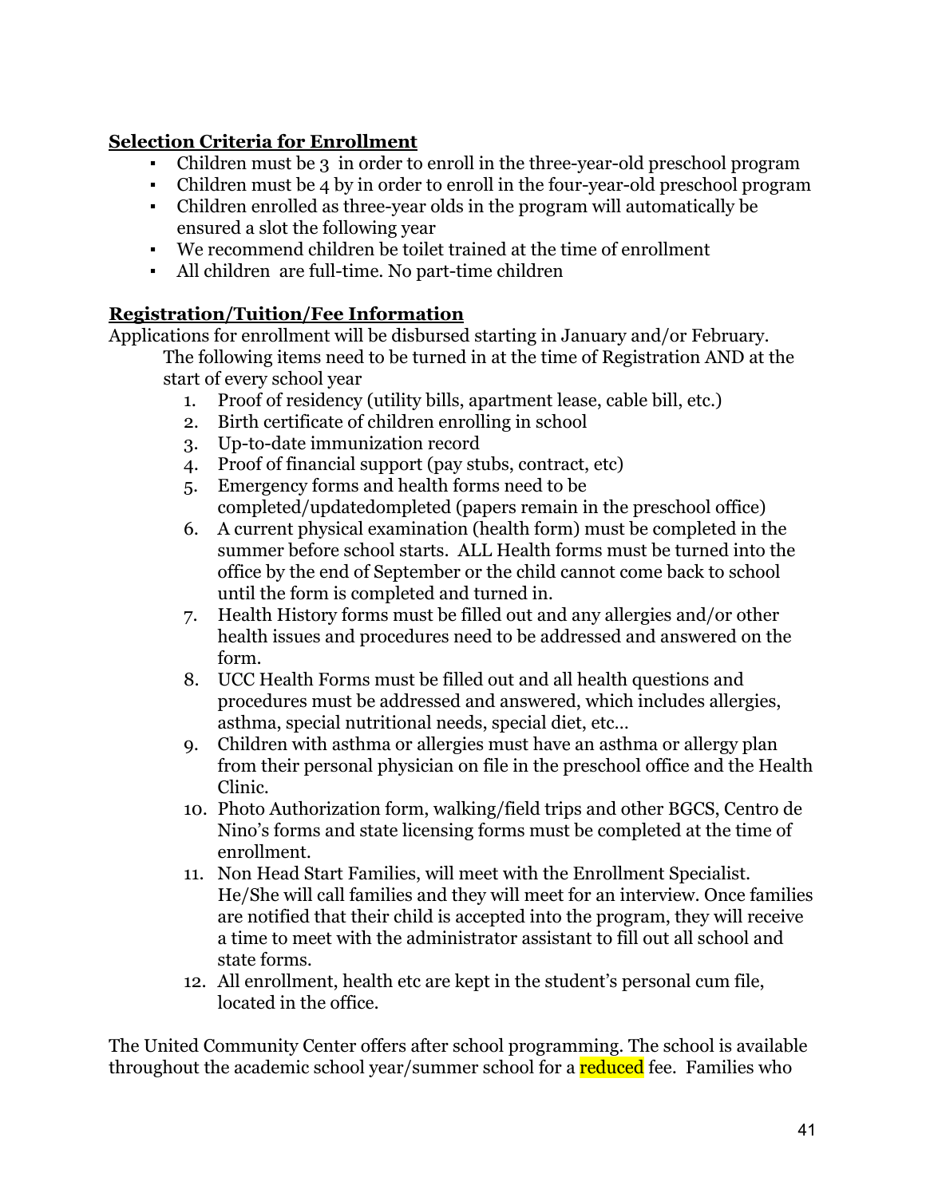**Selection Criteria for Enrollment**

- Children must be 3  in order to enroll in the three-year-old preschool program
- Children must be 4 by in order to enroll in the four-year-old preschool program
- Children enrolled as three-year olds in the program will automatically be ensured a slot the following year
- We recommend children be toilet trained at the time of enrollment
- All children  are full-time. No part-time children

**Registration/Tuition/Fee Information**

Applications for enrollment will be disbursed starting in January and/or February.

The following items need to be turned in at the time of Registration AND at the start of every school year

1. Proof of residency (utility bills, apartment lease, cable bill, etc.)
2. Birth certificate of children enrolling in school
3. Up-to-date immunization record
4. Proof of financial support (pay stubs, contract, etc)
5. Emergency forms and health forms need to be completed/updatedompleted (papers remain in the preschool office)
6. A current physical examination (health form) must be completed in the summer before school starts.  ALL Health forms must be turned into the office by the end of September or the child cannot come back to school until the form is completed and turned in.
7. Health History forms must be filled out and any allergies and/or other health issues and procedures need to be addressed and answered on the form.
8. UCC Health Forms must be filled out and all health questions and procedures must be addressed and answered, which includes allergies, asthma, special nutritional needs, special diet, etc…
9. Children with asthma or allergies must have an asthma or allergy plan from their personal physician on file in the preschool office and the Health Clinic.
10. Photo Authorization form, walking/field trips and other BGCS, Centro de Nino's forms and state licensing forms must be completed at the time of enrollment.
11. Non Head Start Families, will meet with the Enrollment Specialist. He/She will call families and they will meet for an interview. Once families are notified that their child is accepted into the program, they will receive a time to meet with the administrator assistant to fill out all school and state forms.
12. All enrollment, health etc are kept in the student's personal cum file, located in the office.

The United Community Center offers after school programming. The school is available throughout the academic school year/summer school for a reduced fee.  Families who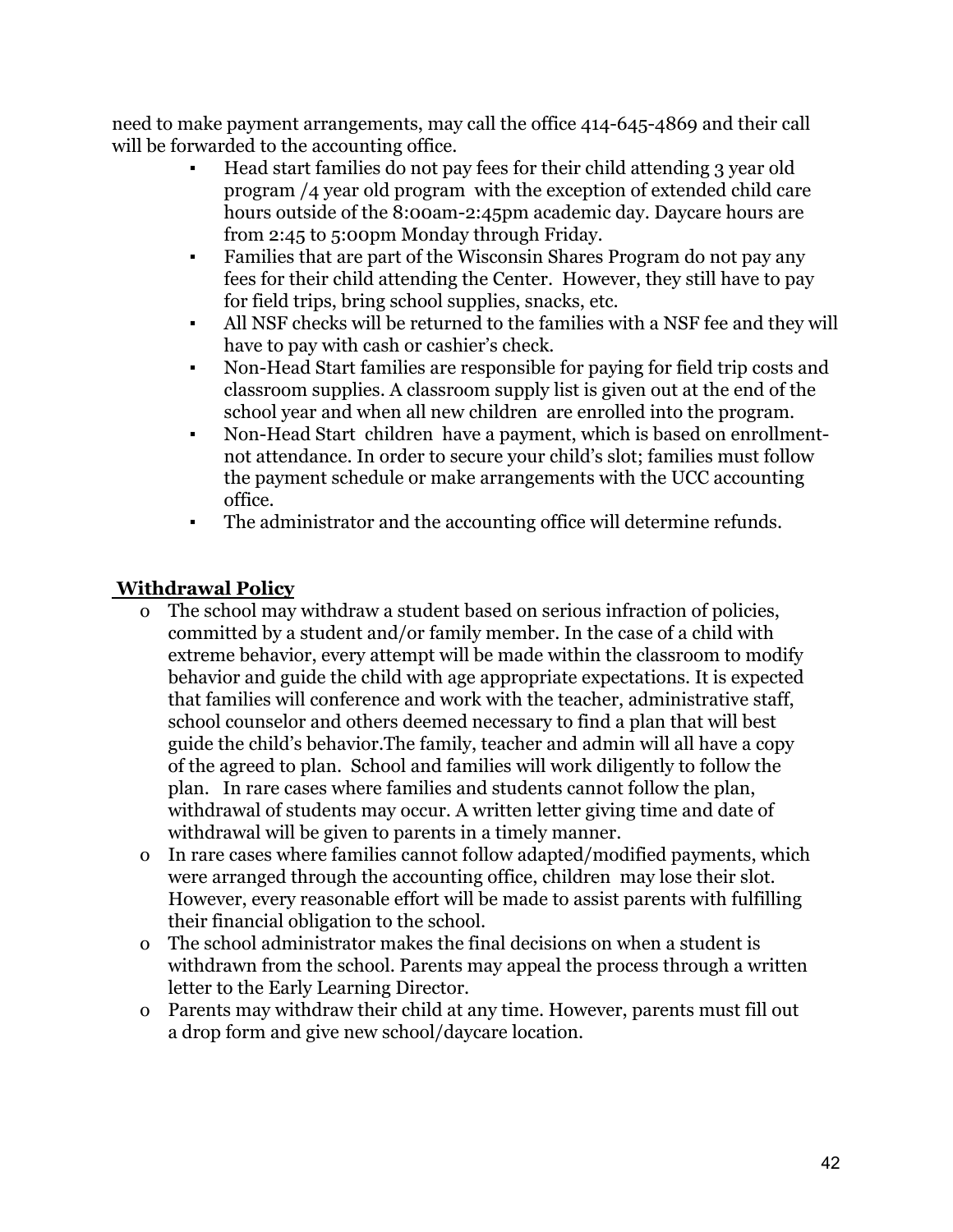need to make payment arrangements, may call the office 414-645-4869 and their call will be forwarded to the accounting office.

- Head start families do not pay fees for their child attending 3 year old program /4 year old program with the exception of extended child care hours outside of the 8:00am-2:45pm academic day. Daycare hours are from 2:45 to 5:00pm Monday through Friday.
- Families that are part of the Wisconsin Shares Program do not pay any fees for their child attending the Center. However, they still have to pay for field trips, bring school supplies, snacks, etc.
- All NSF checks will be returned to the families with a NSF fee and they will have to pay with cash or cashier's check.
- Non-Head Start families are responsible for paying for field trip costs and classroom supplies. A classroom supply list is given out at the end of the school year and when all new children are enrolled into the program.
- Non-Head Start children have a payment, which is based on enrollment-not attendance. In order to secure your child's slot; families must follow the payment schedule or make arrangements with the UCC accounting office.
- The administrator and the accounting office will determine refunds.

## Withdrawal Policy

- The school may withdraw a student based on serious infraction of policies, committed by a student and/or family member. In the case of a child with extreme behavior, every attempt will be made within the classroom to modify behavior and guide the child with age appropriate expectations. It is expected that families will conference and work with the teacher, administrative staff, school counselor and others deemed necessary to find a plan that will best guide the child's behavior.The family, teacher and admin will all have a copy of the agreed to plan. School and families will work diligently to follow the plan. In rare cases where families and students cannot follow the plan, withdrawal of students may occur. A written letter giving time and date of withdrawal will be given to parents in a timely manner.
- In rare cases where families cannot follow adapted/modified payments, which were arranged through the accounting office, children may lose their slot. However, every reasonable effort will be made to assist parents with fulfilling their financial obligation to the school.
- The school administrator makes the final decisions on when a student is withdrawn from the school. Parents may appeal the process through a written letter to the Early Learning Director.
- Parents may withdraw their child at any time. However, parents must fill out a drop form and give new school/daycare location.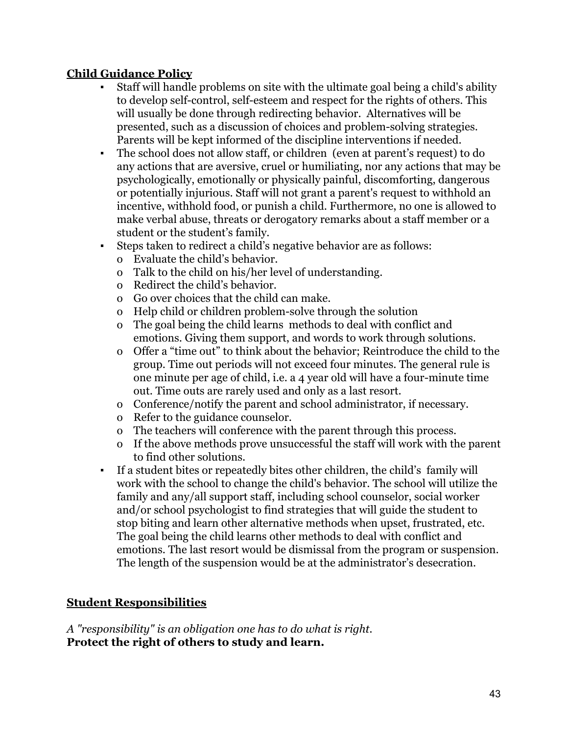**Child Guidance Policy**

- Staff will handle problems on site with the ultimate goal being a child's ability to develop self-control, self-esteem and respect for the rights of others. This will usually be done through redirecting behavior. Alternatives will be presented, such as a discussion of choices and problem-solving strategies. Parents will be kept informed of the discipline interventions if needed.
- The school does not allow staff, or children (even at parent's request) to do any actions that are aversive, cruel or humiliating, nor any actions that may be psychologically, emotionally or physically painful, discomforting, dangerous or potentially injurious. Staff will not grant a parent's request to withhold an incentive, withhold food, or punish a child. Furthermore, no one is allowed to make verbal abuse, threats or derogatory remarks about a staff member or a student or the student's family.
- Steps taken to redirect a child's negative behavior are as follows:
  - Evaluate the child's behavior.
  - Talk to the child on his/her level of understanding.
  - Redirect the child's behavior.
  - Go over choices that the child can make.
  - Help child or children problem-solve through the solution
  - The goal being the child learns methods to deal with conflict and emotions. Giving them support, and words to work through solutions.
  - Offer a "time out" to think about the behavior; Reintroduce the child to the group. Time out periods will not exceed four minutes. The general rule is one minute per age of child, i.e. a 4 year old will have a four-minute time out. Time outs are rarely used and only as a last resort.
  - Conference/notify the parent and school administrator, if necessary.
  - Refer to the guidance counselor.
  - The teachers will conference with the parent through this process.
  - If the above methods prove unsuccessful the staff will work with the parent to find other solutions.
- If a student bites or repeatedly bites other children, the child's family will work with the school to change the child's behavior. The school will utilize the family and any/all support staff, including school counselor, social worker and/or school psychologist to find strategies that will guide the student to stop biting and learn other alternative methods when upset, frustrated, etc. The goal being the child learns other methods to deal with conflict and emotions. The last resort would be dismissal from the program or suspension. The length of the suspension would be at the administrator's desecration.

**Student Responsibilities**

*A "responsibility" is an obligation one has to do what is right.*
**Protect the right of others to study and learn.**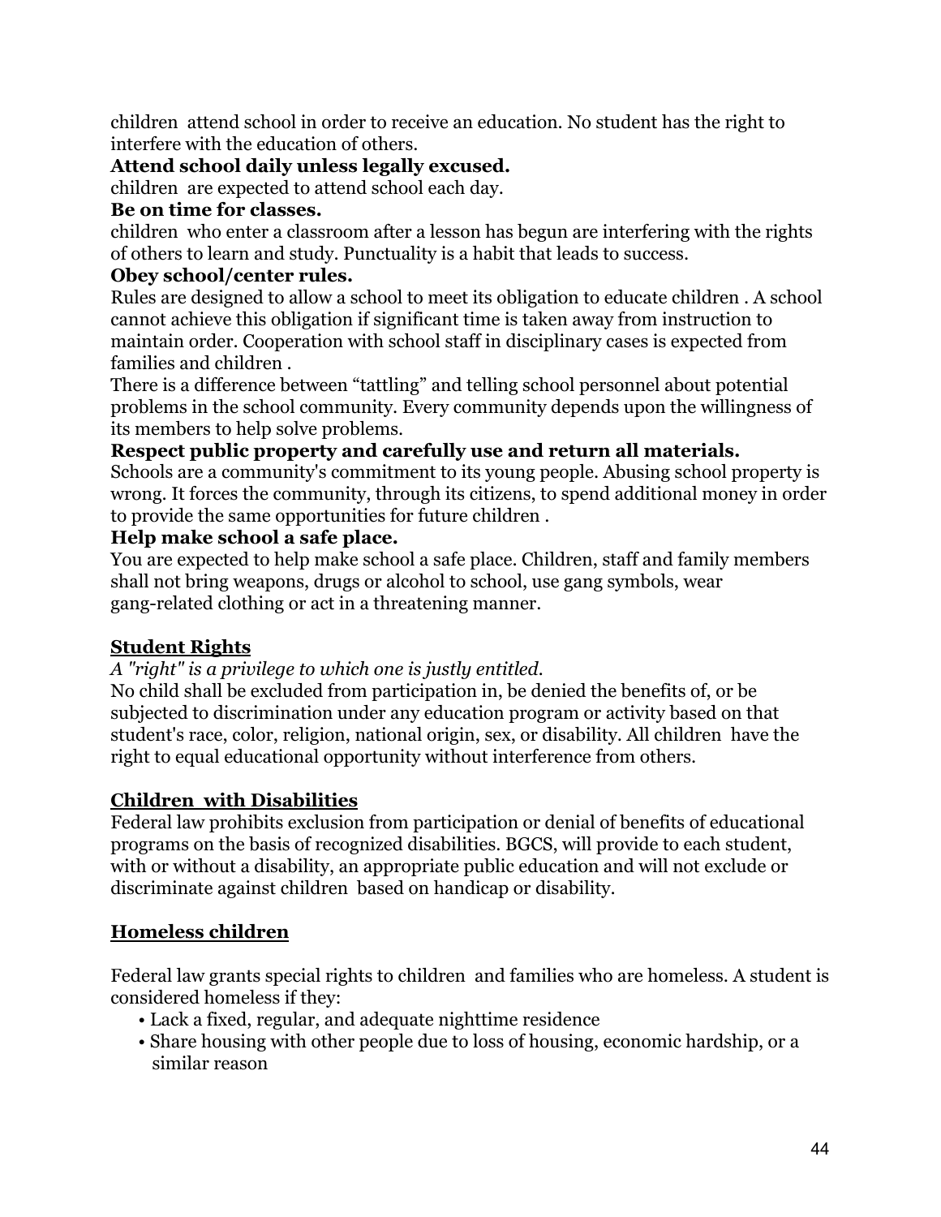children attend school in order to receive an education. No student has the right to interfere with the education of others.

**Attend school daily unless legally excused.**

children are expected to attend school each day.

**Be on time for classes.**

children who enter a classroom after a lesson has begun are interfering with the rights of others to learn and study. Punctuality is a habit that leads to success.

**Obey school/center rules.**

Rules are designed to allow a school to meet its obligation to educate children . A school cannot achieve this obligation if significant time is taken away from instruction to maintain order. Cooperation with school staff in disciplinary cases is expected from families and children .

There is a difference between "tattling" and telling school personnel about potential problems in the school community. Every community depends upon the willingness of its members to help solve problems.

**Respect public property and carefully use and return all materials.**

Schools are a community's commitment to its young people. Abusing school property is wrong. It forces the community, through its citizens, to spend additional money in order to provide the same opportunities for future children .

**Help make school a safe place.**

You are expected to help make school a safe place. Children, staff and family members shall not bring weapons, drugs or alcohol to school, use gang symbols, wear gang-related clothing or act in a threatening manner.

## Student Rights

*A "right" is a privilege to which one is justly entitled.*

No child shall be excluded from participation in, be denied the benefits of, or be subjected to discrimination under any education program or activity based on that student's race, color, religion, national origin, sex, or disability. All children have the right to equal educational opportunity without interference from others.

## Children with Disabilities

Federal law prohibits exclusion from participation or denial of benefits of educational programs on the basis of recognized disabilities. BGCS, will provide to each student, with or without a disability, an appropriate public education and will not exclude or discriminate against children based on handicap or disability.

## Homeless children

Federal law grants special rights to children and families who are homeless. A student is considered homeless if they:

- Lack a fixed, regular, and adequate nighttime residence
- Share housing with other people due to loss of housing, economic hardship, or a similar reason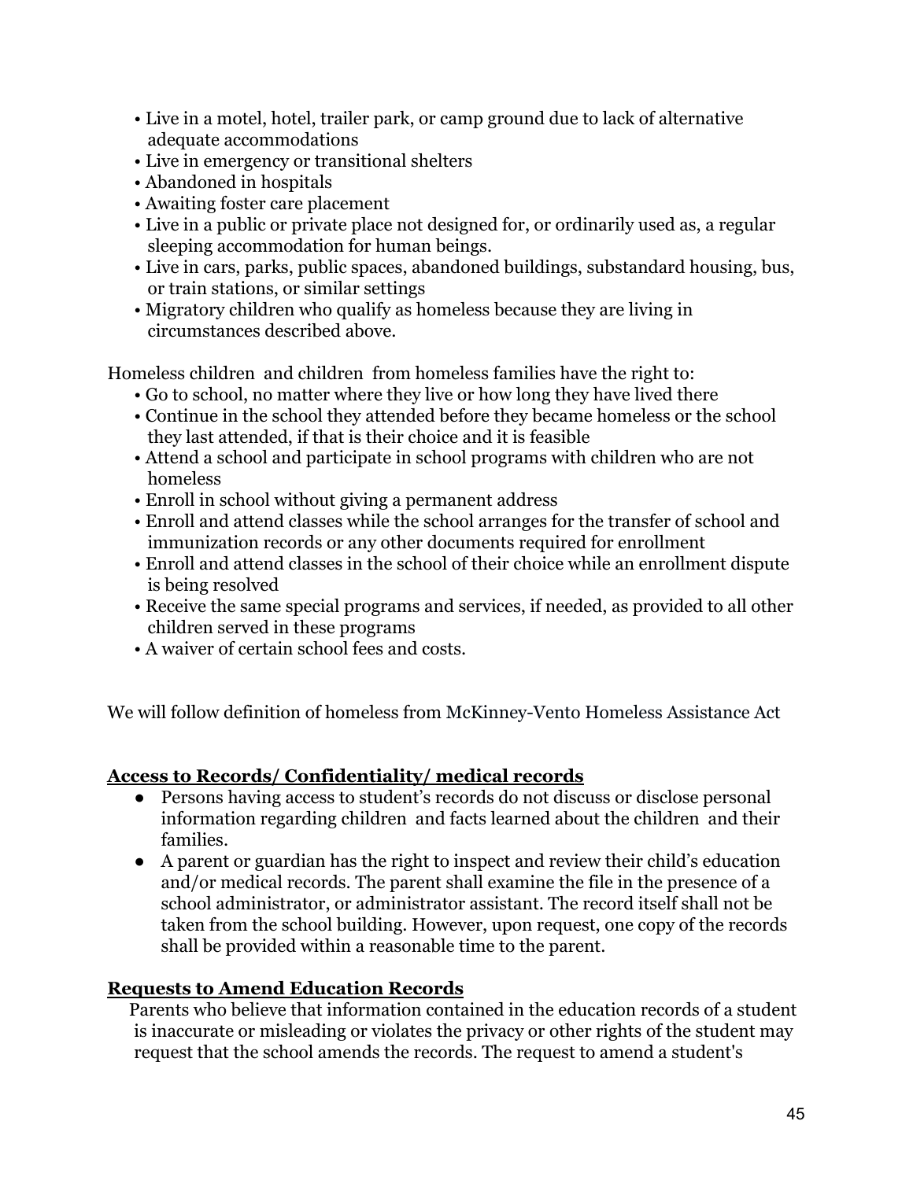- Live in a motel, hotel, trailer park, or camp ground due to lack of alternative adequate accommodations
- Live in emergency or transitional shelters
- Abandoned in hospitals
- Awaiting foster care placement
- Live in a public or private place not designed for, or ordinarily used as, a regular sleeping accommodation for human beings.
- Live in cars, parks, public spaces, abandoned buildings, substandard housing, bus, or train stations, or similar settings
- Migratory children who qualify as homeless because they are living in circumstances described above.

Homeless children and children from homeless families have the right to:

- Go to school, no matter where they live or how long they have lived there
- Continue in the school they attended before they became homeless or the school they last attended, if that is their choice and it is feasible
- Attend a school and participate in school programs with children who are not homeless
- Enroll in school without giving a permanent address
- Enroll and attend classes while the school arranges for the transfer of school and immunization records or any other documents required for enrollment
- Enroll and attend classes in the school of their choice while an enrollment dispute is being resolved
- Receive the same special programs and services, if needed, as provided to all other children served in these programs
- A waiver of certain school fees and costs.

We will follow definition of homeless from McKinney-Vento Homeless Assistance Act

## Access to Records/ Confidentiality/ medical records

- Persons having access to student's records do not discuss or disclose personal information regarding children and facts learned about the children and their families.
- A parent or guardian has the right to inspect and review their child's education and/or medical records. The parent shall examine the file in the presence of a school administrator, or administrator assistant. The record itself shall not be taken from the school building. However, upon request, one copy of the records shall be provided within a reasonable time to the parent.

## Requests to Amend Education Records

Parents who believe that information contained in the education records of a student is inaccurate or misleading or violates the privacy or other rights of the student may request that the school amends the records. The request to amend a student's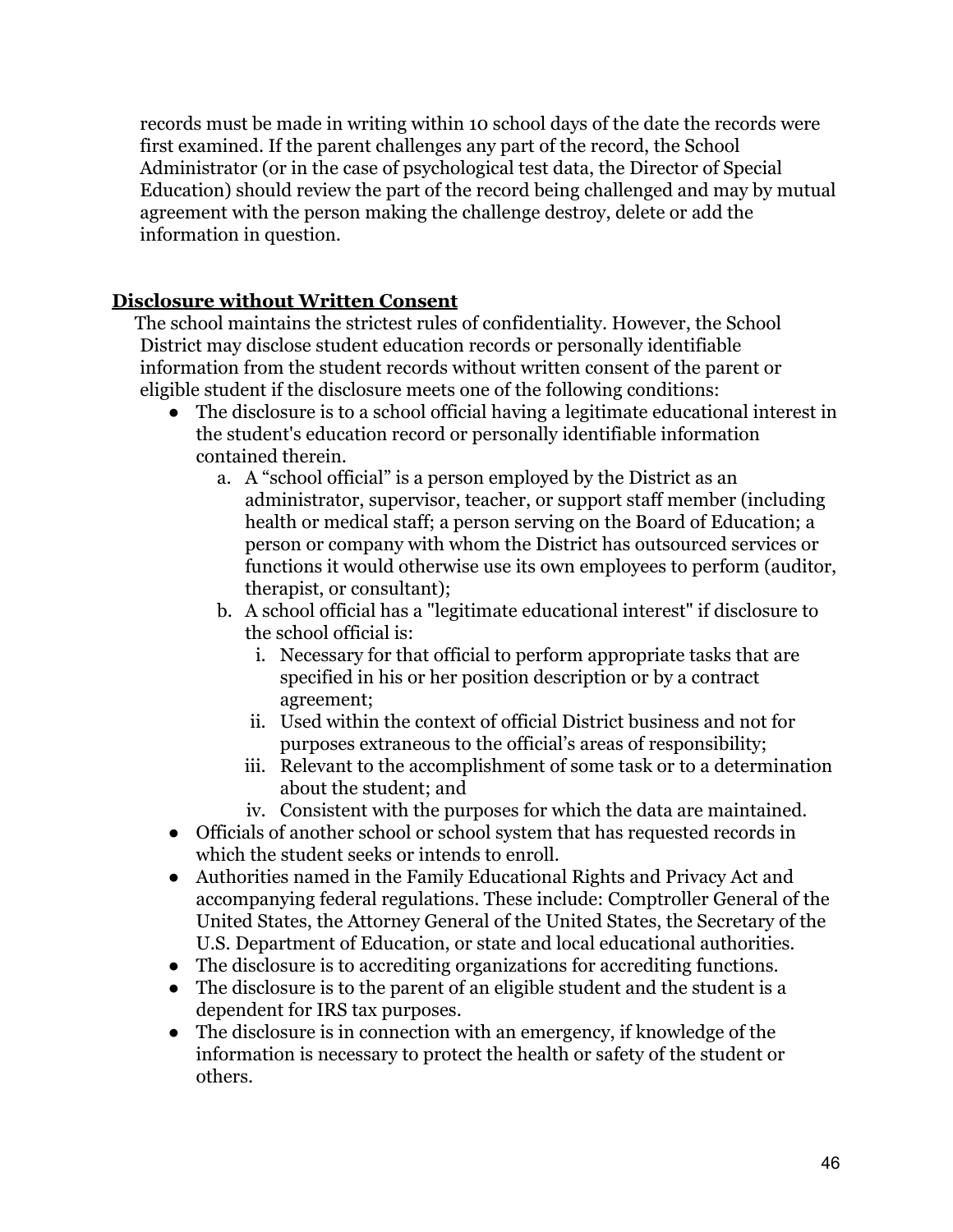records must be made in writing within 10 school days of the date the records were first examined. If the parent challenges any part of the record, the School Administrator (or in the case of psychological test data, the Director of Special Education) should review the part of the record being challenged and may by mutual agreement with the person making the challenge destroy, delete or add the information in question.

## **Disclosure without Written Consent**

The school maintains the strictest rules of confidentiality. However, the School District may disclose student education records or personally identifiable information from the student records without written consent of the parent or eligible student if the disclosure meets one of the following conditions:

- The disclosure is to a school official having a legitimate educational interest in the student's education record or personally identifiable information contained therein.
  a. A "school official" is a person employed by the District as an administrator, supervisor, teacher, or support staff member (including health or medical staff; a person serving on the Board of Education; a person or company with whom the District has outsourced services or functions it would otherwise use its own employees to perform (auditor, therapist, or consultant);
  b. A school official has a "legitimate educational interest" if disclosure to the school official is:
     i. Necessary for that official to perform appropriate tasks that are specified in his or her position description or by a contract agreement;
     ii. Used within the context of official District business and not for purposes extraneous to the official's areas of responsibility;
     iii. Relevant to the accomplishment of some task or to a determination about the student; and
     iv. Consistent with the purposes for which the data are maintained.
- Officials of another school or school system that has requested records in which the student seeks or intends to enroll.
- Authorities named in the Family Educational Rights and Privacy Act and accompanying federal regulations. These include: Comptroller General of the United States, the Attorney General of the United States, the Secretary of the U.S. Department of Education, or state and local educational authorities.
- The disclosure is to accrediting organizations for accrediting functions.
- The disclosure is to the parent of an eligible student and the student is a dependent for IRS tax purposes.
- The disclosure is in connection with an emergency, if knowledge of the information is necessary to protect the health or safety of the student or others.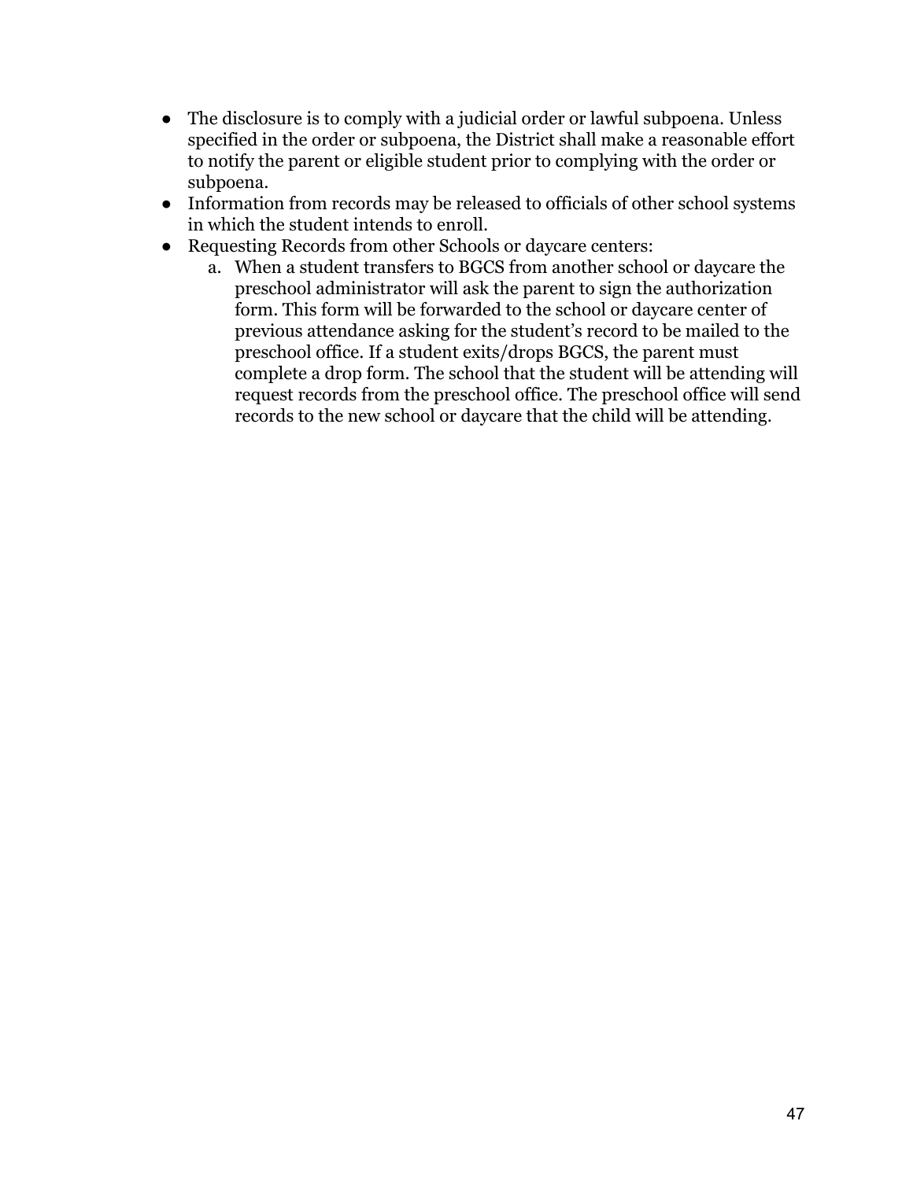- The disclosure is to comply with a judicial order or lawful subpoena. Unless specified in the order or subpoena, the District shall make a reasonable effort to notify the parent or eligible student prior to complying with the order or subpoena.
- Information from records may be released to officials of other school systems in which the student intends to enroll.
- Requesting Records from other Schools or daycare centers:
    a. When a student transfers to BGCS from another school or daycare the preschool administrator will ask the parent to sign the authorization form. This form will be forwarded to the school or daycare center of previous attendance asking for the student's record to be mailed to the preschool office. If a student exits/drops BGCS, the parent must complete a drop form. The school that the student will be attending will request records from the preschool office. The preschool office will send records to the new school or daycare that the child will be attending.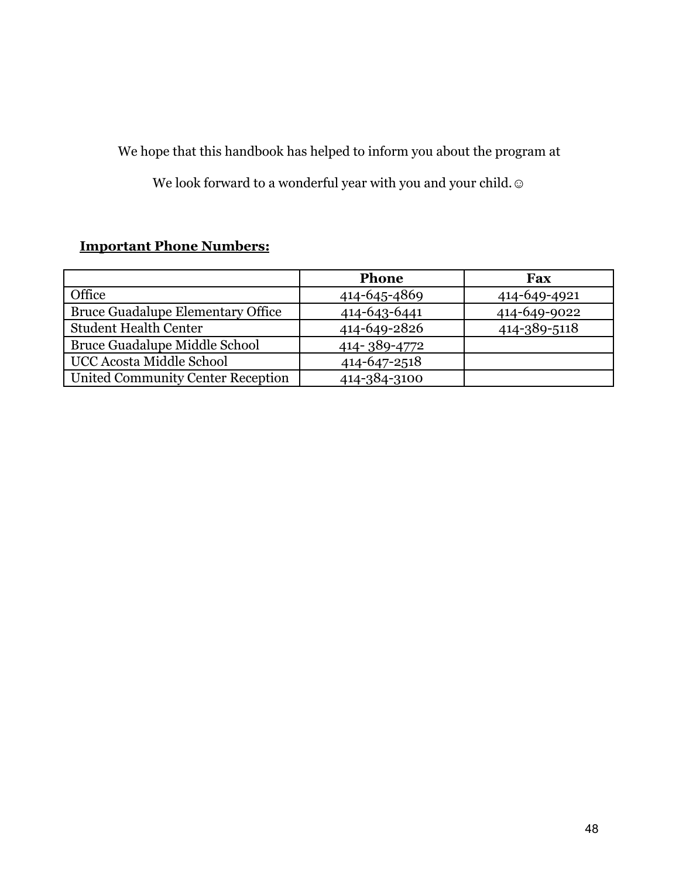We hope that this handbook has helped to inform you about the program at

We look forward to a wonderful year with you and your child. ☺

**Important Phone Numbers:**

| | Phone | Fax |
|---|---|---|
| Office | 414-645-4869 | 414-649-4921 |
| Bruce Guadalupe Elementary Office | 414-643-6441 | 414-649-9022 |
| Student Health Center | 414-649-2826 | 414-389-5118 |
| Bruce Guadalupe Middle School | 414- 389-4772 | |
| UCC Acosta Middle School | 414-647-2518 | |
| United Community Center Reception | 414-384-3100 | |